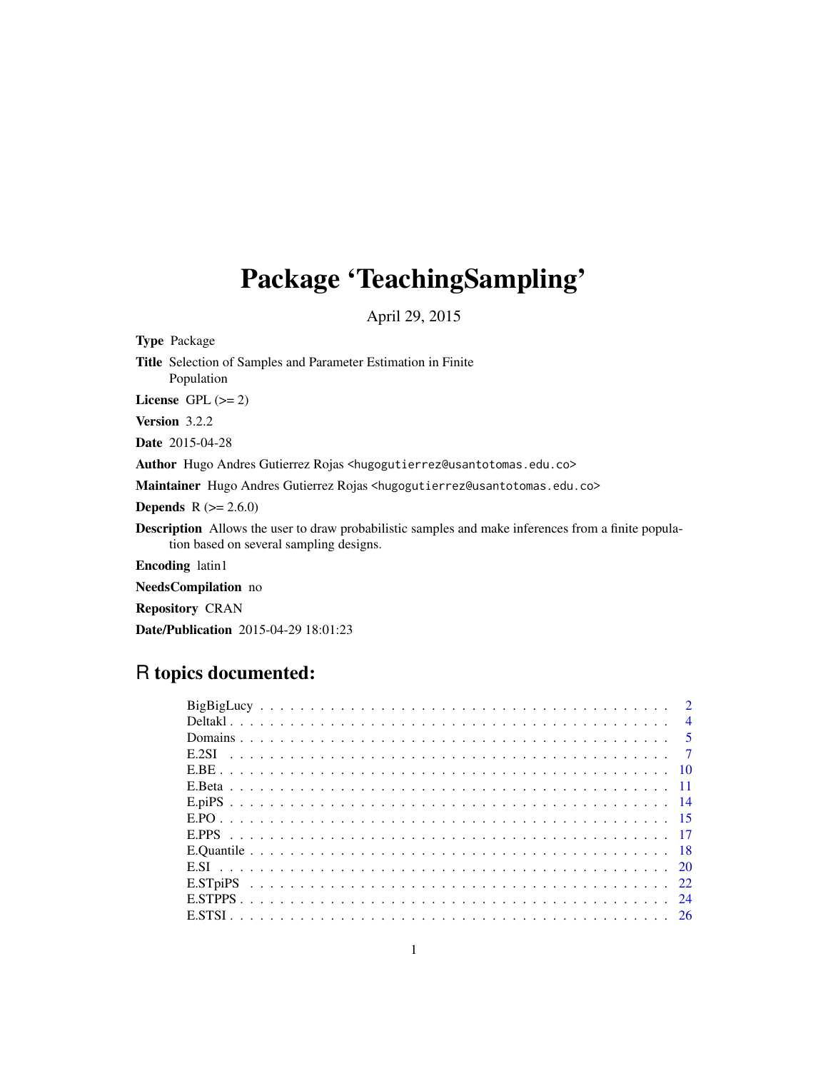# Package 'TeachingSampling'

April 29, 2015

**Type** Package

**Title** Selection of Samples and Parameter Estimation in Finite Population

**License** GPL (>= 2)

**Version** 3.2.2

**Date** 2015-04-28

**Author** Hugo Andres Gutierrez Rojas <hugogutierrez@usantotomas.edu.co>

**Maintainer** Hugo Andres Gutierrez Rojas <hugogutierrez@usantotomas.edu.co>

**Depends** R (>= 2.6.0)

**Description** Allows the user to draw probabilistic samples and make inferences from a finite population based on several sampling designs.

**Encoding** latin1

**NeedsCompilation** no

**Repository** CRAN

**Date/Publication** 2015-04-29 18:01:23

## R topics documented:

| | |
|---|---|
| BigBigLucy | 2 |
| Deltakl | 4 |
| Domains | 5 |
| E.2SI | 7 |
| E.BE | 10 |
| E.Beta | 11 |
| E.piPS | 14 |
| E.PO | 15 |
| E.PPS | 17 |
| E.Quantile | 18 |
| E.SI | 20 |
| E.STpiPS | 22 |
| E.STPPS | 24 |
| E.STSI | 26 |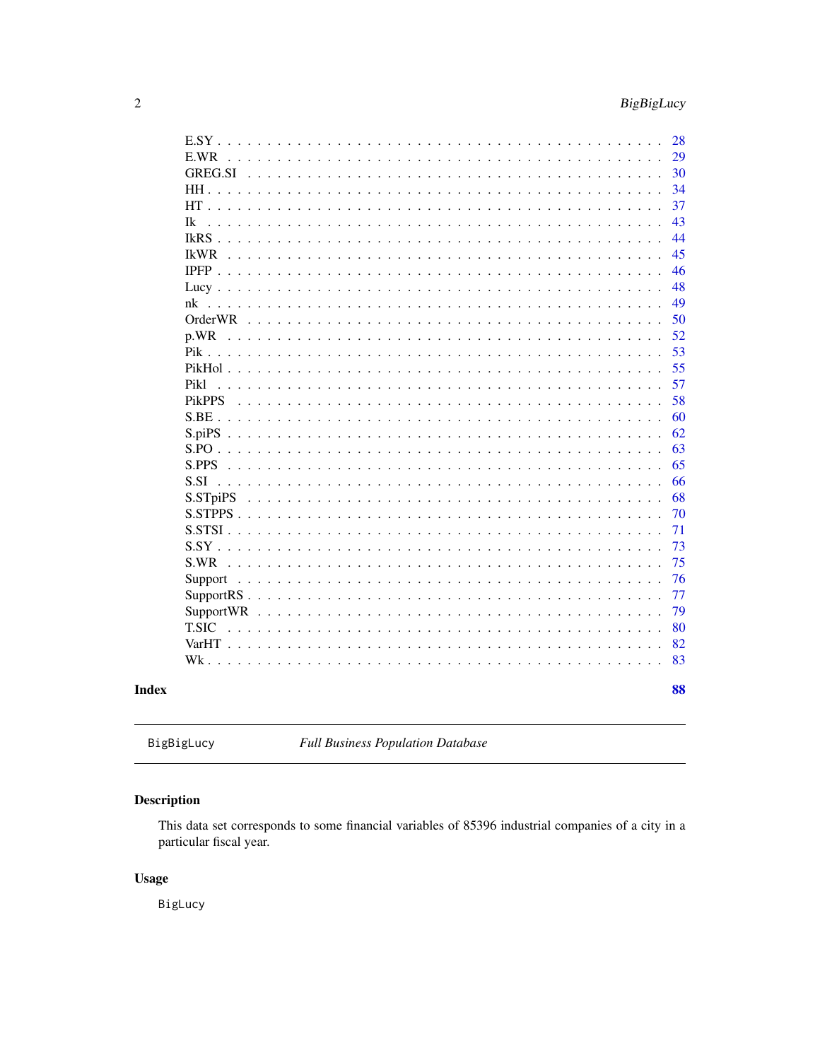| | |
|---|---|
| E.SY | 28 |
| E.WR | 29 |
| GREG.SI | 30 |
| HH | 34 |
| HT | 37 |
| Ik | 43 |
| IkRS | 44 |
| IkWR | 45 |
| IPFP | 46 |
| Lucy | 48 |
| nk | 49 |
| OrderWR | 50 |
| p.WR | 52 |
| Pik | 53 |
| PikHol | 55 |
| Pikl | 57 |
| PikPPS | 58 |
| S.BE | 60 |
| S.piPS | 62 |
| S.PO | 63 |
| S.PPS | 65 |
| S.SI | 66 |
| S.STpiPS | 68 |
| S.STPPS | 70 |
| S.STSI | 71 |
| S.SY | 73 |
| S.WR | 75 |
| Support | 76 |
| SupportRS | 77 |
| SupportWR | 79 |
| T.SIC | 80 |
| VarHT | 82 |
| Wk | 83 |

**Index** **88**

---

`BigBigLucy` *Full Business Population Database*

---

## Description

This data set corresponds to some financial variables of 85396 industrial companies of a city in a particular fiscal year.

## Usage

```
BigLucy
```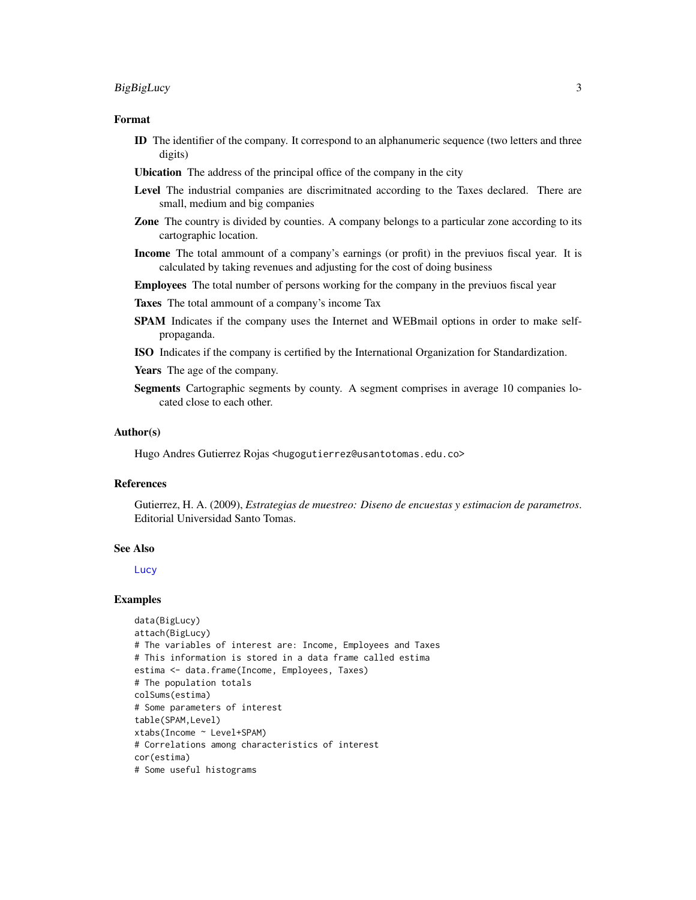## Format

**ID** The identifier of the company. It correspond to an alphanumeric sequence (two letters and three digits)

**Ubication** The address of the principal office of the company in the city

**Level** The industrial companies are discrimitnated according to the Taxes declared. There are small, medium and big companies

**Zone** The country is divided by counties. A company belongs to a particular zone according to its cartographic location.

**Income** The total ammount of a company's earnings (or profit) in the previuos fiscal year. It is calculated by taking revenues and adjusting for the cost of doing business

**Employees** The total number of persons working for the company in the previuos fiscal year

**Taxes** The total ammount of a company's income Tax

**SPAM** Indicates if the company uses the Internet and WEBmail options in order to make self-propaganda.

**ISO** Indicates if the company is certified by the International Organization for Standardization.

**Years** The age of the company.

**Segments** Cartographic segments by county. A segment comprises in average 10 companies located close to each other.

## Author(s)

Hugo Andres Gutierrez Rojas <hugogutierrez@usantotomas.edu.co>

## References

Gutierrez, H. A. (2009), *Estrategias de muestreo: Diseno de encuestas y estimacion de parametros*. Editorial Universidad Santo Tomas.

## See Also

Lucy

## Examples

```
data(BigLucy)
attach(BigLucy)
# The variables of interest are: Income, Employees and Taxes
# This information is stored in a data frame called estima
estima <- data.frame(Income, Employees, Taxes)
# The population totals
colSums(estima)
# Some parameters of interest
table(SPAM,Level)
xtabs(Income ~ Level+SPAM)
# Correlations among characteristics of interest
cor(estima)
# Some useful histograms
```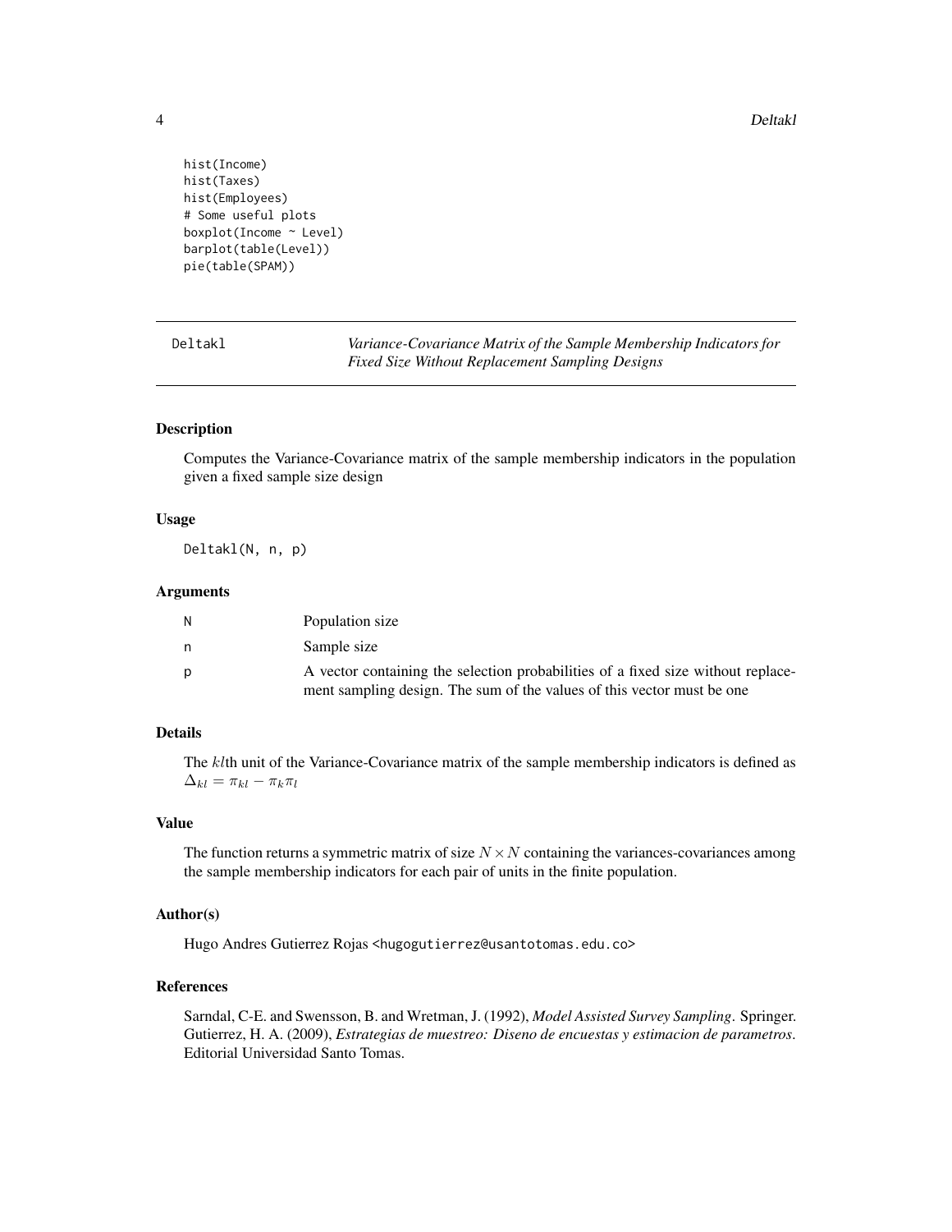```
hist(Income)
hist(Taxes)
hist(Employees)
# Some useful plots
boxplot(Income ~ Level)
barplot(table(Level))
pie(table(SPAM))
```

---

## Deltakl — *Variance-Covariance Matrix of the Sample Membership Indicators for Fixed Size Without Replacement Sampling Designs*

### Description

Computes the Variance-Covariance matrix of the sample membership indicators in the population given a fixed sample size design

### Usage

```
Deltakl(N, n, p)
```

### Arguments

| | |
|---|---|
| N | Population size |
| n | Sample size |
| p | A vector containing the selection probabilities of a fixed size without replacement sampling design. The sum of the values of this vector must be one |

### Details

The $kl$th unit of the Variance-Covariance matrix of the sample membership indicators is defined as $\Delta_{kl} = \pi_{kl} - \pi_k \pi_l$

### Value

The function returns a symmetric matrix of size $N \times N$ containing the variances-covariances among the sample membership indicators for each pair of units in the finite population.

### Author(s)

Hugo Andres Gutierrez Rojas <hugogutierrez@usantotomas.edu.co>

### References

Sarndal, C-E. and Swensson, B. and Wretman, J. (1992), *Model Assisted Survey Sampling*. Springer.
Gutierrez, H. A. (2009), *Estrategias de muestreo: Diseno de encuestas y estimacion de parametros*. Editorial Universidad Santo Tomas.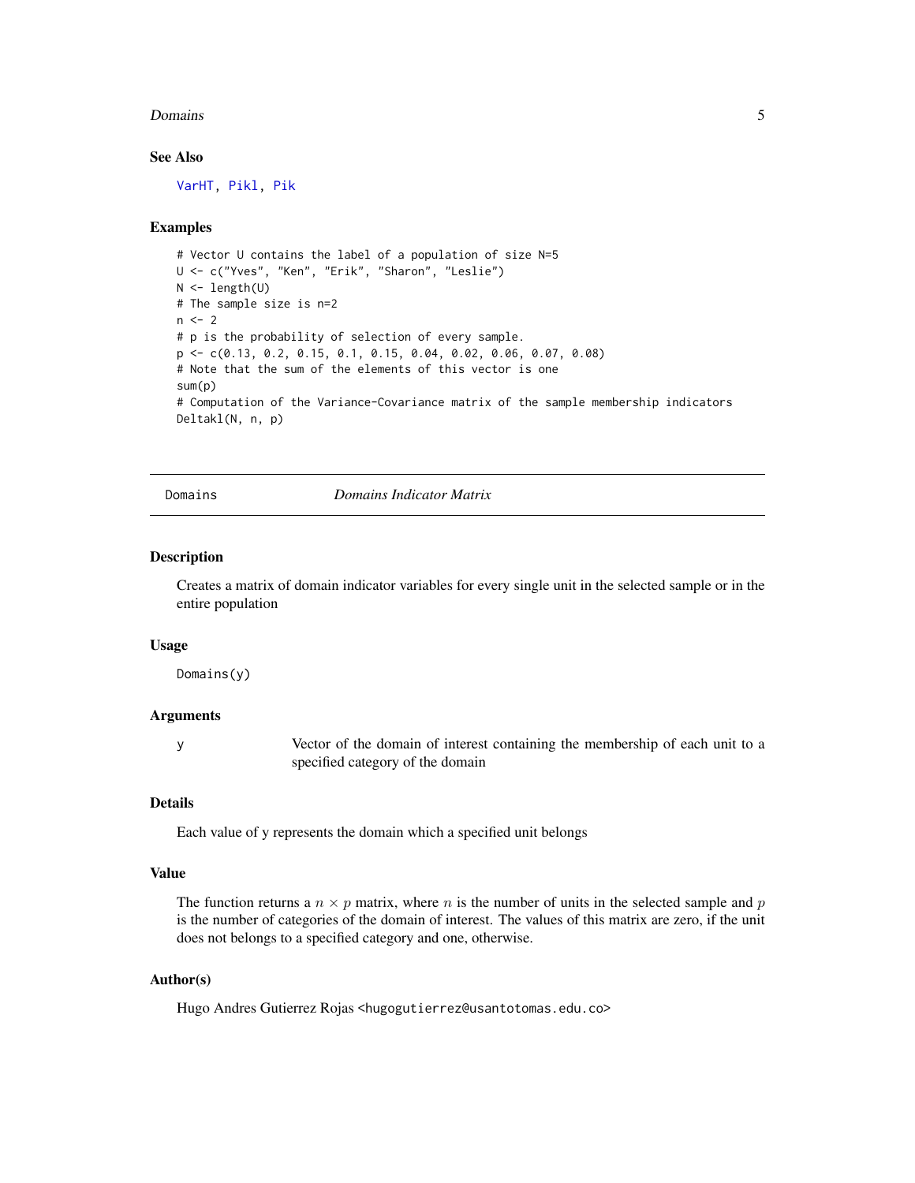### See Also

VarHT, Pikl, Pik

### Examples

```
# Vector U contains the label of a population of size N=5
U <- c("Yves", "Ken", "Erik", "Sharon", "Leslie")
N <- length(U)
# The sample size is n=2
n <- 2
# p is the probability of selection of every sample.
p <- c(0.13, 0.2, 0.15, 0.1, 0.15, 0.04, 0.02, 0.06, 0.07, 0.08)
# Note that the sum of the elements of this vector is one
sum(p)
# Computation of the Variance-Covariance matrix of the sample membership indicators
Deltakl(N, n, p)
```

---

## Domains — *Domains Indicator Matrix*

---

### Description

Creates a matrix of domain indicator variables for every single unit in the selected sample or in the entire population

### Usage

```
Domains(y)
```

### Arguments

| | |
|---|---|
| y | Vector of the domain of interest containing the membership of each unit to a specified category of the domain |

### Details

Each value of y represents the domain which a specified unit belongs

### Value

The function returns a $n \times p$ matrix, where $n$ is the number of units in the selected sample and $p$ is the number of categories of the domain of interest. The values of this matrix are zero, if the unit does not belongs to a specified category and one, otherwise.

### Author(s)

Hugo Andres Gutierrez Rojas <hugogutierrez@usantotomas.edu.co>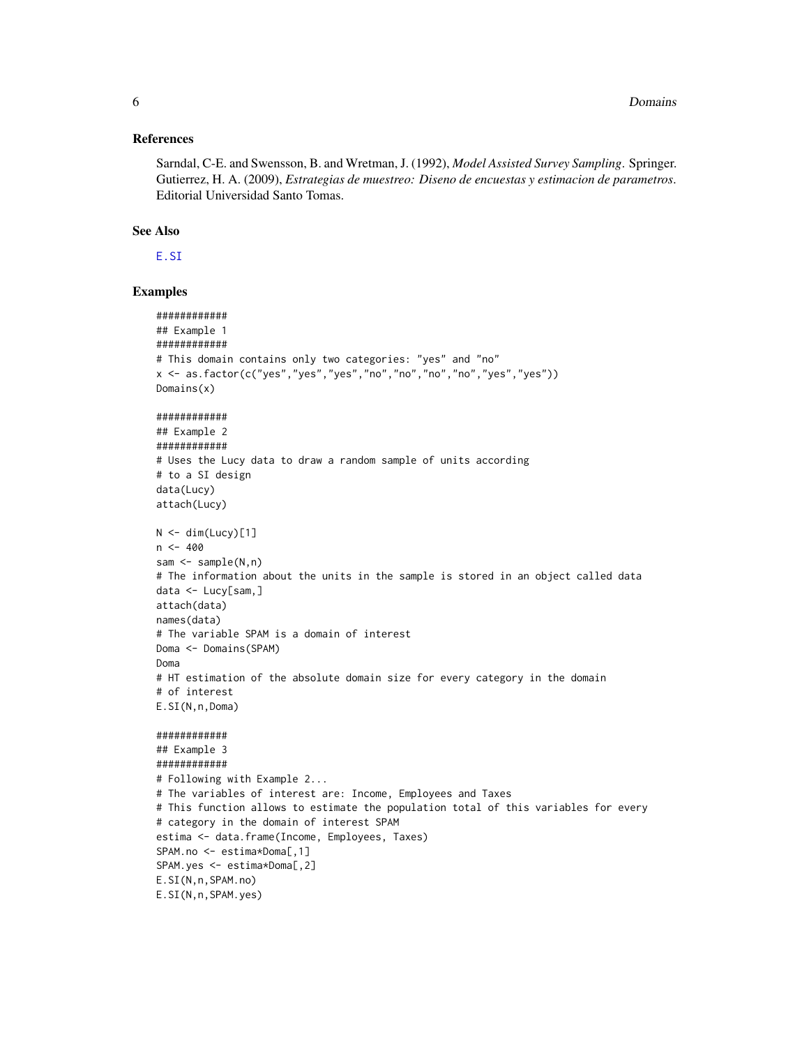### References

Sarndal, C-E. and Swensson, B. and Wretman, J. (1992), *Model Assisted Survey Sampling*. Springer.
Gutierrez, H. A. (2009), *Estrategias de muestreo: Diseno de encuestas y estimacion de parametros*. Editorial Universidad Santo Tomas.

### See Also

E.SI

### Examples

```
############
## Example 1
############
# This domain contains only two categories: "yes" and "no"
x <- as.factor(c("yes","yes","yes","no","no","no","no","yes","yes"))
Domains(x)

############
## Example 2
############
# Uses the Lucy data to draw a random sample of units according
# to a SI design
data(Lucy)
attach(Lucy)

N <- dim(Lucy)[1]
n <- 400
sam <- sample(N,n)
# The information about the units in the sample is stored in an object called data
data <- Lucy[sam,]
attach(data)
names(data)
# The variable SPAM is a domain of interest
Doma <- Domains(SPAM)
Doma
# HT estimation of the absolute domain size for every category in the domain
# of interest
E.SI(N,n,Doma)

############
## Example 3
############
# Following with Example 2...
# The variables of interest are: Income, Employees and Taxes
# This function allows to estimate the population total of this variables for every
# category in the domain of interest SPAM
estima <- data.frame(Income, Employees, Taxes)
SPAM.no <- estima*Doma[,1]
SPAM.yes <- estima*Doma[,2]
E.SI(N,n,SPAM.no)
E.SI(N,n,SPAM.yes)
```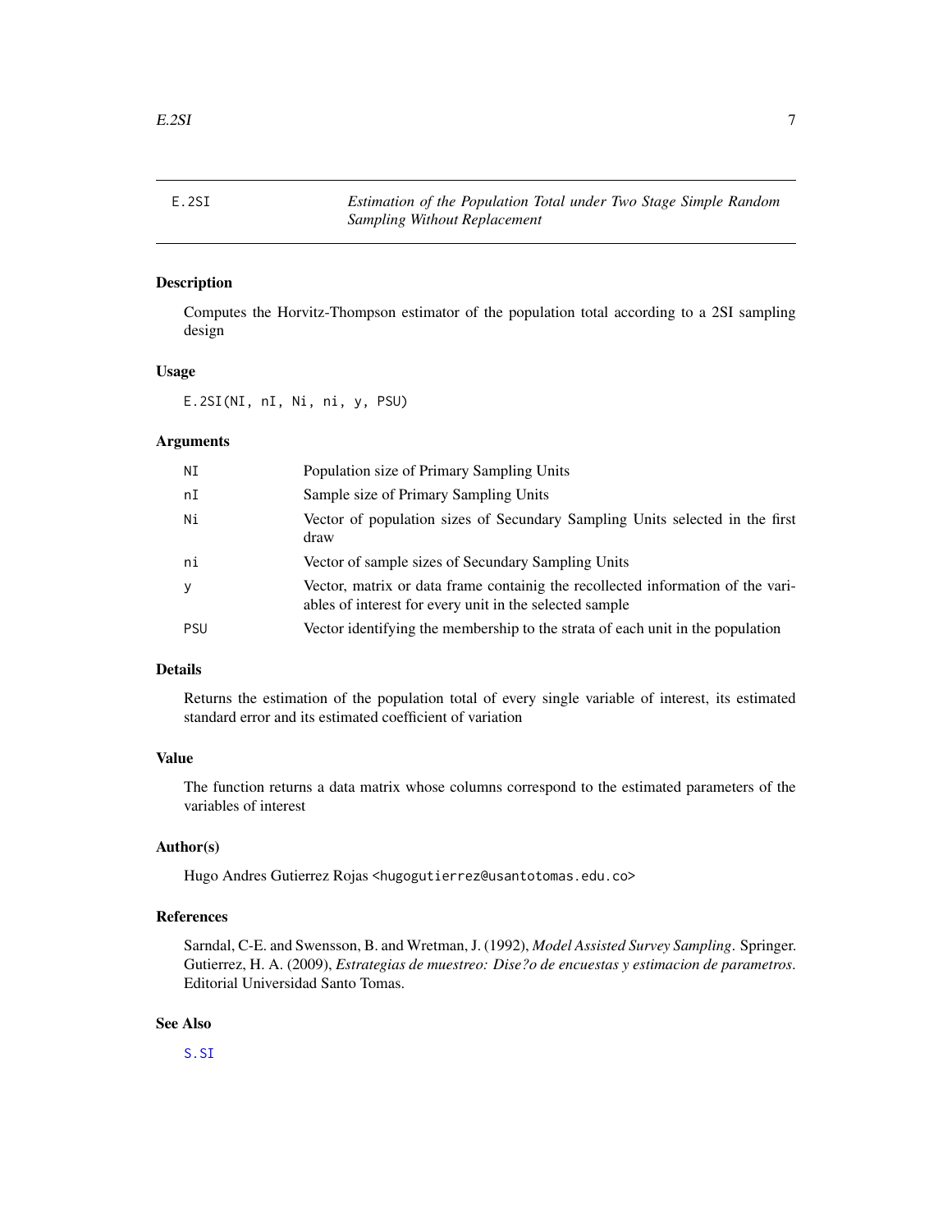E.2SI — *Estimation of the Population Total under Two Stage Simple Random Sampling Without Replacement*

### Description

Computes the Horvitz-Thompson estimator of the population total according to a 2SI sampling design

### Usage

```
E.2SI(NI, nI, Ni, ni, y, PSU)
```

### Arguments

| | |
|---|---|
| NI | Population size of Primary Sampling Units |
| nI | Sample size of Primary Sampling Units |
| Ni | Vector of population sizes of Secundary Sampling Units selected in the first draw |
| ni | Vector of sample sizes of Secundary Sampling Units |
| y | Vector, matrix or data frame containig the recollected information of the variables of interest for every unit in the selected sample |
| PSU | Vector identifying the membership to the strata of each unit in the population |

### Details

Returns the estimation of the population total of every single variable of interest, its estimated standard error and its estimated coefficient of variation

### Value

The function returns a data matrix whose columns correspond to the estimated parameters of the variables of interest

### Author(s)

Hugo Andres Gutierrez Rojas <hugogutierrez@usantotomas.edu.co>

### References

Sarndal, C-E. and Swensson, B. and Wretman, J. (1992), *Model Assisted Survey Sampling*. Springer.
Gutierrez, H. A. (2009), *Estrategias de muestreo: Dise?o de encuestas y estimacion de parametros*. Editorial Universidad Santo Tomas.

### See Also

S.SI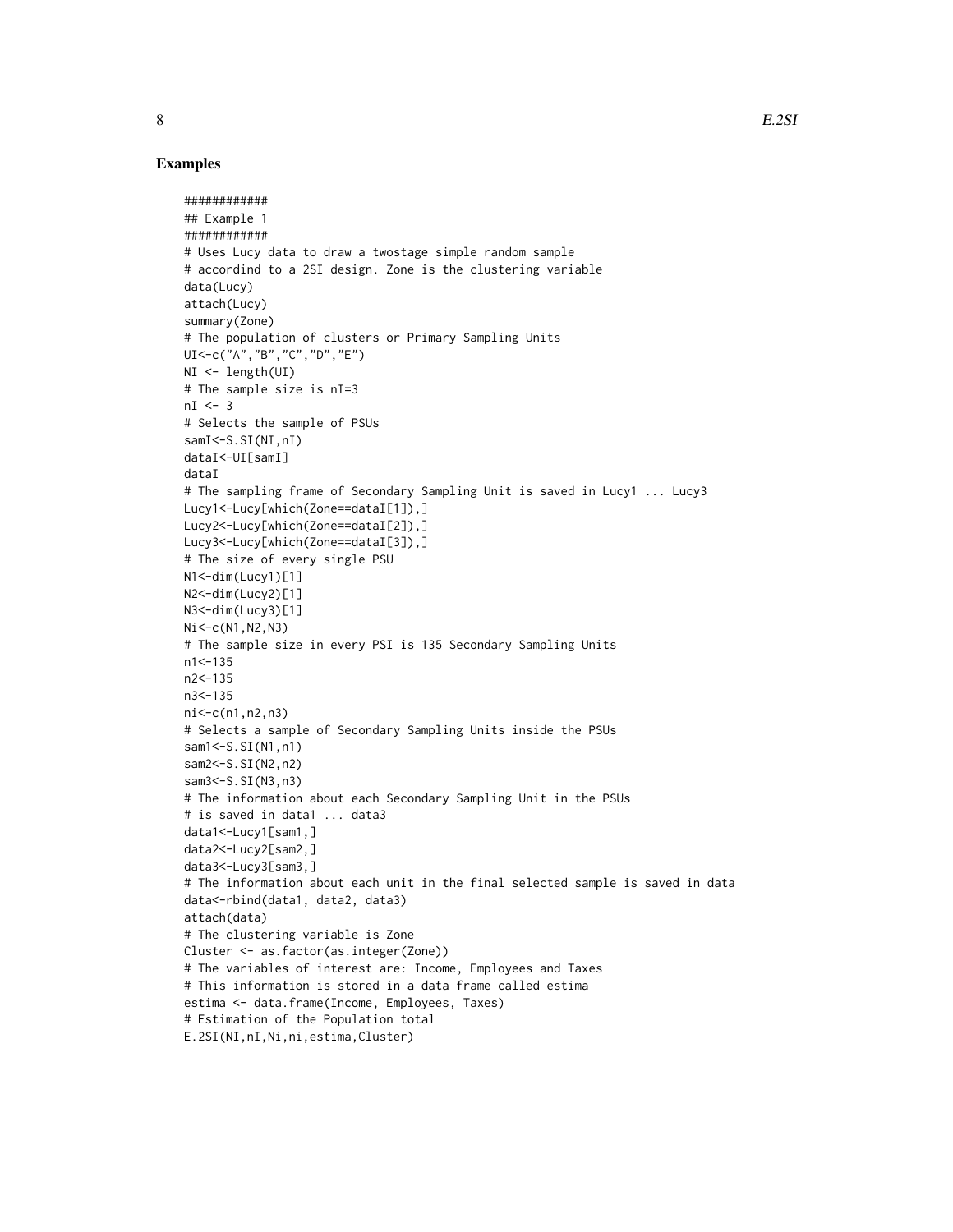## Examples

```
############
## Example 1
############
# Uses Lucy data to draw a twostage simple random sample
# accordind to a 2SI design. Zone is the clustering variable
data(Lucy)
attach(Lucy)
summary(Zone)
# The population of clusters or Primary Sampling Units
UI<-c("A","B","C","D","E")
NI <- length(UI)
# The sample size is nI=3
nI <- 3
# Selects the sample of PSUs
samI<-S.SI(NI,nI)
dataI<-UI[samI]
dataI
# The sampling frame of Secondary Sampling Unit is saved in Lucy1 ... Lucy3
Lucy1<-Lucy[which(Zone==dataI[1]),]
Lucy2<-Lucy[which(Zone==dataI[2]),]
Lucy3<-Lucy[which(Zone==dataI[3]),]
# The size of every single PSU
N1<-dim(Lucy1)[1]
N2<-dim(Lucy2)[1]
N3<-dim(Lucy3)[1]
Ni<-c(N1,N2,N3)
# The sample size in every PSI is 135 Secondary Sampling Units
n1<-135
n2<-135
n3<-135
ni<-c(n1,n2,n3)
# Selects a sample of Secondary Sampling Units inside the PSUs
sam1<-S.SI(N1,n1)
sam2<-S.SI(N2,n2)
sam3<-S.SI(N3,n3)
# The information about each Secondary Sampling Unit in the PSUs
# is saved in data1 ... data3
data1<-Lucy1[sam1,]
data2<-Lucy2[sam2,]
data3<-Lucy3[sam3,]
# The information about each unit in the final selected sample is saved in data
data<-rbind(data1, data2, data3)
attach(data)
# The clustering variable is Zone
Cluster <- as.factor(as.integer(Zone))
# The variables of interest are: Income, Employees and Taxes
# This information is stored in a data frame called estima
estima <- data.frame(Income, Employees, Taxes)
# Estimation of the Population total
E.2SI(NI,nI,Ni,ni,estima,Cluster)
```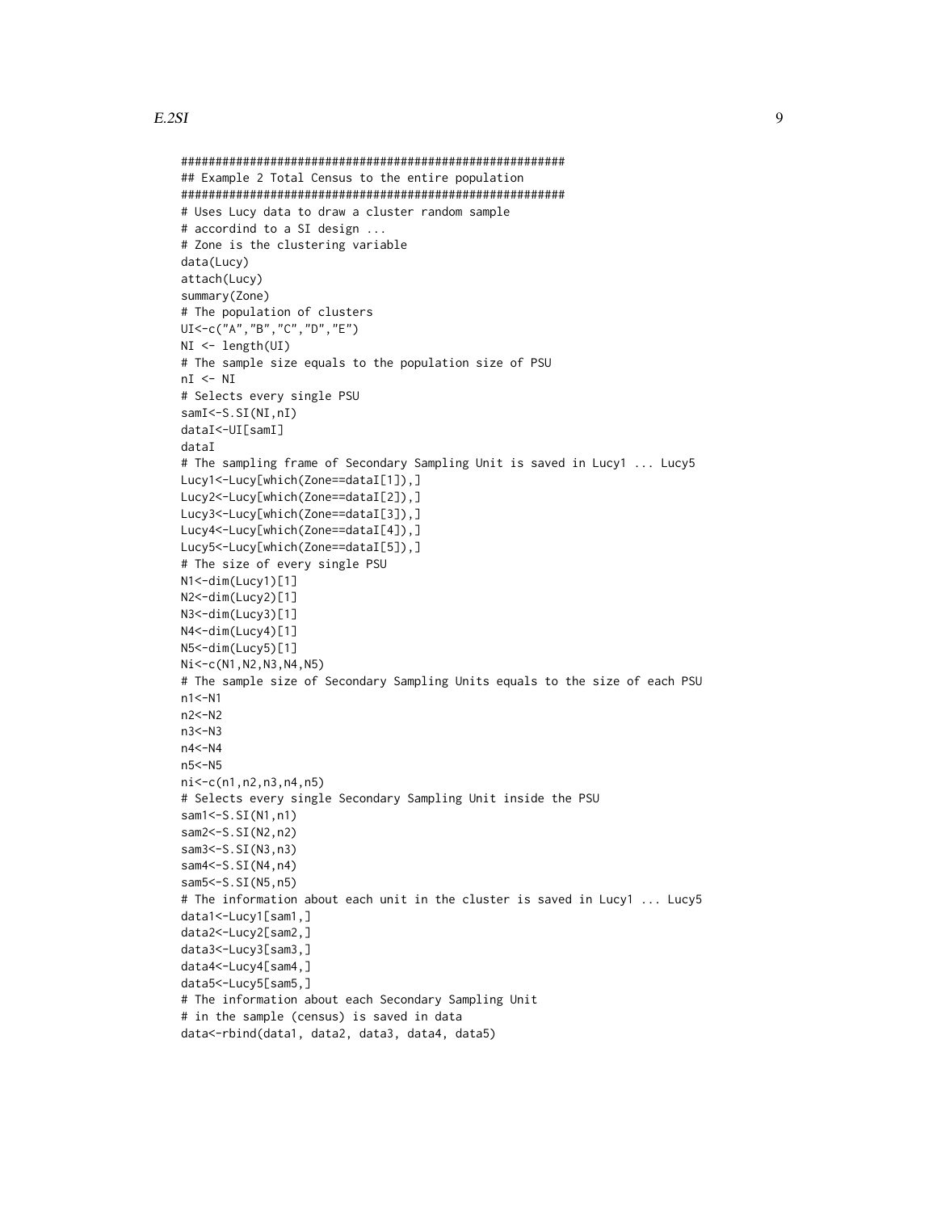```
########################################################
## Example 2 Total Census to the entire population
########################################################
# Uses Lucy data to draw a cluster random sample
# accordind to a SI design ...
# Zone is the clustering variable
data(Lucy)
attach(Lucy)
summary(Zone)
# The population of clusters
UI<-c("A","B","C","D","E")
NI <- length(UI)
# The sample size equals to the population size of PSU
nI <- NI
# Selects every single PSU
samI<-S.SI(NI,nI)
dataI<-UI[samI]
dataI
# The sampling frame of Secondary Sampling Unit is saved in Lucy1 ... Lucy5
Lucy1<-Lucy[which(Zone==dataI[1]),]
Lucy2<-Lucy[which(Zone==dataI[2]),]
Lucy3<-Lucy[which(Zone==dataI[3]),]
Lucy4<-Lucy[which(Zone==dataI[4]),]
Lucy5<-Lucy[which(Zone==dataI[5]),]
# The size of every single PSU
N1<-dim(Lucy1)[1]
N2<-dim(Lucy2)[1]
N3<-dim(Lucy3)[1]
N4<-dim(Lucy4)[1]
N5<-dim(Lucy5)[1]
Ni<-c(N1,N2,N3,N4,N5)
# The sample size of Secondary Sampling Units equals to the size of each PSU
n1<-N1
n2<-N2
n3<-N3
n4<-N4
n5<-N5
ni<-c(n1,n2,n3,n4,n5)
# Selects every single Secondary Sampling Unit inside the PSU
sam1<-S.SI(N1,n1)
sam2<-S.SI(N2,n2)
sam3<-S.SI(N3,n3)
sam4<-S.SI(N4,n4)
sam5<-S.SI(N5,n5)
# The information about each unit in the cluster is saved in Lucy1 ... Lucy5
data1<-Lucy1[sam1,]
data2<-Lucy2[sam2,]
data3<-Lucy3[sam3,]
data4<-Lucy4[sam4,]
data5<-Lucy5[sam5,]
# The information about each Secondary Sampling Unit
# in the sample (census) is saved in data
data<-rbind(data1, data2, data3, data4, data5)
```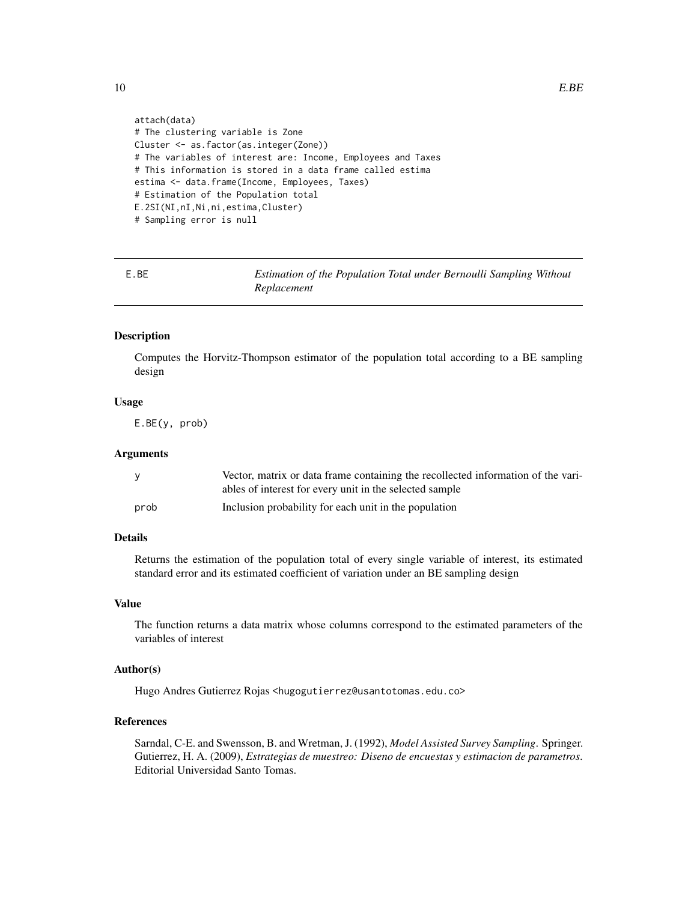```
attach(data)
# The clustering variable is Zone
Cluster <- as.factor(as.integer(Zone))
# The variables of interest are: Income, Employees and Taxes
# This information is stored in a data frame called estima
estima <- data.frame(Income, Employees, Taxes)
# Estimation of the Population total
E.2SI(NI,nI,Ni,ni,estima,Cluster)
# Sampling error is null
```

## E.BE — *Estimation of the Population Total under Bernoulli Sampling Without Replacement*

### Description

Computes the Horvitz-Thompson estimator of the population total according to a BE sampling design

### Usage

```
E.BE(y, prob)
```

### Arguments

| | |
|---|---|
| y | Vector, matrix or data frame containing the recollected information of the variables of interest for every unit in the selected sample |
| prob | Inclusion probability for each unit in the population |

### Details

Returns the estimation of the population total of every single variable of interest, its estimated standard error and its estimated coefficient of variation under an BE sampling design

### Value

The function returns a data matrix whose columns correspond to the estimated parameters of the variables of interest

### Author(s)

Hugo Andres Gutierrez Rojas <hugogutierrez@usantotomas.edu.co>

### References

Sarndal, C-E. and Swensson, B. and Wretman, J. (1992), *Model Assisted Survey Sampling*. Springer.
Gutierrez, H. A. (2009), *Estrategias de muestreo: Diseno de encuestas y estimacion de parametros*. Editorial Universidad Santo Tomas.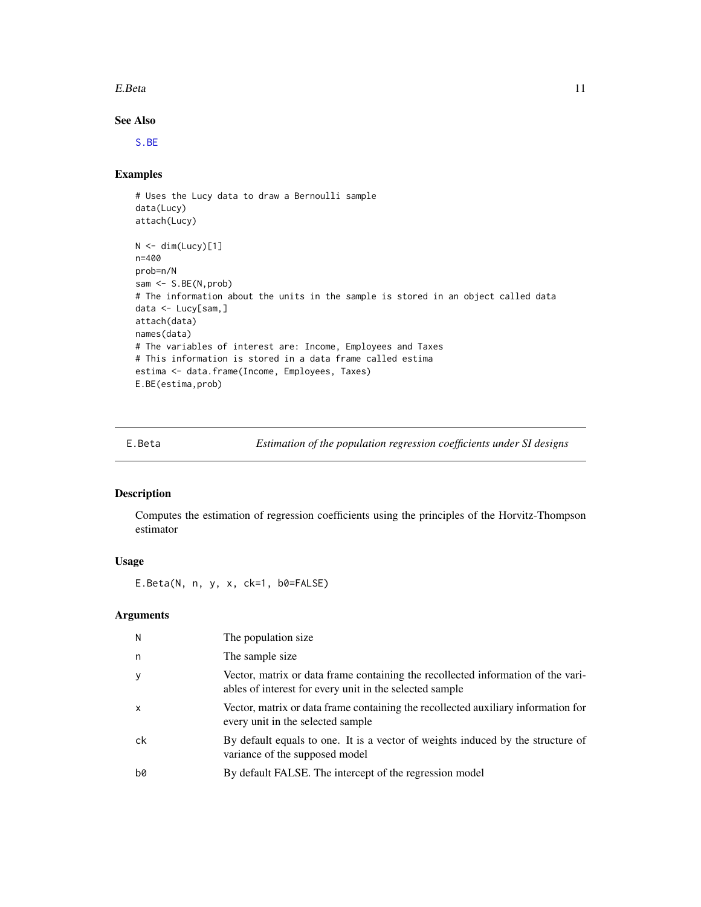### See Also

S.BE

### Examples

```
# Uses the Lucy data to draw a Bernoulli sample
data(Lucy)
attach(Lucy)

N <- dim(Lucy)[1]
n=400
prob=n/N
sam <- S.BE(N,prob)
# The information about the units in the sample is stored in an object called data
data <- Lucy[sam,]
attach(data)
names(data)
# The variables of interest are: Income, Employees and Taxes
# This information is stored in a data frame called estima
estima <- data.frame(Income, Employees, Taxes)
E.BE(estima,prob)
```

---

## E.Beta — *Estimation of the population regression coefficients under SI designs*

---

### Description

Computes the estimation of regression coefficients using the principles of the Horvitz-Thompson estimator

### Usage

```
E.Beta(N, n, y, x, ck=1, b0=FALSE)
```

### Arguments

| | |
|---|---|
| N | The population size |
| n | The sample size |
| y | Vector, matrix or data frame containing the recollected information of the variables of interest for every unit in the selected sample |
| x | Vector, matrix or data frame containing the recollected auxiliary information for every unit in the selected sample |
| ck | By default equals to one. It is a vector of weights induced by the structure of variance of the supposed model |
| b0 | By default FALSE. The intercept of the regression model |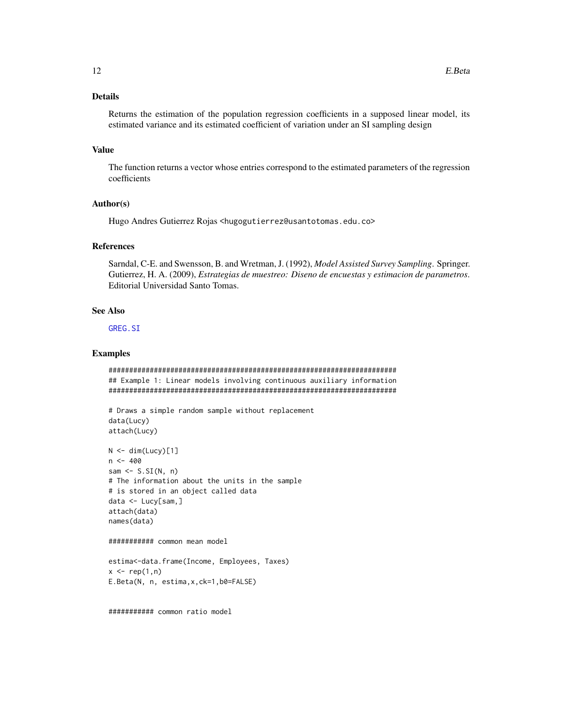## Details

Returns the estimation of the population regression coefficients in a supposed linear model, its estimated variance and its estimated coefficient of variation under an SI sampling design

## Value

The function returns a vector whose entries correspond to the estimated parameters of the regression coefficients

## Author(s)

Hugo Andres Gutierrez Rojas <hugogutierrez@usantotomas.edu.co>

## References

Sarndal, C-E. and Swensson, B. and Wretman, J. (1992), *Model Assisted Survey Sampling*. Springer.
Gutierrez, H. A. (2009), *Estrategias de muestreo: Diseno de encuestas y estimacion de parametros*. Editorial Universidad Santo Tomas.

## See Also

GREG.SI

## Examples

```
########################################################################
## Example 1: Linear models involving continuous auxiliary information
########################################################################

# Draws a simple random sample without replacement
data(Lucy)
attach(Lucy)

N <- dim(Lucy)[1]
n <- 400
sam <- S.SI(N, n)
# The information about the units in the sample
# is stored in an object called data
data <- Lucy[sam,]
attach(data)
names(data)

########### common mean model

estima<-data.frame(Income, Employees, Taxes)
x <- rep(1,n)
E.Beta(N, n, estima,x,ck=1,b0=FALSE)


########### common ratio model
```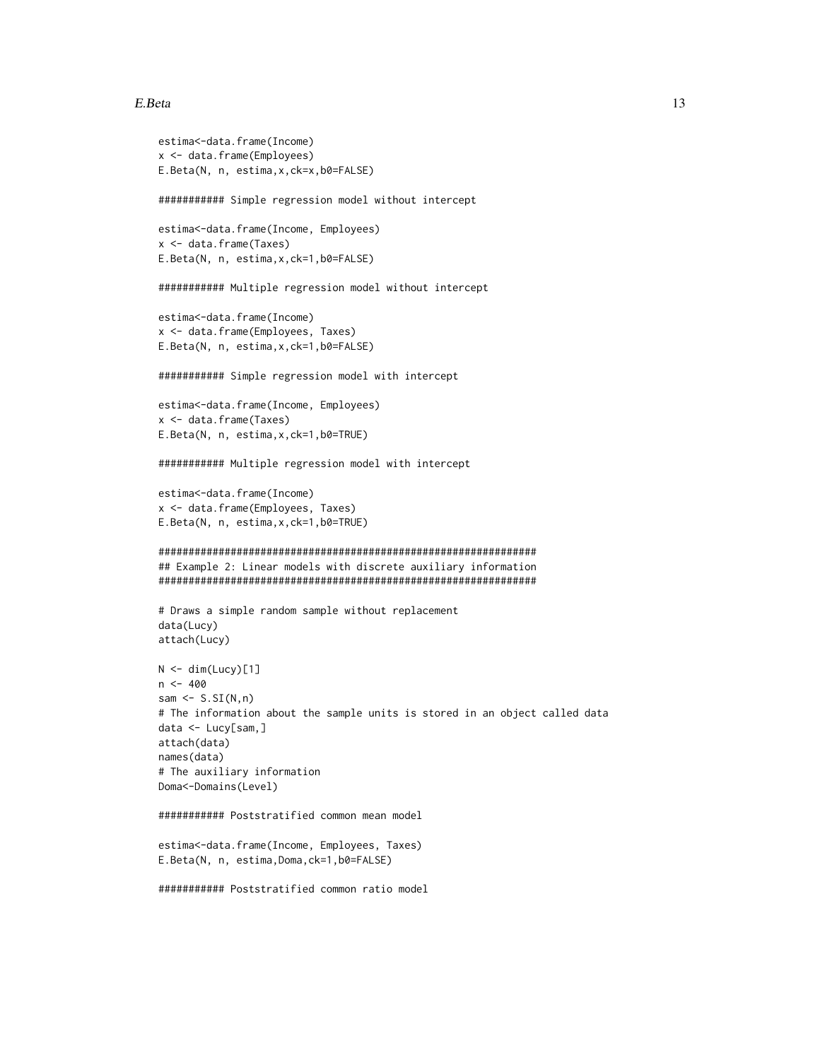```
estima<-data.frame(Income)
x <- data.frame(Employees)
E.Beta(N, n, estima,x,ck=x,b0=FALSE)

########### Simple regression model without intercept

estima<-data.frame(Income, Employees)
x <- data.frame(Taxes)
E.Beta(N, n, estima,x,ck=1,b0=FALSE)

########### Multiple regression model without intercept

estima<-data.frame(Income)
x <- data.frame(Employees, Taxes)
E.Beta(N, n, estima,x,ck=1,b0=FALSE)

########### Simple regression model with intercept

estima<-data.frame(Income, Employees)
x <- data.frame(Taxes)
E.Beta(N, n, estima,x,ck=1,b0=TRUE)

########### Multiple regression model with intercept

estima<-data.frame(Income)
x <- data.frame(Employees, Taxes)
E.Beta(N, n, estima,x,ck=1,b0=TRUE)

################################################################
## Example 2: Linear models with discrete auxiliary information
################################################################

# Draws a simple random sample without replacement
data(Lucy)
attach(Lucy)

N <- dim(Lucy)[1]
n <- 400
sam <- S.SI(N,n)
# The information about the sample units is stored in an object called data
data <- Lucy[sam,]
attach(data)
names(data)
# The auxiliary information
Doma<-Domains(Level)

########### Poststratified common mean model

estima<-data.frame(Income, Employees, Taxes)
E.Beta(N, n, estima,Doma,ck=1,b0=FALSE)

########### Poststratified common ratio model
```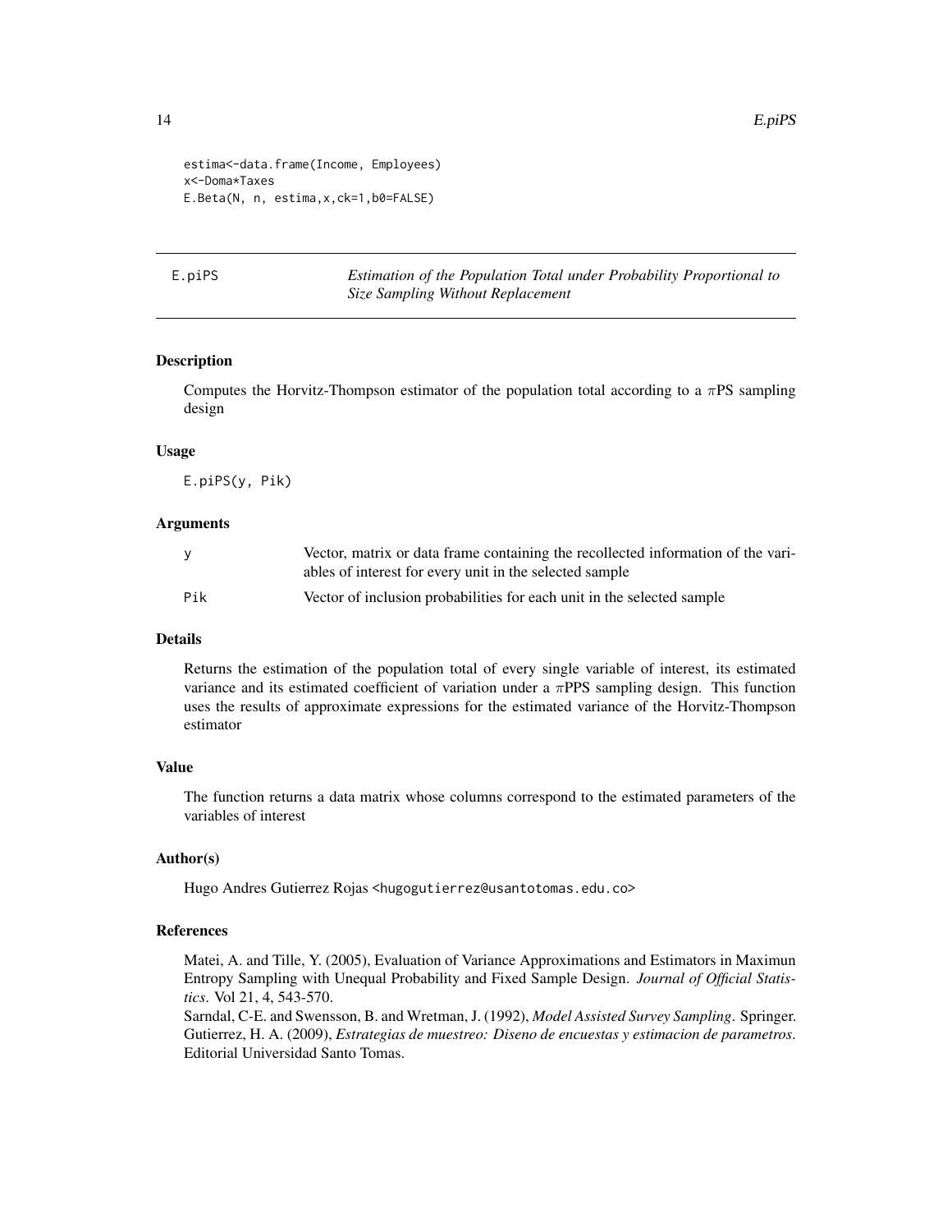```
estima<-data.frame(Income, Employees)
x<-Doma*Taxes
E.Beta(N, n, estima,x,ck=1,b0=FALSE)
```

---

## E.piPS — *Estimation of the Population Total under Probability Proportional to Size Sampling Without Replacement*

---

### Description

Computes the Horvitz-Thompson estimator of the population total according to a $\pi$PS sampling design

### Usage

```
E.piPS(y, Pik)
```

### Arguments

| | |
|---|---|
| y | Vector, matrix or data frame containing the recollected information of the variables of interest for every unit in the selected sample |
| Pik | Vector of inclusion probabilities for each unit in the selected sample |

### Details

Returns the estimation of the population total of every single variable of interest, its estimated variance and its estimated coefficient of variation under a $\pi$PPS sampling design. This function uses the results of approximate expressions for the estimated variance of the Horvitz-Thompson estimator

### Value

The function returns a data matrix whose columns correspond to the estimated parameters of the variables of interest

### Author(s)

Hugo Andres Gutierrez Rojas <hugogutierrez@usantotomas.edu.co>

### References

Matei, A. and Tille, Y. (2005), Evaluation of Variance Approximations and Estimators in Maximun Entropy Sampling with Unequal Probability and Fixed Sample Design. *Journal of Official Statistics*. Vol 21, 4, 543-570.
Sarndal, C-E. and Swensson, B. and Wretman, J. (1992), *Model Assisted Survey Sampling*. Springer.
Gutierrez, H. A. (2009), *Estrategias de muestreo: Diseno de encuestas y estimacion de parametros*. Editorial Universidad Santo Tomas.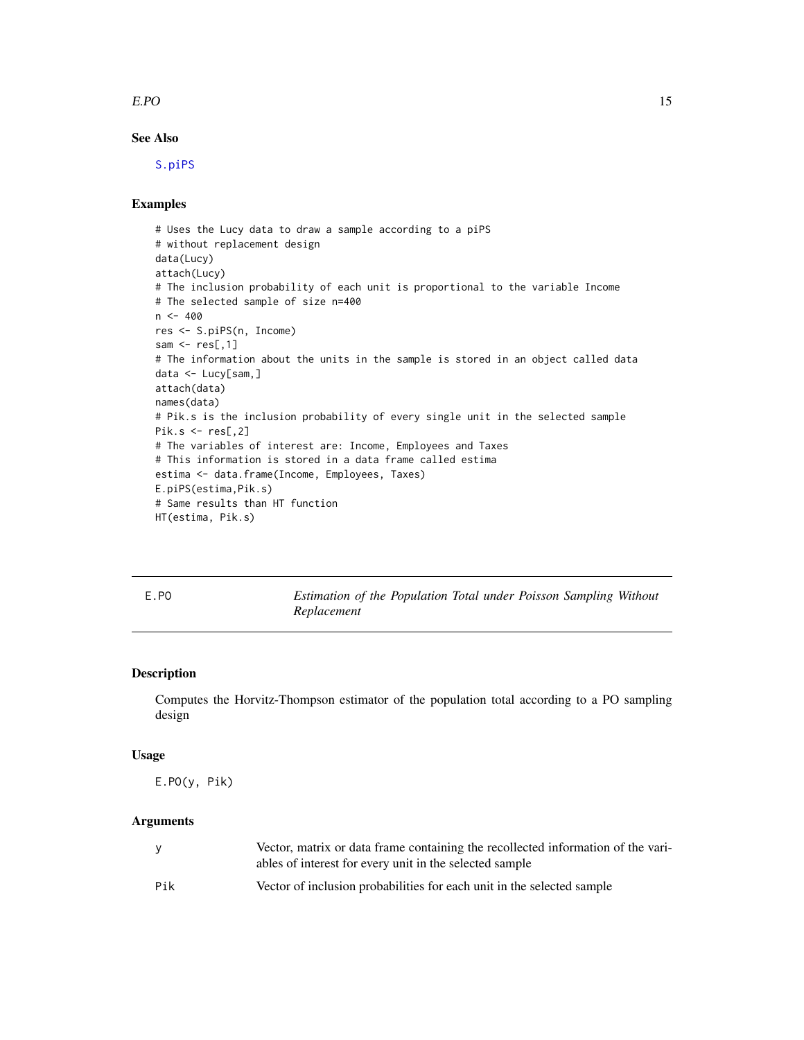### See Also

S.piPS

### Examples

```
# Uses the Lucy data to draw a sample according to a piPS
# without replacement design
data(Lucy)
attach(Lucy)
# The inclusion probability of each unit is proportional to the variable Income
# The selected sample of size n=400
n <- 400
res <- S.piPS(n, Income)
sam <- res[,1]
# The information about the units in the sample is stored in an object called data
data <- Lucy[sam,]
attach(data)
names(data)
# Pik.s is the inclusion probability of every single unit in the selected sample
Pik.s <- res[,2]
# The variables of interest are: Income, Employees and Taxes
# This information is stored in a data frame called estima
estima <- data.frame(Income, Employees, Taxes)
E.piPS(estima,Pik.s)
# Same results than HT function
HT(estima, Pik.s)
```

---

## E.PO — *Estimation of the Population Total under Poisson Sampling Without Replacement*

---

### Description

Computes the Horvitz-Thompson estimator of the population total according to a PO sampling design

### Usage

```
E.PO(y, Pik)
```

### Arguments

| | |
|---|---|
| y | Vector, matrix or data frame containing the recollected information of the variables of interest for every unit in the selected sample |
| Pik | Vector of inclusion probabilities for each unit in the selected sample |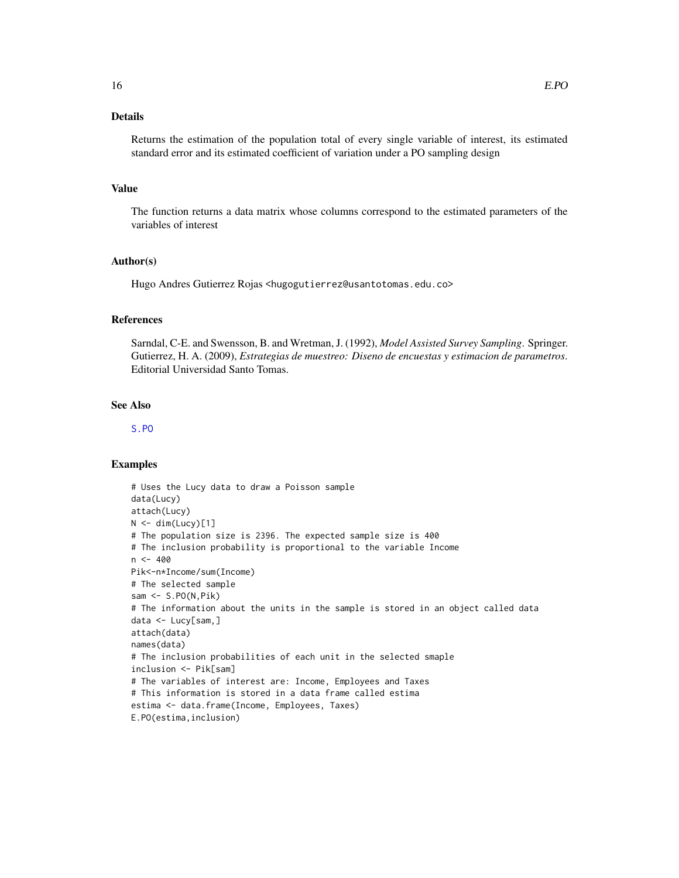### Details

Returns the estimation of the population total of every single variable of interest, its estimated standard error and its estimated coefficient of variation under a PO sampling design

### Value

The function returns a data matrix whose columns correspond to the estimated parameters of the variables of interest

### Author(s)

Hugo Andres Gutierrez Rojas <hugogutierrez@usantotomas.edu.co>

### References

Sarndal, C-E. and Swensson, B. and Wretman, J. (1992), *Model Assisted Survey Sampling*. Springer.
Gutierrez, H. A. (2009), *Estrategias de muestreo: Diseno de encuestas y estimacion de parametros*. Editorial Universidad Santo Tomas.

### See Also

S.PO

### Examples

```
# Uses the Lucy data to draw a Poisson sample
data(Lucy)
attach(Lucy)
N <- dim(Lucy)[1]
# The population size is 2396. The expected sample size is 400
# The inclusion probability is proportional to the variable Income
n <- 400
Pik<-n*Income/sum(Income)
# The selected sample
sam <- S.PO(N,Pik)
# The information about the units in the sample is stored in an object called data
data <- Lucy[sam,]
attach(data)
names(data)
# The inclusion probabilities of each unit in the selected smaple
inclusion <- Pik[sam]
# The variables of interest are: Income, Employees and Taxes
# This information is stored in a data frame called estima
estima <- data.frame(Income, Employees, Taxes)
E.PO(estima,inclusion)
```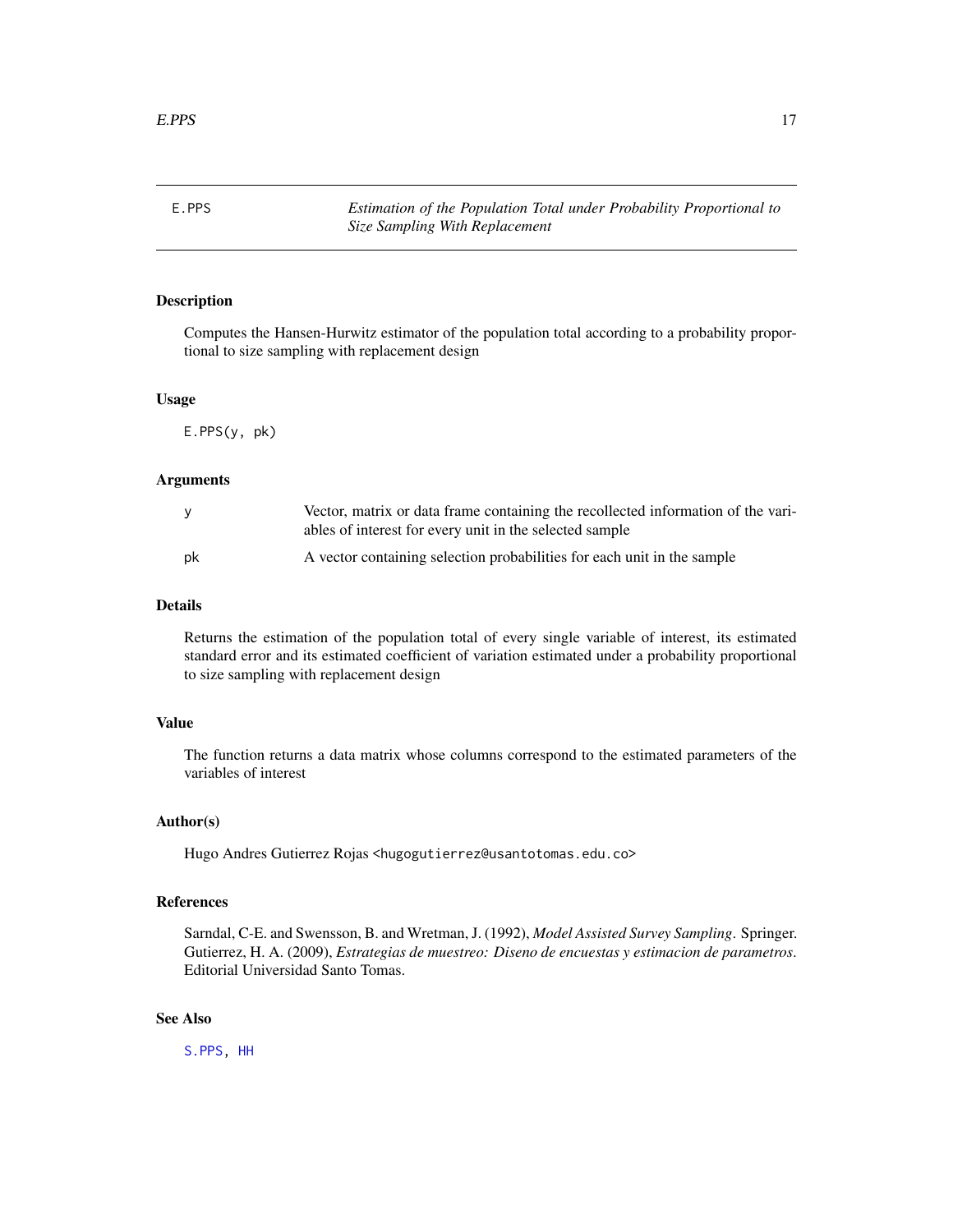# E.PPS — *Estimation of the Population Total under Probability Proportional to Size Sampling With Replacement*

## Description

Computes the Hansen-Hurwitz estimator of the population total according to a probability proportional to size sampling with replacement design

## Usage

```
E.PPS(y, pk)
```

## Arguments

| | |
|---|---|
| y | Vector, matrix or data frame containing the recollected information of the variables of interest for every unit in the selected sample |
| pk | A vector containing selection probabilities for each unit in the sample |

## Details

Returns the estimation of the population total of every single variable of interest, its estimated standard error and its estimated coefficient of variation estimated under a probability proportional to size sampling with replacement design

## Value

The function returns a data matrix whose columns correspond to the estimated parameters of the variables of interest

## Author(s)

Hugo Andres Gutierrez Rojas <hugogutierrez@usantotomas.edu.co>

## References

Sarndal, C-E. and Swensson, B. and Wretman, J. (1992), *Model Assisted Survey Sampling*. Springer.
Gutierrez, H. A. (2009), *Estrategias de muestreo: Diseno de encuestas y estimacion de parametros*. Editorial Universidad Santo Tomas.

## See Also

S.PPS, HH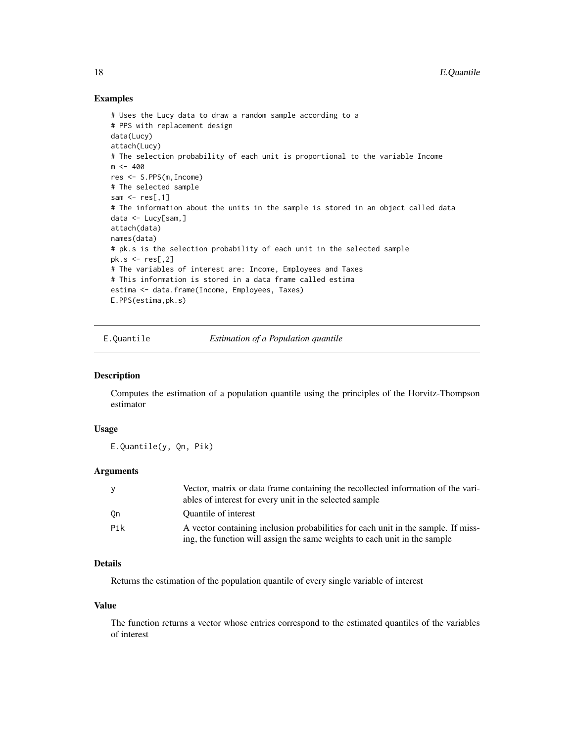## Examples

```
# Uses the Lucy data to draw a random sample according to a
# PPS with replacement design
data(Lucy)
attach(Lucy)
# The selection probability of each unit is proportional to the variable Income
m <- 400
res <- S.PPS(m,Income)
# The selected sample
sam <- res[,1]
# The information about the units in the sample is stored in an object called data
data <- Lucy[sam,]
attach(data)
names(data)
# pk.s is the selection probability of each unit in the selected sample
pk.s <- res[,2]
# The variables of interest are: Income, Employees and Taxes
# This information is stored in a data frame called estima
estima <- data.frame(Income, Employees, Taxes)
E.PPS(estima,pk.s)
```

---

# E.Quantile *Estimation of a Population quantile*

## Description

Computes the estimation of a population quantile using the principles of the Horvitz-Thompson estimator

## Usage

```
E.Quantile(y, Qn, Pik)
```

## Arguments

| | |
|---|---|
| y | Vector, matrix or data frame containing the recollected information of the variables of interest for every unit in the selected sample |
| Qn | Quantile of interest |
| Pik | A vector containing inclusion probabilities for each unit in the sample. If missing, the function will assign the same weights to each unit in the sample |

## Details

Returns the estimation of the population quantile of every single variable of interest

## Value

The function returns a vector whose entries correspond to the estimated quantiles of the variables of interest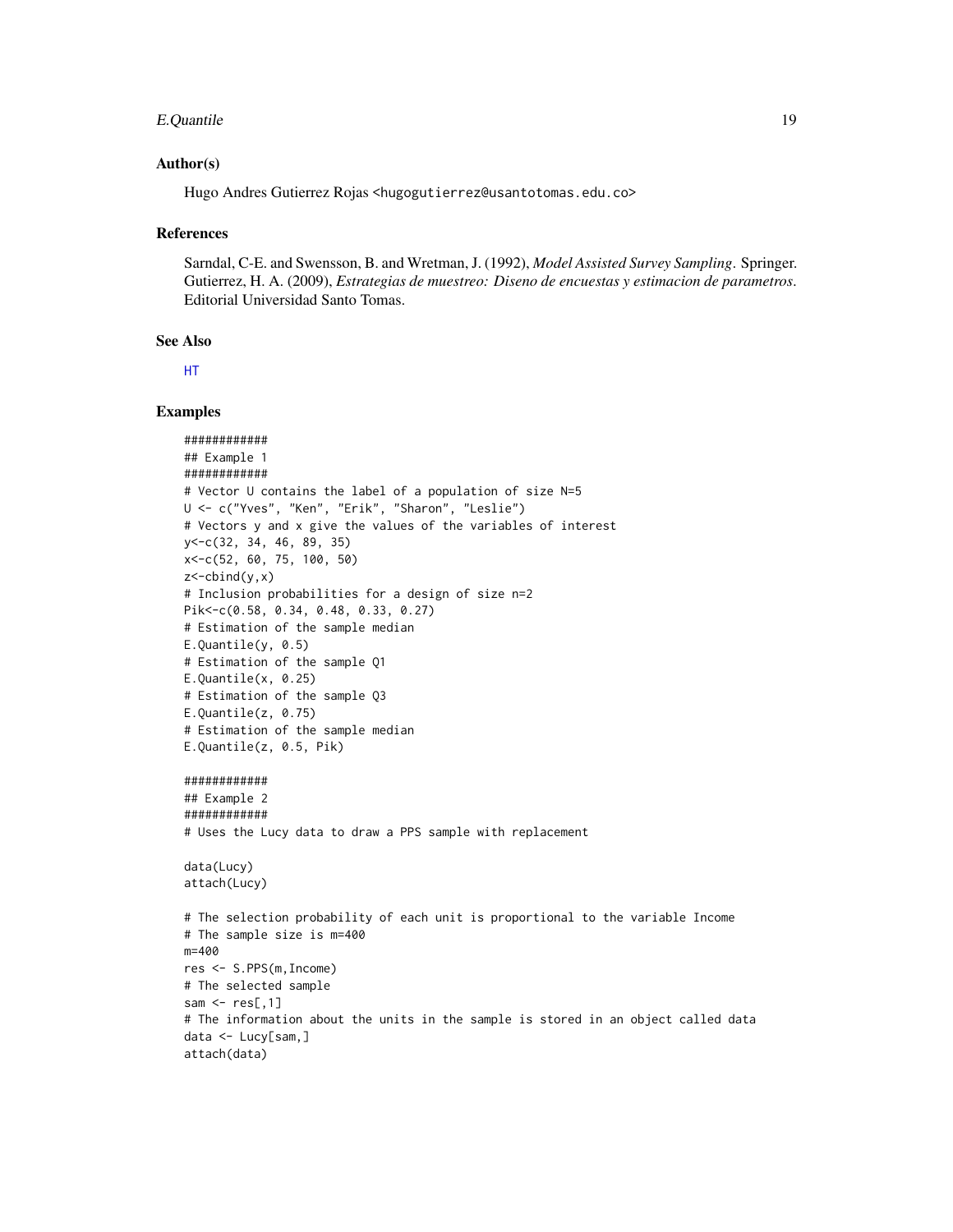### Author(s)

Hugo Andres Gutierrez Rojas <hugogutierrez@usantotomas.edu.co>

### References

Sarndal, C-E. and Swensson, B. and Wretman, J. (1992), *Model Assisted Survey Sampling*. Springer.
Gutierrez, H. A. (2009), *Estrategias de muestreo: Diseno de encuestas y estimacion de parametros*. Editorial Universidad Santo Tomas.

### See Also

HT

### Examples

```
############
## Example 1
############
# Vector U contains the label of a population of size N=5
U <- c("Yves", "Ken", "Erik", "Sharon", "Leslie")
# Vectors y and x give the values of the variables of interest
y<-c(32, 34, 46, 89, 35)
x<-c(52, 60, 75, 100, 50)
z<-cbind(y,x)
# Inclusion probabilities for a design of size n=2
Pik<-c(0.58, 0.34, 0.48, 0.33, 0.27)
# Estimation of the sample median
E.Quantile(y, 0.5)
# Estimation of the sample Q1
E.Quantile(x, 0.25)
# Estimation of the sample Q3
E.Quantile(z, 0.75)
# Estimation of the sample median
E.Quantile(z, 0.5, Pik)

############
## Example 2
############
# Uses the Lucy data to draw a PPS sample with replacement

data(Lucy)
attach(Lucy)

# The selection probability of each unit is proportional to the variable Income
# The sample size is m=400
m=400
res <- S.PPS(m,Income)
# The selected sample
sam <- res[,1]
# The information about the units in the sample is stored in an object called data
data <- Lucy[sam,]
attach(data)
```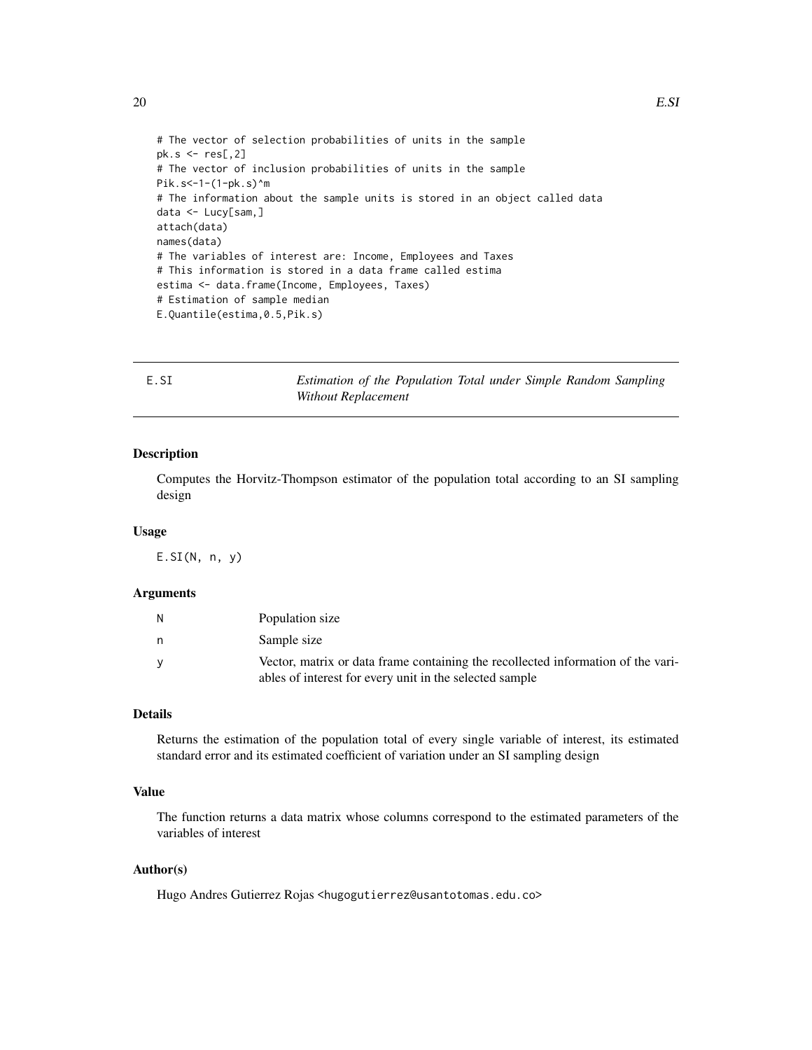```
# The vector of selection probabilities of units in the sample
pk.s <- res[,2]
# The vector of inclusion probabilities of units in the sample
Pik.s<-1-(1-pk.s)^m
# The information about the sample units is stored in an object called data
data <- Lucy[sam,]
attach(data)
names(data)
# The variables of interest are: Income, Employees and Taxes
# This information is stored in a data frame called estima
estima <- data.frame(Income, Employees, Taxes)
# Estimation of sample median
E.Quantile(estima,0.5,Pik.s)
```

---

## E.SI — *Estimation of the Population Total under Simple Random Sampling Without Replacement*

---

### Description

Computes the Horvitz-Thompson estimator of the population total according to an SI sampling design

### Usage

```
E.SI(N, n, y)
```

### Arguments

| | |
|---|---|
| N | Population size |
| n | Sample size |
| y | Vector, matrix or data frame containing the recollected information of the variables of interest for every unit in the selected sample |

### Details

Returns the estimation of the population total of every single variable of interest, its estimated standard error and its estimated coefficient of variation under an SI sampling design

### Value

The function returns a data matrix whose columns correspond to the estimated parameters of the variables of interest

### Author(s)

Hugo Andres Gutierrez Rojas <hugogutierrez@usantotomas.edu.co>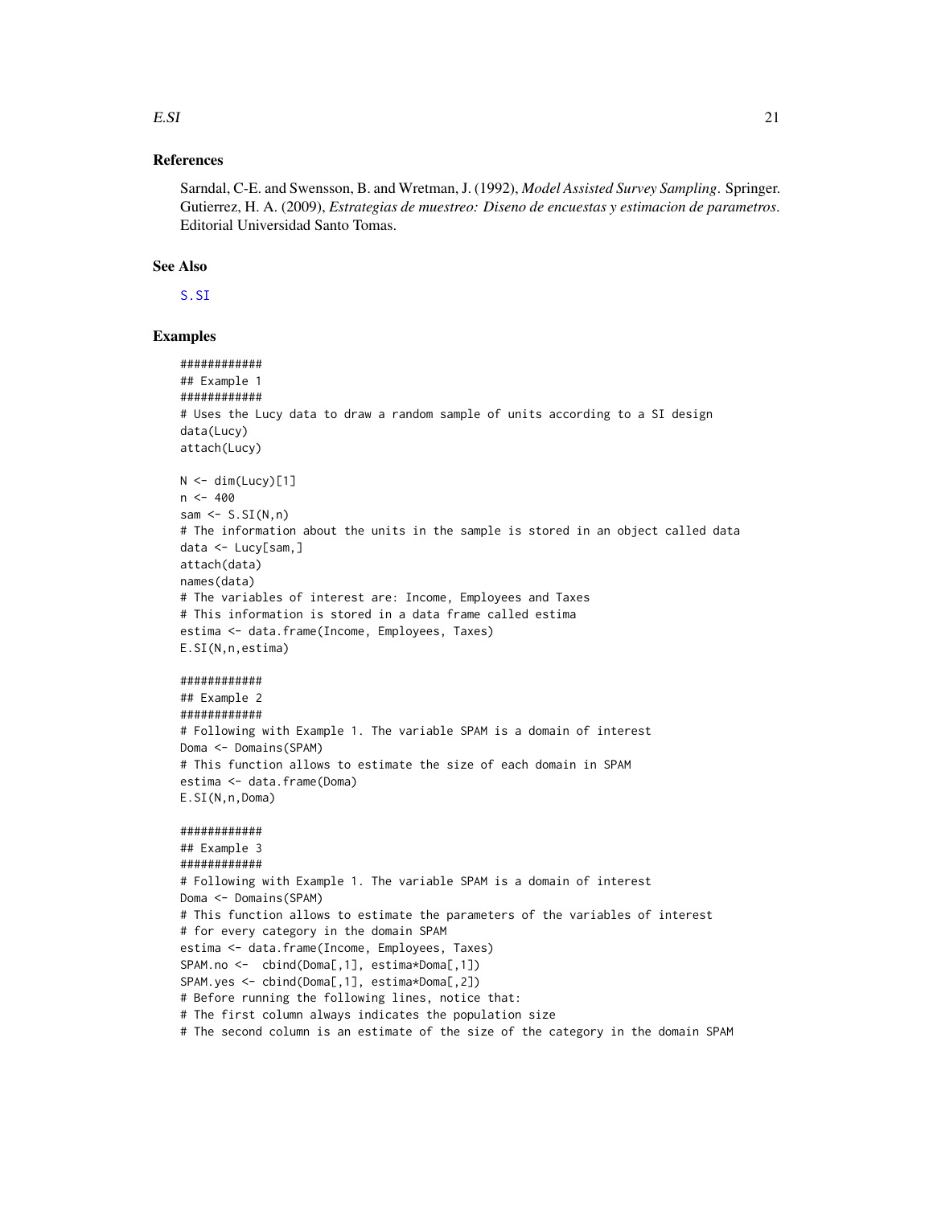### References

Sarndal, C-E. and Swensson, B. and Wretman, J. (1992), *Model Assisted Survey Sampling*. Springer.
Gutierrez, H. A. (2009), *Estrategias de muestreo: Diseno de encuestas y estimacion de parametros*. Editorial Universidad Santo Tomas.

### See Also

S.SI

### Examples

```
############
## Example 1
############
# Uses the Lucy data to draw a random sample of units according to a SI design
data(Lucy)
attach(Lucy)

N <- dim(Lucy)[1]
n <- 400
sam <- S.SI(N,n)
# The information about the units in the sample is stored in an object called data
data <- Lucy[sam,]
attach(data)
names(data)
# The variables of interest are: Income, Employees and Taxes
# This information is stored in a data frame called estima
estima <- data.frame(Income, Employees, Taxes)
E.SI(N,n,estima)

############
## Example 2
############
# Following with Example 1. The variable SPAM is a domain of interest
Doma <- Domains(SPAM)
# This function allows to estimate the size of each domain in SPAM
estima <- data.frame(Doma)
E.SI(N,n,Doma)

############
## Example 3
############
# Following with Example 1. The variable SPAM is a domain of interest
Doma <- Domains(SPAM)
# This function allows to estimate the parameters of the variables of interest
# for every category in the domain SPAM
estima <- data.frame(Income, Employees, Taxes)
SPAM.no <-  cbind(Doma[,1], estima*Doma[,1])
SPAM.yes <- cbind(Doma[,1], estima*Doma[,2])
# Before running the following lines, notice that:
# The first column always indicates the population size
# The second column is an estimate of the size of the category in the domain SPAM
```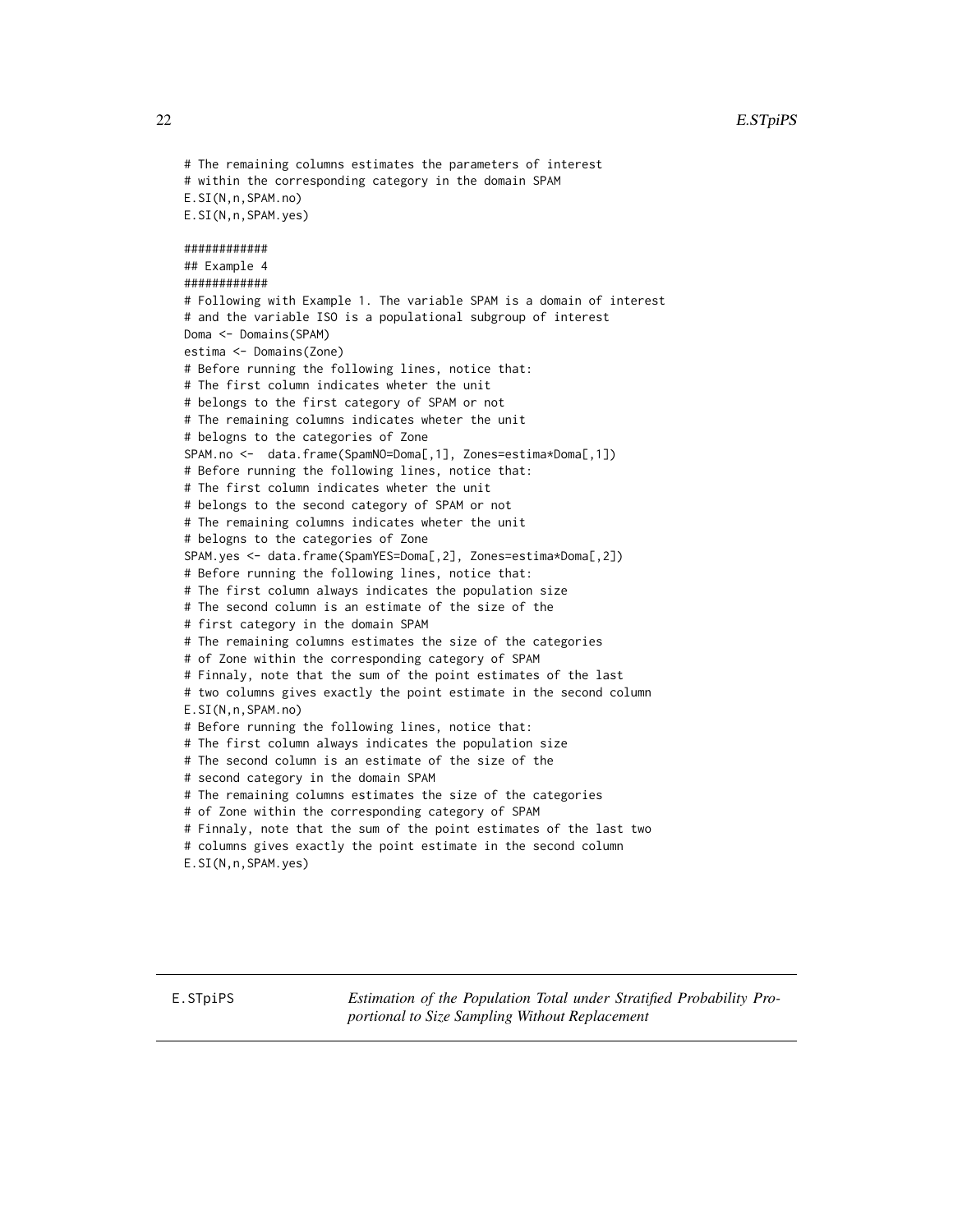```
# The remaining columns estimates the parameters of interest
# within the corresponding category in the domain SPAM
E.SI(N,n,SPAM.no)
E.SI(N,n,SPAM.yes)

############
## Example 4
############
# Following with Example 1. The variable SPAM is a domain of interest
# and the variable ISO is a populational subgroup of interest
Doma <- Domains(SPAM)
estima <- Domains(Zone)
# Before running the following lines, notice that:
# The first column indicates wheter the unit
# belongs to the first category of SPAM or not
# The remaining columns indicates wheter the unit
# belogns to the categories of Zone
SPAM.no <-  data.frame(SpamNO=Doma[,1], Zones=estima*Doma[,1])
# Before running the following lines, notice that:
# The first column indicates wheter the unit
# belongs to the second category of SPAM or not
# The remaining columns indicates wheter the unit
# belogns to the categories of Zone
SPAM.yes <- data.frame(SpamYES=Doma[,2], Zones=estima*Doma[,2])
# Before running the following lines, notice that:
# The first column always indicates the population size
# The second column is an estimate of the size of the
# first category in the domain SPAM
# The remaining columns estimates the size of the categories
# of Zone within the corresponding category of SPAM
# Finnaly, note that the sum of the point estimates of the last
# two columns gives exactly the point estimate in the second column
E.SI(N,n,SPAM.no)
# Before running the following lines, notice that:
# The first column always indicates the population size
# The second column is an estimate of the size of the
# second category in the domain SPAM
# The remaining columns estimates the size of the categories
# of Zone within the corresponding category of SPAM
# Finnaly, note that the sum of the point estimates of the last two
# columns gives exactly the point estimate in the second column
E.SI(N,n,SPAM.yes)
```

---

E.STpiPS *Estimation of the Population Total under Stratified Probability Proportional to Size Sampling Without Replacement*

---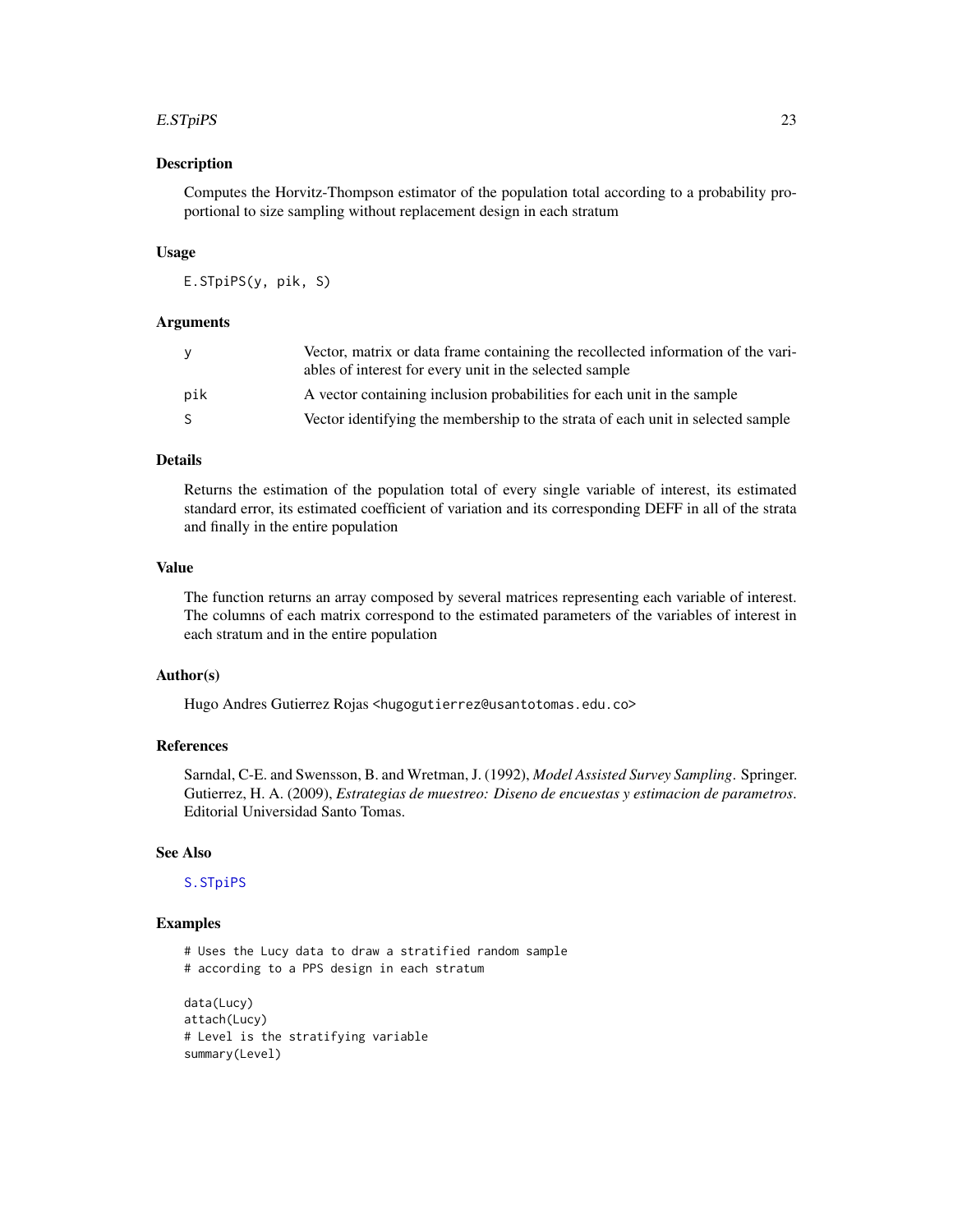## Description

Computes the Horvitz-Thompson estimator of the population total according to a probability proportional to size sampling without replacement design in each stratum

## Usage

```
E.STpiPS(y, pik, S)
```

## Arguments

| | |
|---|---|
| y | Vector, matrix or data frame containing the recollected information of the variables of interest for every unit in the selected sample |
| pik | A vector containing inclusion probabilities for each unit in the sample |
| S | Vector identifying the membership to the strata of each unit in selected sample |

## Details

Returns the estimation of the population total of every single variable of interest, its estimated standard error, its estimated coefficient of variation and its corresponding DEFF in all of the strata and finally in the entire population

## Value

The function returns an array composed by several matrices representing each variable of interest. The columns of each matrix correspond to the estimated parameters of the variables of interest in each stratum and in the entire population

## Author(s)

Hugo Andres Gutierrez Rojas <hugogutierrez@usantotomas.edu.co>

## References

Sarndal, C-E. and Swensson, B. and Wretman, J. (1992), *Model Assisted Survey Sampling*. Springer.
Gutierrez, H. A. (2009), *Estrategias de muestreo: Diseno de encuestas y estimacion de parametros*. Editorial Universidad Santo Tomas.

## See Also

S.STpiPS

## Examples

```
# Uses the Lucy data to draw a stratified random sample
# according to a PPS design in each stratum

data(Lucy)
attach(Lucy)
# Level is the stratifying variable
summary(Level)
```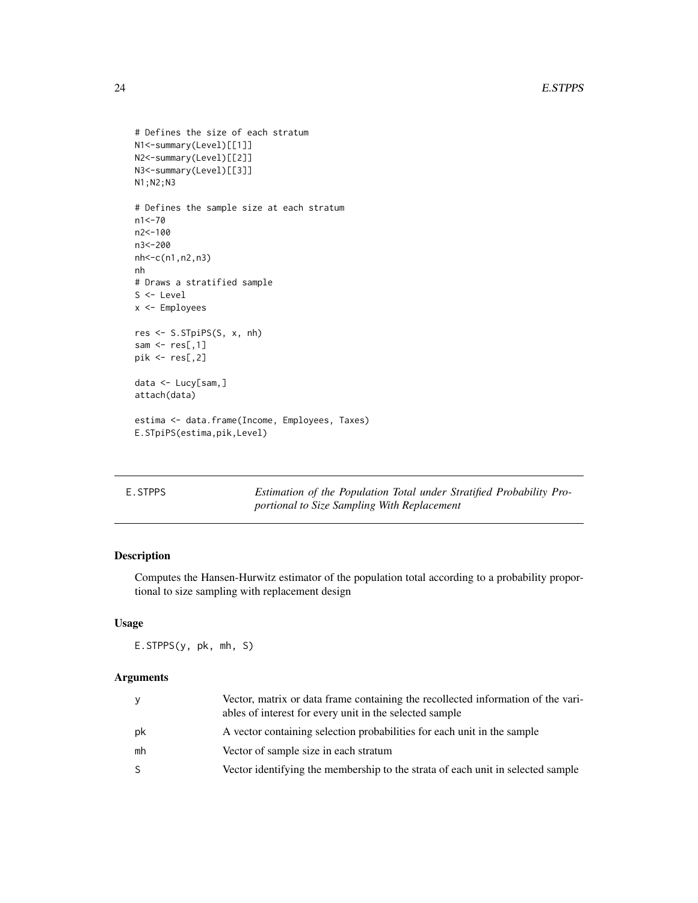```
# Defines the size of each stratum
N1<-summary(Level)[[1]]
N2<-summary(Level)[[2]]
N3<-summary(Level)[[3]]
N1;N2;N3

# Defines the sample size at each stratum
n1<-70
n2<-100
n3<-200
nh<-c(n1,n2,n3)
nh
# Draws a stratified sample
S <- Level
x <- Employees

res <- S.STpiPS(S, x, nh)
sam <- res[,1]
pik <- res[,2]

data <- Lucy[sam,]
attach(data)

estima <- data.frame(Income, Employees, Taxes)
E.STpiPS(estima,pik,Level)
```

---

## E.STPPS — *Estimation of the Population Total under Stratified Probability Proportional to Size Sampling With Replacement*

---

### Description

Computes the Hansen-Hurwitz estimator of the population total according to a probability proportional to size sampling with replacement design

### Usage

```
E.STPPS(y, pk, mh, S)
```

### Arguments

| | |
|---|---|
| y | Vector, matrix or data frame containing the recollected information of the variables of interest for every unit in the selected sample |
| pk | A vector containing selection probabilities for each unit in the sample |
| mh | Vector of sample size in each stratum |
| S | Vector identifying the membership to the strata of each unit in selected sample |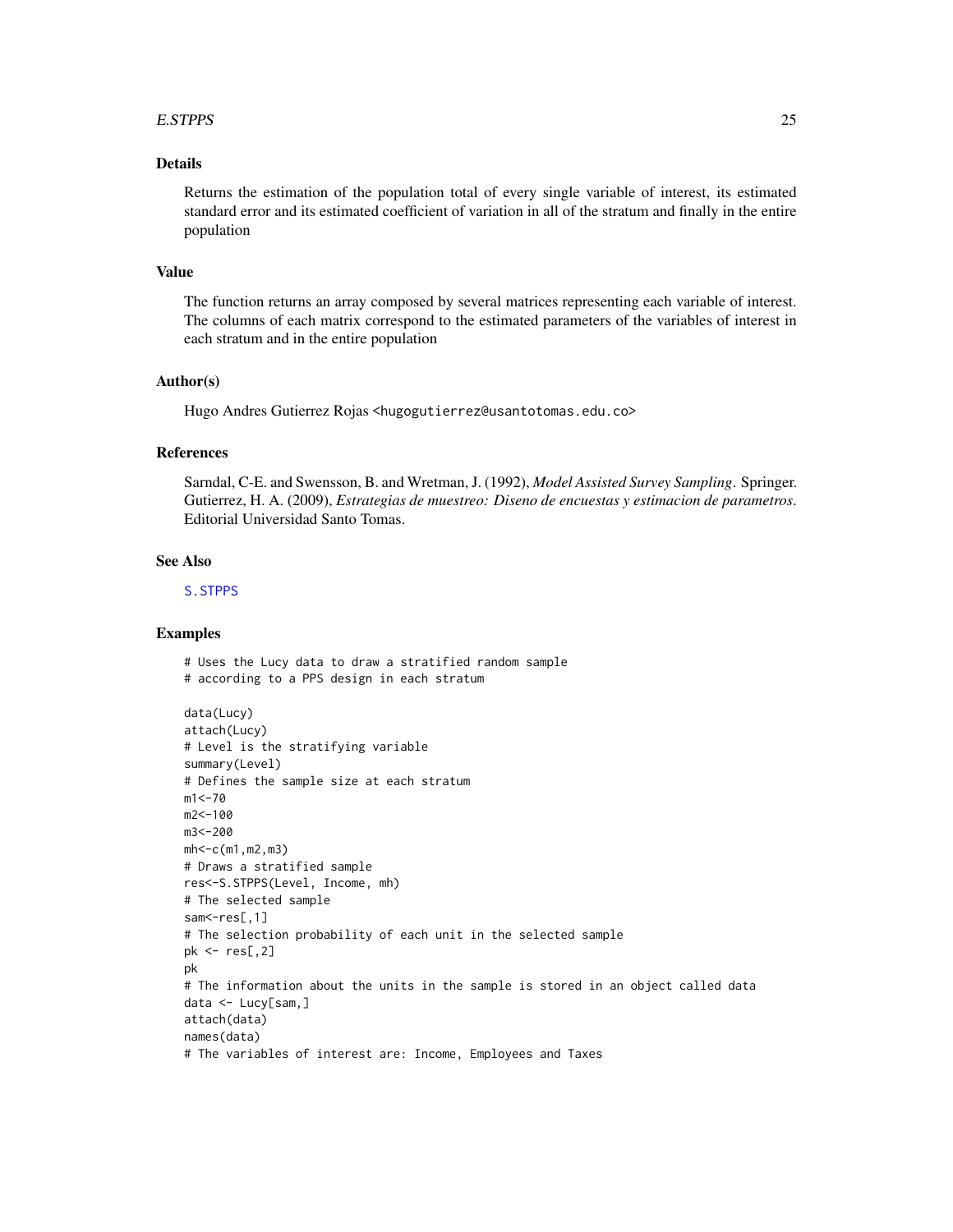## Details

Returns the estimation of the population total of every single variable of interest, its estimated standard error and its estimated coefficient of variation in all of the stratum and finally in the entire population

## Value

The function returns an array composed by several matrices representing each variable of interest. The columns of each matrix correspond to the estimated parameters of the variables of interest in each stratum and in the entire population

## Author(s)

Hugo Andres Gutierrez Rojas <hugogutierrez@usantotomas.edu.co>

## References

Sarndal, C-E. and Swensson, B. and Wretman, J. (1992), *Model Assisted Survey Sampling*. Springer.
Gutierrez, H. A. (2009), *Estrategias de muestreo: Diseno de encuestas y estimacion de parametros*. Editorial Universidad Santo Tomas.

## See Also

S.STPPS

## Examples

```
# Uses the Lucy data to draw a stratified random sample
# according to a PPS design in each stratum

data(Lucy)
attach(Lucy)
# Level is the stratifying variable
summary(Level)
# Defines the sample size at each stratum
m1<-70
m2<-100
m3<-200
mh<-c(m1,m2,m3)
# Draws a stratified sample
res<-S.STPPS(Level, Income, mh)
# The selected sample
sam<-res[,1]
# The selection probability of each unit in the selected sample
pk <- res[,2]
pk
# The information about the units in the sample is stored in an object called data
data <- Lucy[sam,]
attach(data)
names(data)
# The variables of interest are: Income, Employees and Taxes
```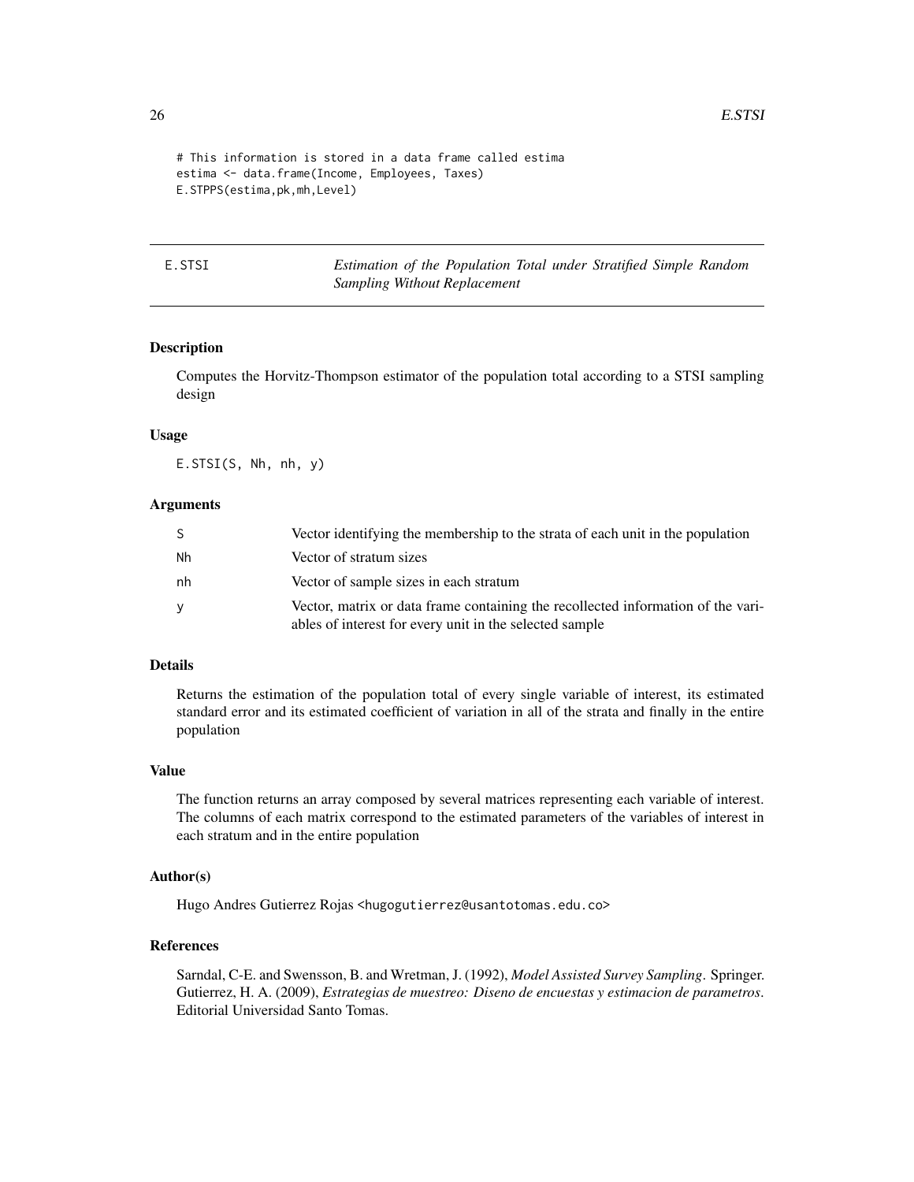```
# This information is stored in a data frame called estima
estima <- data.frame(Income, Employees, Taxes)
E.STPPS(estima,pk,mh,Level)
```

## E.STSI — *Estimation of the Population Total under Stratified Simple Random Sampling Without Replacement*

### Description

Computes the Horvitz-Thompson estimator of the population total according to a STSI sampling design

### Usage

```
E.STSI(S, Nh, nh, y)
```

### Arguments

| | |
|---|---|
| S | Vector identifying the membership to the strata of each unit in the population |
| Nh | Vector of stratum sizes |
| nh | Vector of sample sizes in each stratum |
| y | Vector, matrix or data frame containing the recollected information of the variables of interest for every unit in the selected sample |

### Details

Returns the estimation of the population total of every single variable of interest, its estimated standard error and its estimated coefficient of variation in all of the strata and finally in the entire population

### Value

The function returns an array composed by several matrices representing each variable of interest. The columns of each matrix correspond to the estimated parameters of the variables of interest in each stratum and in the entire population

### Author(s)

Hugo Andres Gutierrez Rojas <hugogutierrez@usantotomas.edu.co>

### References

Sarndal, C-E. and Swensson, B. and Wretman, J. (1992), *Model Assisted Survey Sampling*. Springer.
Gutierrez, H. A. (2009), *Estrategias de muestreo: Diseno de encuestas y estimacion de parametros*. Editorial Universidad Santo Tomas.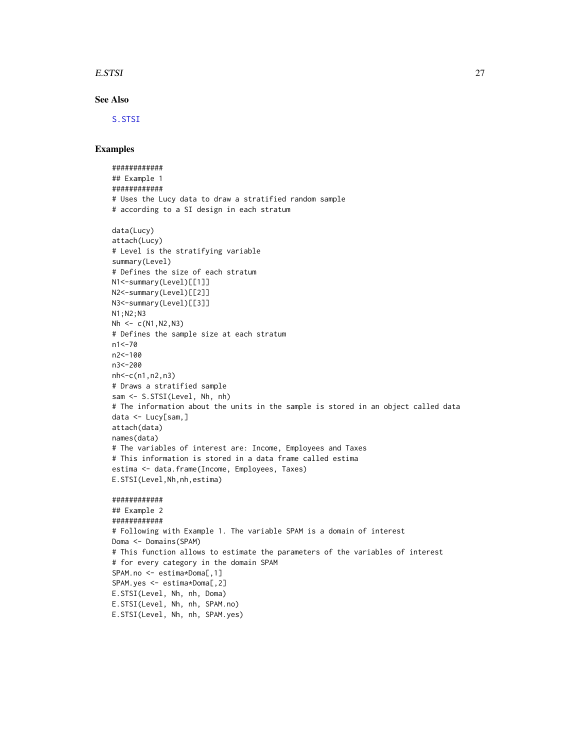## See Also

S.STSI

## Examples

```
############
## Example 1
############
# Uses the Lucy data to draw a stratified random sample
# according to a SI design in each stratum

data(Lucy)
attach(Lucy)
# Level is the stratifying variable
summary(Level)
# Defines the size of each stratum
N1<-summary(Level)[[1]]
N2<-summary(Level)[[2]]
N3<-summary(Level)[[3]]
N1;N2;N3
Nh <- c(N1,N2,N3)
# Defines the sample size at each stratum
n1<-70
n2<-100
n3<-200
nh<-c(n1,n2,n3)
# Draws a stratified sample
sam <- S.STSI(Level, Nh, nh)
# The information about the units in the sample is stored in an object called data
data <- Lucy[sam,]
attach(data)
names(data)
# The variables of interest are: Income, Employees and Taxes
# This information is stored in a data frame called estima
estima <- data.frame(Income, Employees, Taxes)
E.STSI(Level,Nh,nh,estima)

############
## Example 2
############
# Following with Example 1. The variable SPAM is a domain of interest
Doma <- Domains(SPAM)
# This function allows to estimate the parameters of the variables of interest
# for every category in the domain SPAM
SPAM.no <- estima*Doma[,1]
SPAM.yes <- estima*Doma[,2]
E.STSI(Level, Nh, nh, Doma)
E.STSI(Level, Nh, nh, SPAM.no)
E.STSI(Level, Nh, nh, SPAM.yes)
```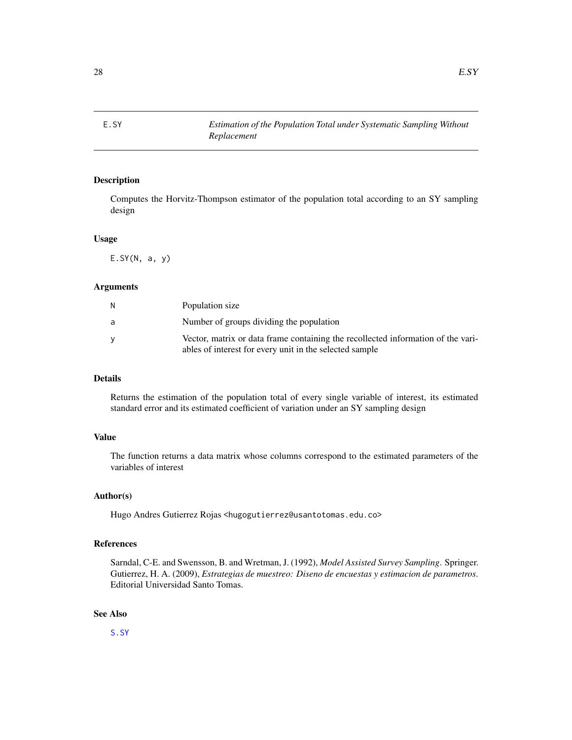# E.SY — *Estimation of the Population Total under Systematic Sampling Without Replacement*

## Description

Computes the Horvitz-Thompson estimator of the population total according to an SY sampling design

## Usage

```
E.SY(N, a, y)
```

## Arguments

| | |
|---|---|
| N | Population size |
| a | Number of groups dividing the population |
| y | Vector, matrix or data frame containing the recollected information of the variables of interest for every unit in the selected sample |

## Details

Returns the estimation of the population total of every single variable of interest, its estimated standard error and its estimated coefficient of variation under an SY sampling design

## Value

The function returns a data matrix whose columns correspond to the estimated parameters of the variables of interest

## Author(s)

Hugo Andres Gutierrez Rojas <hugogutierrez@usantotomas.edu.co>

## References

Sarndal, C-E. and Swensson, B. and Wretman, J. (1992), *Model Assisted Survey Sampling*. Springer.
Gutierrez, H. A. (2009), *Estrategias de muestreo: Diseno de encuestas y estimacion de parametros*. Editorial Universidad Santo Tomas.

## See Also

S.SY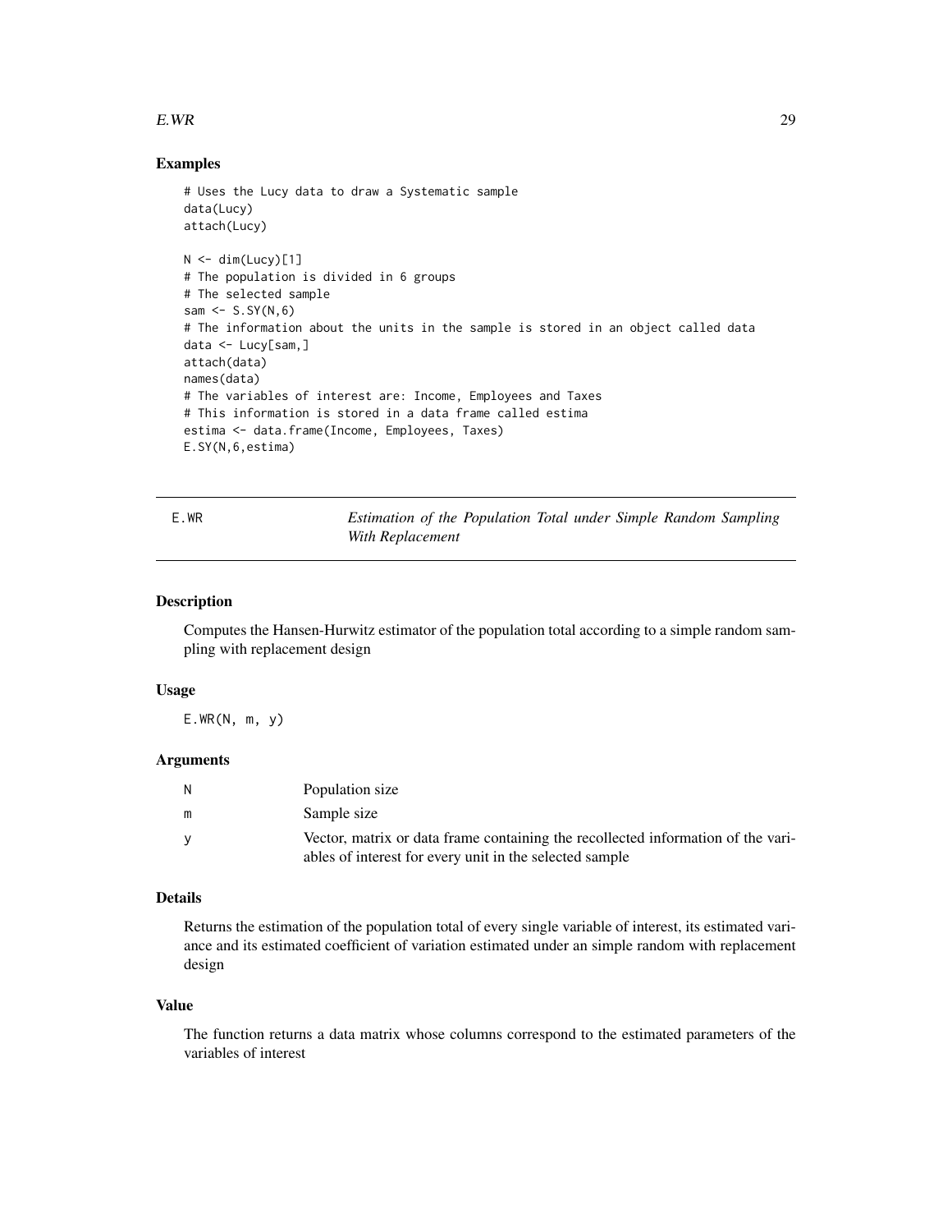### Examples

```
# Uses the Lucy data to draw a Systematic sample
data(Lucy)
attach(Lucy)

N <- dim(Lucy)[1]
# The population is divided in 6 groups
# The selected sample
sam <- S.SY(N,6)
# The information about the units in the sample is stored in an object called data
data <- Lucy[sam,]
attach(data)
names(data)
# The variables of interest are: Income, Employees and Taxes
# This information is stored in a data frame called estima
estima <- data.frame(Income, Employees, Taxes)
E.SY(N,6,estima)
```

---

## E.WR — *Estimation of the Population Total under Simple Random Sampling With Replacement*

---

### Description

Computes the Hansen-Hurwitz estimator of the population total according to a simple random sampling with replacement design

### Usage

```
E.WR(N, m, y)
```

### Arguments

| | |
|---|---|
| N | Population size |
| m | Sample size |
| y | Vector, matrix or data frame containing the recollected information of the variables of interest for every unit in the selected sample |

### Details

Returns the estimation of the population total of every single variable of interest, its estimated variance and its estimated coefficient of variation estimated under an simple random with replacement design

### Value

The function returns a data matrix whose columns correspond to the estimated parameters of the variables of interest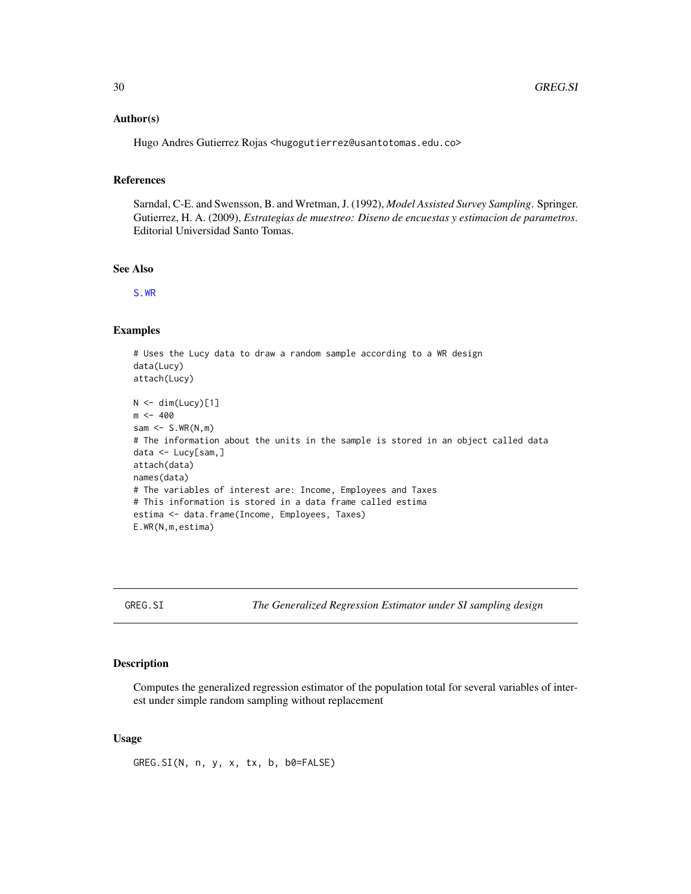### Author(s)

Hugo Andres Gutierrez Rojas <hugogutierrez@usantotomas.edu.co>

### References

Sarndal, C-E. and Swensson, B. and Wretman, J. (1992), *Model Assisted Survey Sampling*. Springer.
Gutierrez, H. A. (2009), *Estrategias de muestreo: Diseno de encuestas y estimacion de parametros*. Editorial Universidad Santo Tomas.

### See Also

S.WR

### Examples

```
# Uses the Lucy data to draw a random sample according to a WR design
data(Lucy)
attach(Lucy)

N <- dim(Lucy)[1]
m <- 400
sam <- S.WR(N,m)
# The information about the units in the sample is stored in an object called data
data <- Lucy[sam,]
attach(data)
names(data)
# The variables of interest are: Income, Employees and Taxes
# This information is stored in a data frame called estima
estima <- data.frame(Income, Employees, Taxes)
E.WR(N,m,estima)
```

---

## GREG.SI — *The Generalized Regression Estimator under SI sampling design*

### Description

Computes the generalized regression estimator of the population total for several variables of interest under simple random sampling without replacement

### Usage

```
GREG.SI(N, n, y, x, tx, b, b0=FALSE)
```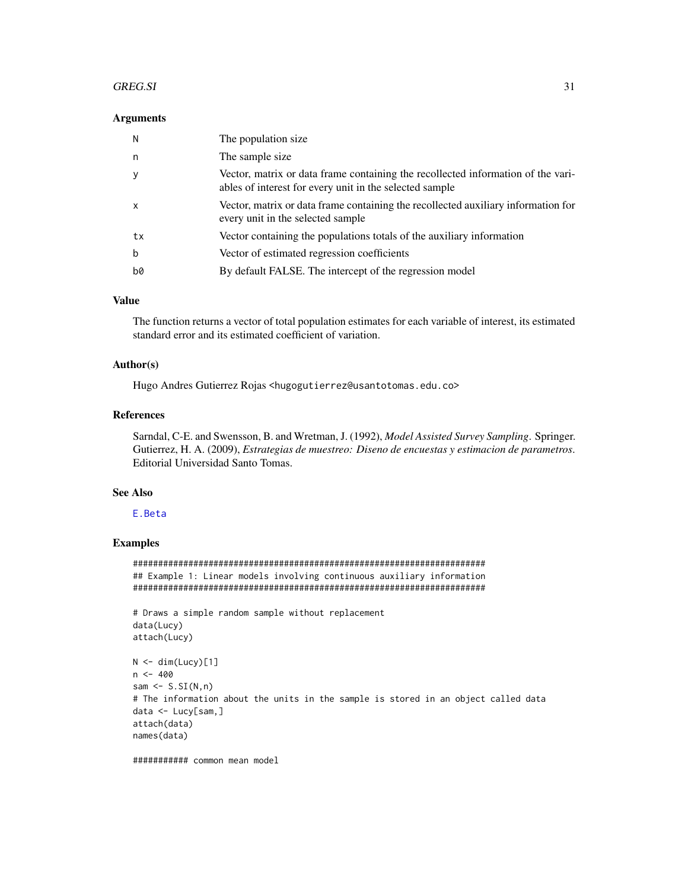## Arguments

| | |
|---|---|
| N | The population size |
| n | The sample size |
| y | Vector, matrix or data frame containing the recollected information of the variables of interest for every unit in the selected sample |
| x | Vector, matrix or data frame containing the recollected auxiliary information for every unit in the selected sample |
| tx | Vector containing the populations totals of the auxiliary information |
| b | Vector of estimated regression coefficients |
| b0 | By default FALSE. The intercept of the regression model |

## Value

The function returns a vector of total population estimates for each variable of interest, its estimated standard error and its estimated coefficient of variation.

## Author(s)

Hugo Andres Gutierrez Rojas <hugogutierrez@usantotomas.edu.co>

## References

Sarndal, C-E. and Swensson, B. and Wretman, J. (1992), *Model Assisted Survey Sampling*. Springer.
Gutierrez, H. A. (2009), *Estrategias de muestreo: Diseno de encuestas y estimacion de parametros*. Editorial Universidad Santo Tomas.

## See Also

E.Beta

## Examples

```
########################################################################
## Example 1: Linear models involving continuous auxiliary information
########################################################################

# Draws a simple random sample without replacement
data(Lucy)
attach(Lucy)

N <- dim(Lucy)[1]
n <- 400
sam <- S.SI(N,n)
# The information about the units in the sample is stored in an object called data
data <- Lucy[sam,]
attach(data)
names(data)

########### common mean model
```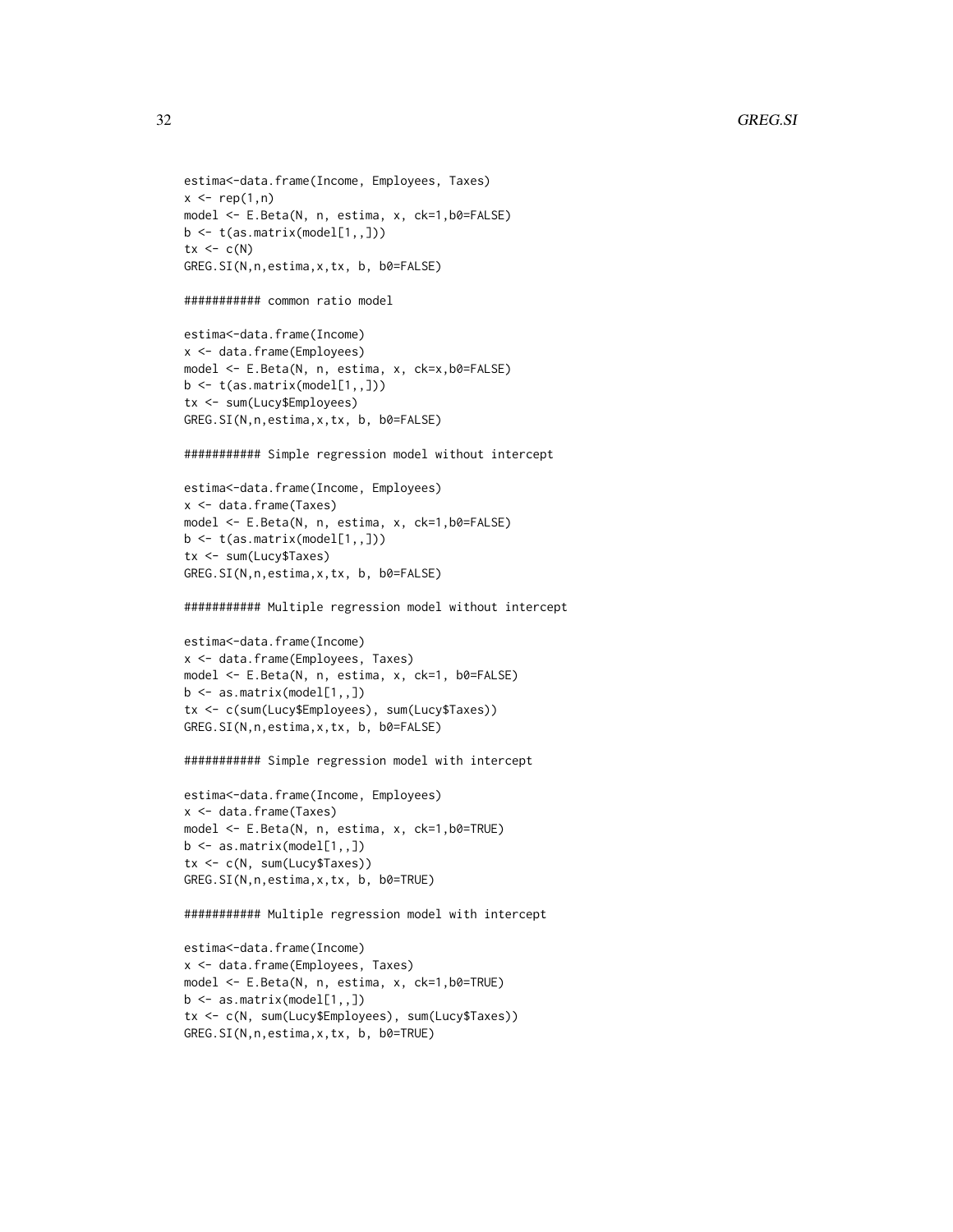```
estima<-data.frame(Income, Employees, Taxes)
x <- rep(1,n)
model <- E.Beta(N, n, estima, x, ck=1,b0=FALSE)
b <- t(as.matrix(model[1,,]))
tx <- c(N)
GREG.SI(N,n,estima,x,tx, b, b0=FALSE)

########### common ratio model

estima<-data.frame(Income)
x <- data.frame(Employees)
model <- E.Beta(N, n, estima, x, ck=x,b0=FALSE)
b <- t(as.matrix(model[1,,]))
tx <- sum(Lucy$Employees)
GREG.SI(N,n,estima,x,tx, b, b0=FALSE)

########### Simple regression model without intercept

estima<-data.frame(Income, Employees)
x <- data.frame(Taxes)
model <- E.Beta(N, n, estima, x, ck=1,b0=FALSE)
b <- t(as.matrix(model[1,,]))
tx <- sum(Lucy$Taxes)
GREG.SI(N,n,estima,x,tx, b, b0=FALSE)

########### Multiple regression model without intercept

estima<-data.frame(Income)
x <- data.frame(Employees, Taxes)
model <- E.Beta(N, n, estima, x, ck=1, b0=FALSE)
b <- as.matrix(model[1,,])
tx <- c(sum(Lucy$Employees), sum(Lucy$Taxes))
GREG.SI(N,n,estima,x,tx, b, b0=FALSE)

########### Simple regression model with intercept

estima<-data.frame(Income, Employees)
x <- data.frame(Taxes)
model <- E.Beta(N, n, estima, x, ck=1,b0=TRUE)
b <- as.matrix(model[1,,])
tx <- c(N, sum(Lucy$Taxes))
GREG.SI(N,n,estima,x,tx, b, b0=TRUE)

########### Multiple regression model with intercept

estima<-data.frame(Income)
x <- data.frame(Employees, Taxes)
model <- E.Beta(N, n, estima, x, ck=1,b0=TRUE)
b <- as.matrix(model[1,,])
tx <- c(N, sum(Lucy$Employees), sum(Lucy$Taxes))
GREG.SI(N,n,estima,x,tx, b, b0=TRUE)
```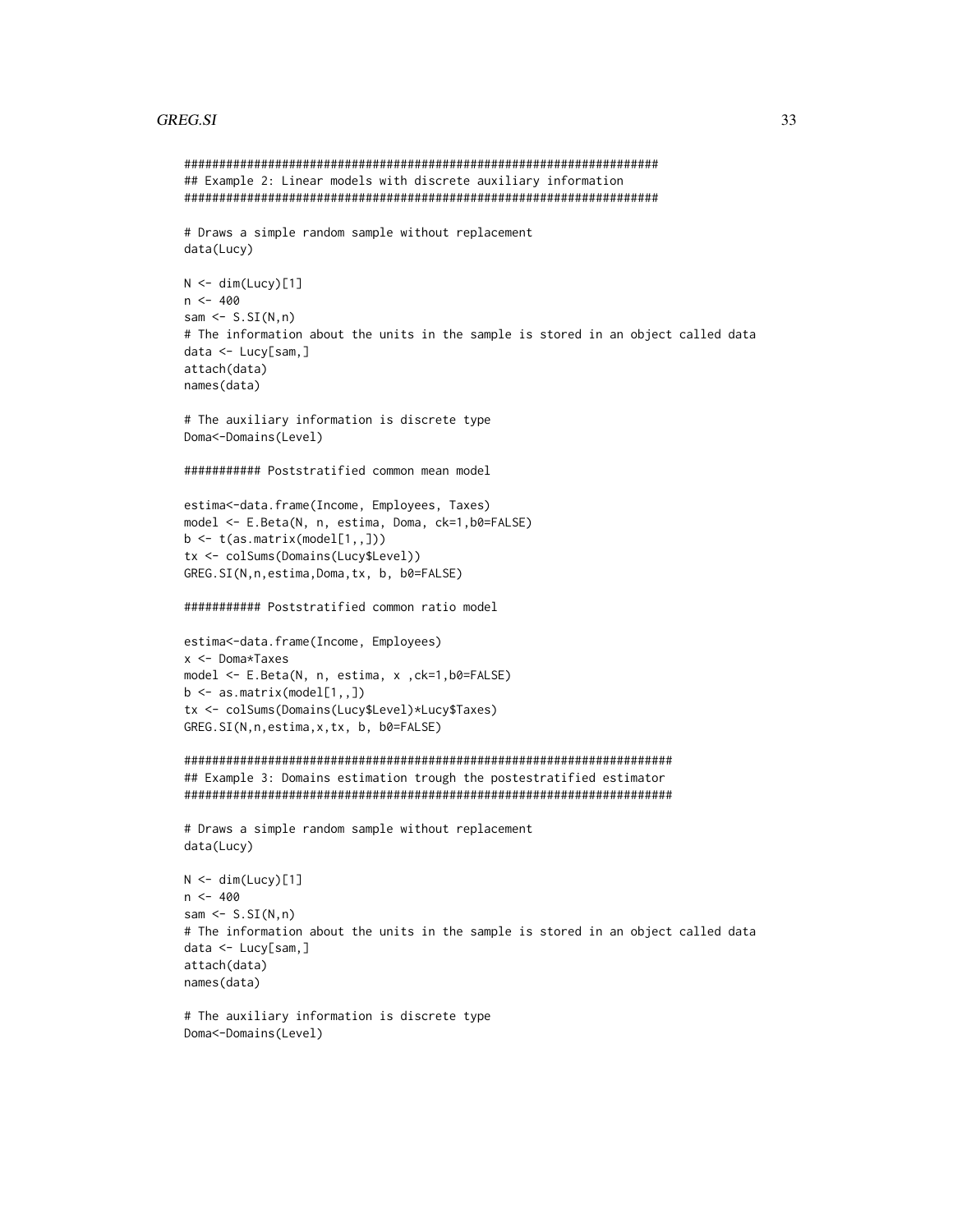```
####################################################################
## Example 2: Linear models with discrete auxiliary information
####################################################################

# Draws a simple random sample without replacement
data(Lucy)

N <- dim(Lucy)[1]
n <- 400
sam <- S.SI(N,n)
# The information about the units in the sample is stored in an object called data
data <- Lucy[sam,]
attach(data)
names(data)

# The auxiliary information is discrete type
Doma<-Domains(Level)

########### Poststratified common mean model

estima<-data.frame(Income, Employees, Taxes)
model <- E.Beta(N, n, estima, Doma, ck=1,b0=FALSE)
b <- t(as.matrix(model[1,,]))
tx <- colSums(Domains(Lucy$Level))
GREG.SI(N,n,estima,Doma,tx, b, b0=FALSE)

########### Poststratified common ratio model

estima<-data.frame(Income, Employees)
x <- Doma*Taxes
model <- E.Beta(N, n, estima, x ,ck=1,b0=FALSE)
b <- as.matrix(model[1,,])
tx <- colSums(Domains(Lucy$Level)*Lucy$Taxes)
GREG.SI(N,n,estima,x,tx, b, b0=FALSE)

######################################################################
## Example 3: Domains estimation trough the postestratified estimator
######################################################################

# Draws a simple random sample without replacement
data(Lucy)

N <- dim(Lucy)[1]
n <- 400
sam <- S.SI(N,n)
# The information about the units in the sample is stored in an object called data
data <- Lucy[sam,]
attach(data)
names(data)

# The auxiliary information is discrete type
Doma<-Domains(Level)
```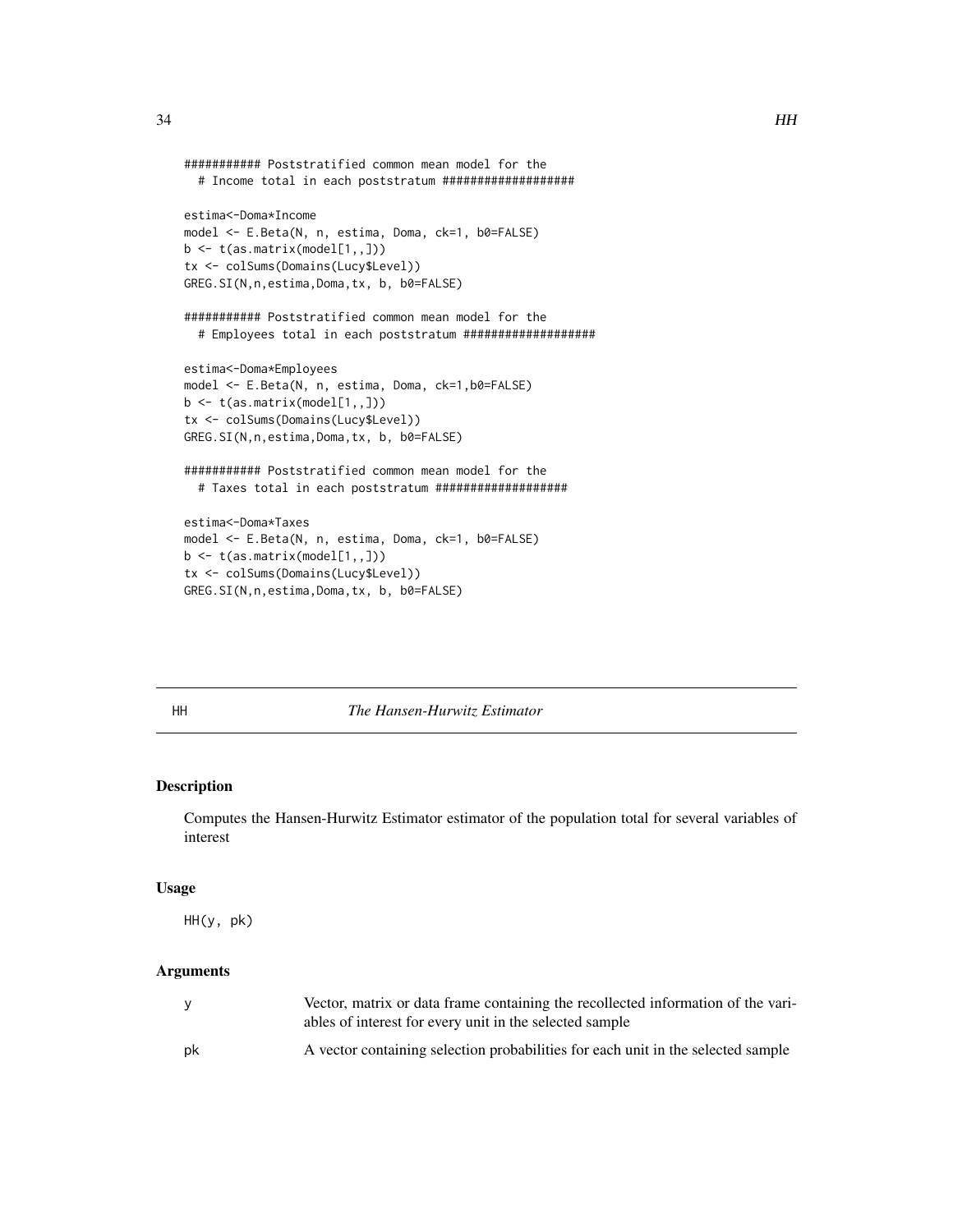```
########### Poststratified common mean model for the
  # Income total in each poststratum ###################

estima<-Doma*Income
model <- E.Beta(N, n, estima, Doma, ck=1, b0=FALSE)
b <- t(as.matrix(model[1,,]))
tx <- colSums(Domains(Lucy$Level))
GREG.SI(N,n,estima,Doma,tx, b, b0=FALSE)

########### Poststratified common mean model for the
  # Employees total in each poststratum ###################

estima<-Doma*Employees
model <- E.Beta(N, n, estima, Doma, ck=1,b0=FALSE)
b <- t(as.matrix(model[1,,]))
tx <- colSums(Domains(Lucy$Level))
GREG.SI(N,n,estima,Doma,tx, b, b0=FALSE)

########### Poststratified common mean model for the
  # Taxes total in each poststratum ###################

estima<-Doma*Taxes
model <- E.Beta(N, n, estima, Doma, ck=1, b0=FALSE)
b <- t(as.matrix(model[1,,]))
tx <- colSums(Domains(Lucy$Level))
GREG.SI(N,n,estima,Doma,tx, b, b0=FALSE)
```

---

## HH *The Hansen-Hurwitz Estimator*

---

### Description

Computes the Hansen-Hurwitz Estimator estimator of the population total for several variables of interest

### Usage

```
HH(y, pk)
```

### Arguments

| | |
|---|---|
| y | Vector, matrix or data frame containing the recollected information of the variables of interest for every unit in the selected sample |
| pk | A vector containing selection probabilities for each unit in the selected sample |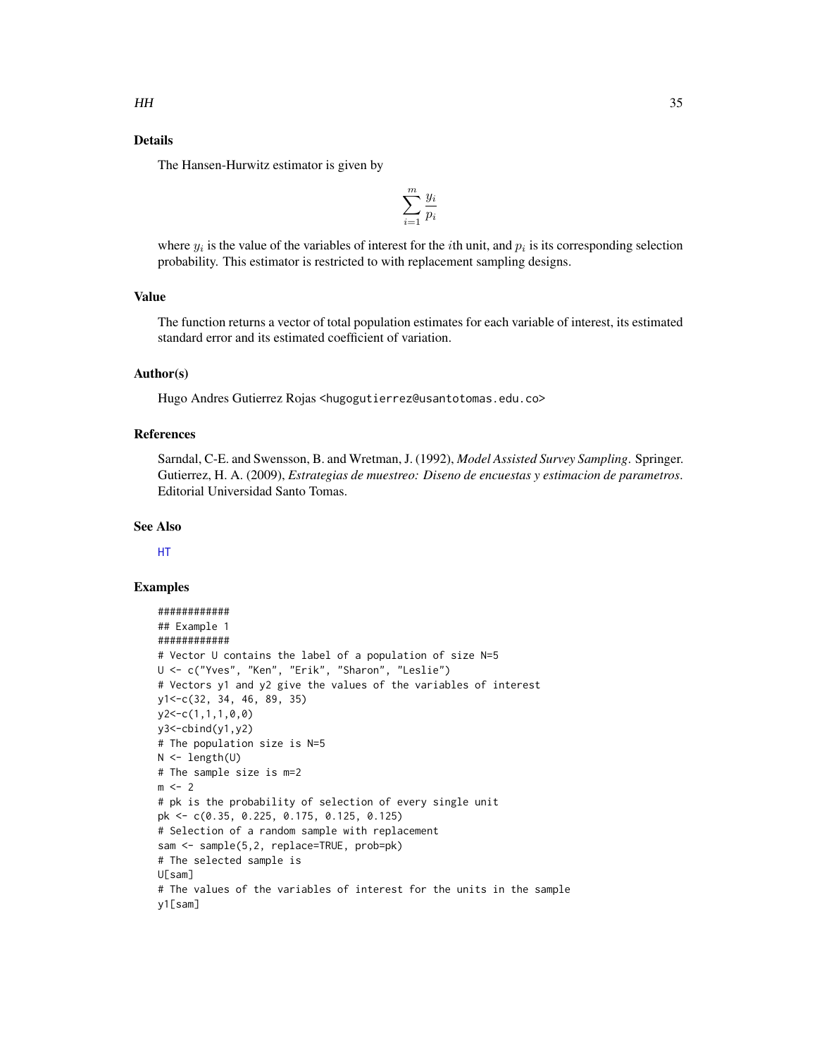## Details

The Hansen-Hurwitz estimator is given by

$$\sum_{i=1}^{m} \frac{y_i}{p_i}$$

where $y_i$ is the value of the variables of interest for the $i$th unit, and $p_i$ is its corresponding selection probability. This estimator is restricted to with replacement sampling designs.

## Value

The function returns a vector of total population estimates for each variable of interest, its estimated standard error and its estimated coefficient of variation.

## Author(s)

Hugo Andres Gutierrez Rojas <hugogutierrez@usantotomas.edu.co>

## References

Sarndal, C-E. and Swensson, B. and Wretman, J. (1992), *Model Assisted Survey Sampling*. Springer.
Gutierrez, H. A. (2009), *Estrategias de muestreo: Diseno de encuestas y estimacion de parametros*. Editorial Universidad Santo Tomas.

## See Also

HT

## Examples

```
############
## Example 1
############
# Vector U contains the label of a population of size N=5
U <- c("Yves", "Ken", "Erik", "Sharon", "Leslie")
# Vectors y1 and y2 give the values of the variables of interest
y1<-c(32, 34, 46, 89, 35)
y2<-c(1,1,1,0,0)
y3<-cbind(y1,y2)
# The population size is N=5
N <- length(U)
# The sample size is m=2
m <- 2
# pk is the probability of selection of every single unit
pk <- c(0.35, 0.225, 0.175, 0.125, 0.125)
# Selection of a random sample with replacement
sam <- sample(5,2, replace=TRUE, prob=pk)
# The selected sample is
U[sam]
# The values of the variables of interest for the units in the sample
y1[sam]
```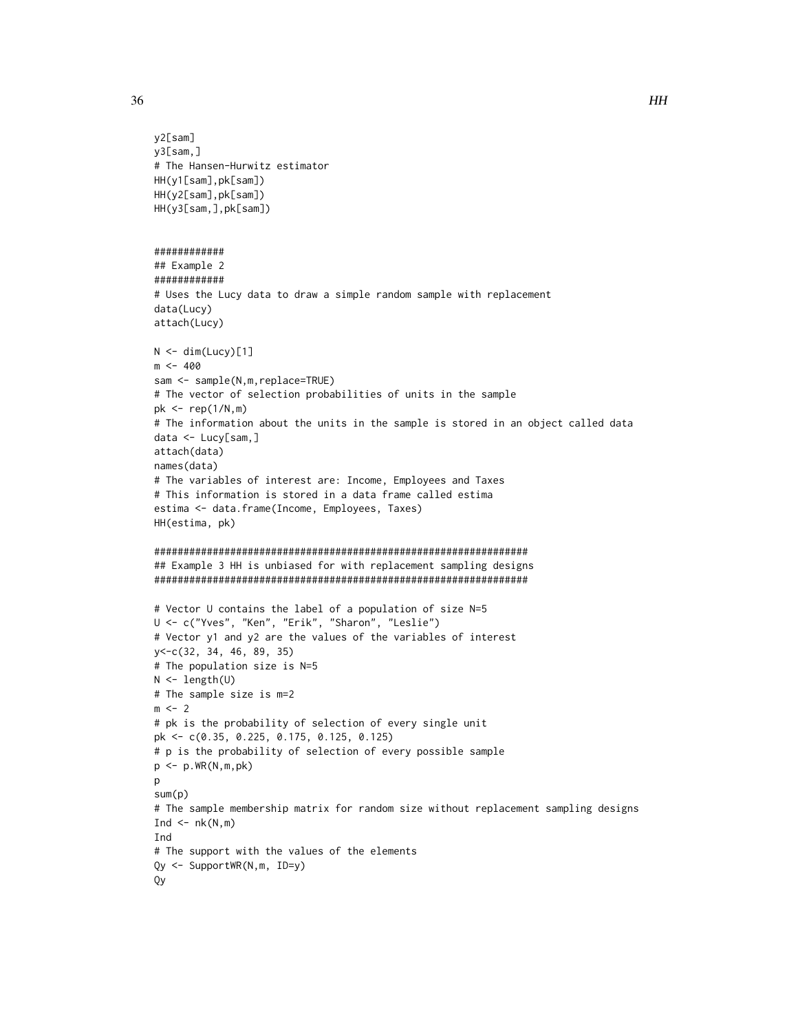```
y2[sam]
y3[sam,]
# The Hansen-Hurwitz estimator
HH(y1[sam],pk[sam])
HH(y2[sam],pk[sam])
HH(y3[sam,],pk[sam])


############
## Example 2
############
# Uses the Lucy data to draw a simple random sample with replacement
data(Lucy)
attach(Lucy)

N <- dim(Lucy)[1]
m <- 400
sam <- sample(N,m,replace=TRUE)
# The vector of selection probabilities of units in the sample
pk <- rep(1/N,m)
# The information about the units in the sample is stored in an object called data
data <- Lucy[sam,]
attach(data)
names(data)
# The variables of interest are: Income, Employees and Taxes
# This information is stored in a data frame called estima
estima <- data.frame(Income, Employees, Taxes)
HH(estima, pk)

################################################################
## Example 3 HH is unbiased for with replacement sampling designs
################################################################

# Vector U contains the label of a population of size N=5
U <- c("Yves", "Ken", "Erik", "Sharon", "Leslie")
# Vector y1 and y2 are the values of the variables of interest
y<-c(32, 34, 46, 89, 35)
# The population size is N=5
N <- length(U)
# The sample size is m=2
m <- 2
# pk is the probability of selection of every single unit
pk <- c(0.35, 0.225, 0.175, 0.125, 0.125)
# p is the probability of selection of every possible sample
p <- p.WR(N,m,pk)
p
sum(p)
# The sample membership matrix for random size without replacement sampling designs
Ind <- nk(N,m)
Ind
# The support with the values of the elements
Qy <- SupportWR(N,m, ID=y)
Qy
```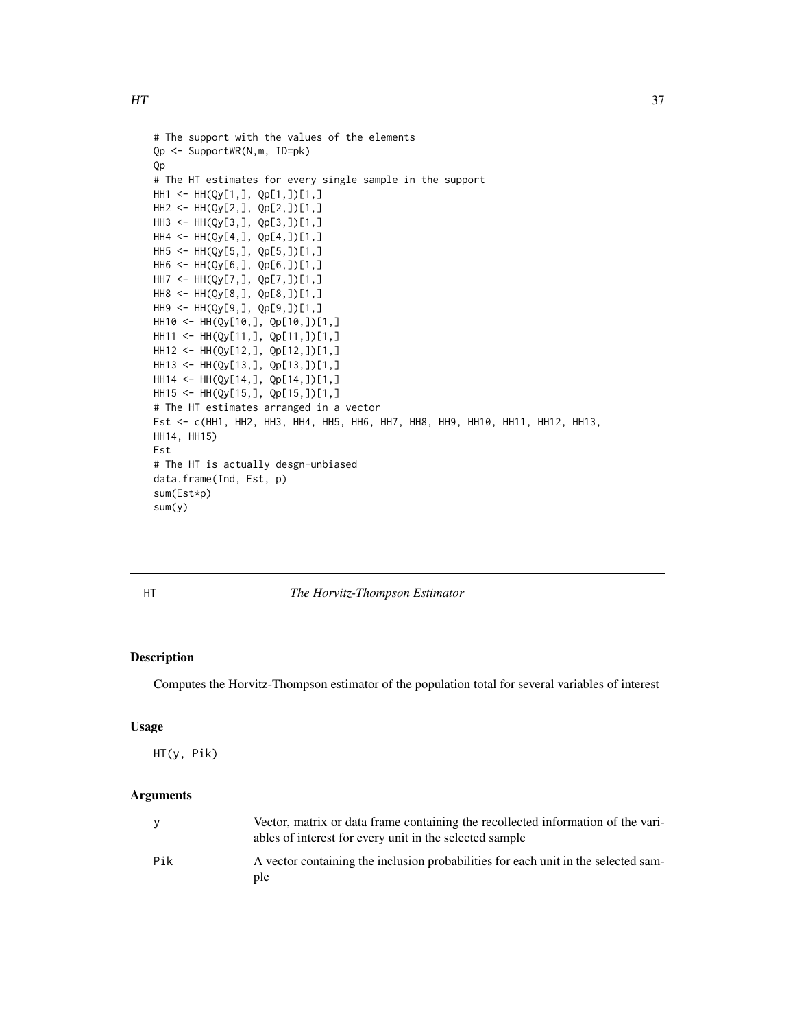```
# The support with the values of the elements
Qp <- SupportWR(N,m, ID=pk)
Qp
# The HT estimates for every single sample in the support
HH1 <- HH(Qy[1,], Qp[1,])[1,]
HH2 <- HH(Qy[2,], Qp[2,])[1,]
HH3 <- HH(Qy[3,], Qp[3,])[1,]
HH4 <- HH(Qy[4,], Qp[4,])[1,]
HH5 <- HH(Qy[5,], Qp[5,])[1,]
HH6 <- HH(Qy[6,], Qp[6,])[1,]
HH7 <- HH(Qy[7,], Qp[7,])[1,]
HH8 <- HH(Qy[8,], Qp[8,])[1,]
HH9 <- HH(Qy[9,], Qp[9,])[1,]
HH10 <- HH(Qy[10,], Qp[10,])[1,]
HH11 <- HH(Qy[11,], Qp[11,])[1,]
HH12 <- HH(Qy[12,], Qp[12,])[1,]
HH13 <- HH(Qy[13,], Qp[13,])[1,]
HH14 <- HH(Qy[14,], Qp[14,])[1,]
HH15 <- HH(Qy[15,], Qp[15,])[1,]
# The HT estimates arranged in a vector
Est <- c(HH1, HH2, HH3, HH4, HH5, HH6, HH7, HH8, HH9, HH10, HH11, HH12, HH13,
HH14, HH15)
Est
# The HT is actually desgn-unbiased
data.frame(Ind, Est, p)
sum(Est*p)
sum(y)
```

---

## HT — *The Horvitz-Thompson Estimator*

### Description

Computes the Horvitz-Thompson estimator of the population total for several variables of interest

### Usage

```
HT(y, Pik)
```

### Arguments

| | |
|---|---|
| y | Vector, matrix or data frame containing the recollected information of the variables of interest for every unit in the selected sample |
| Pik | A vector containing the inclusion probabilities for each unit in the selected sample |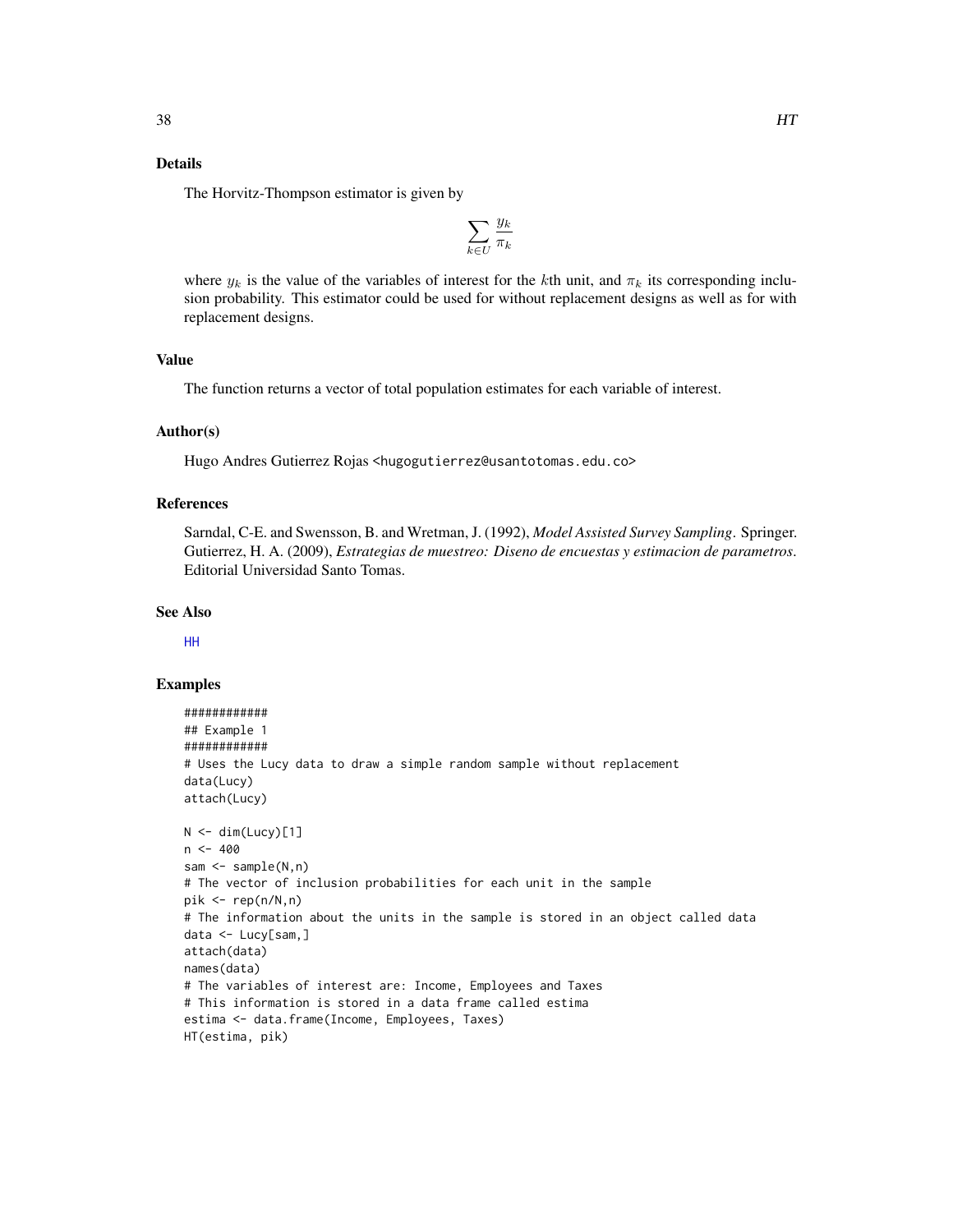## Details

The Horvitz-Thompson estimator is given by

$$\sum_{k \in U} \frac{y_k}{\pi_k}$$

where $y_k$ is the value of the variables of interest for the $k$th unit, and $\pi_k$ its corresponding inclusion probability. This estimator could be used for without replacement designs as well as for with replacement designs.

## Value

The function returns a vector of total population estimates for each variable of interest.

## Author(s)

Hugo Andres Gutierrez Rojas <hugogutierrez@usantotomas.edu.co>

## References

Sarndal, C-E. and Swensson, B. and Wretman, J. (1992), *Model Assisted Survey Sampling*. Springer.
Gutierrez, H. A. (2009), *Estrategias de muestreo: Diseno de encuestas y estimacion de parametros*. Editorial Universidad Santo Tomas.

## See Also

HH

## Examples

```
############
## Example 1
############
# Uses the Lucy data to draw a simple random sample without replacement
data(Lucy)
attach(Lucy)

N <- dim(Lucy)[1]
n <- 400
sam <- sample(N,n)
# The vector of inclusion probabilities for each unit in the sample
pik <- rep(n/N,n)
# The information about the units in the sample is stored in an object called data
data <- Lucy[sam,]
attach(data)
names(data)
# The variables of interest are: Income, Employees and Taxes
# This information is stored in a data frame called estima
estima <- data.frame(Income, Employees, Taxes)
HT(estima, pik)
```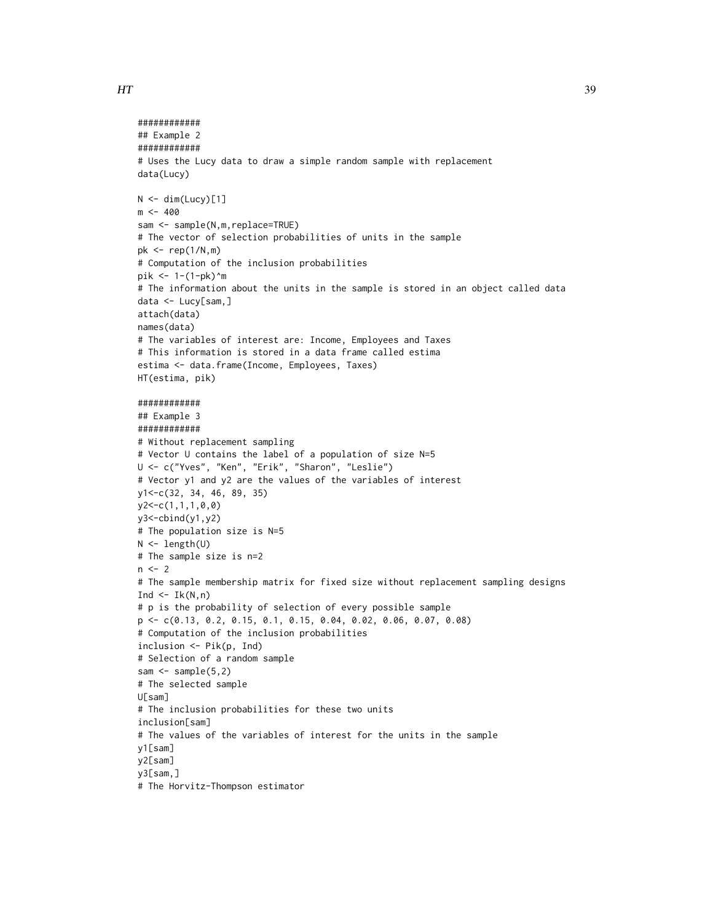```
############
## Example 2
############
# Uses the Lucy data to draw a simple random sample with replacement
data(Lucy)

N <- dim(Lucy)[1]
m <- 400
sam <- sample(N,m,replace=TRUE)
# The vector of selection probabilities of units in the sample
pk <- rep(1/N,m)
# Computation of the inclusion probabilities
pik <- 1-(1-pk)^m
# The information about the units in the sample is stored in an object called data
data <- Lucy[sam,]
attach(data)
names(data)
# The variables of interest are: Income, Employees and Taxes
# This information is stored in a data frame called estima
estima <- data.frame(Income, Employees, Taxes)
HT(estima, pik)

############
## Example 3
############
# Without replacement sampling
# Vector U contains the label of a population of size N=5
U <- c("Yves", "Ken", "Erik", "Sharon", "Leslie")
# Vector y1 and y2 are the values of the variables of interest
y1<-c(32, 34, 46, 89, 35)
y2<-c(1,1,1,0,0)
y3<-cbind(y1,y2)
# The population size is N=5
N <- length(U)
# The sample size is n=2
n <- 2
# The sample membership matrix for fixed size without replacement sampling designs
Ind <- Ik(N,n)
# p is the probability of selection of every possible sample
p <- c(0.13, 0.2, 0.15, 0.1, 0.15, 0.04, 0.02, 0.06, 0.07, 0.08)
# Computation of the inclusion probabilities
inclusion <- Pik(p, Ind)
# Selection of a random sample
sam <- sample(5,2)
# The selected sample
U[sam]
# The inclusion probabilities for these two units
inclusion[sam]
# The values of the variables of interest for the units in the sample
y1[sam]
y2[sam]
y3[sam,]
# The Horvitz-Thompson estimator
```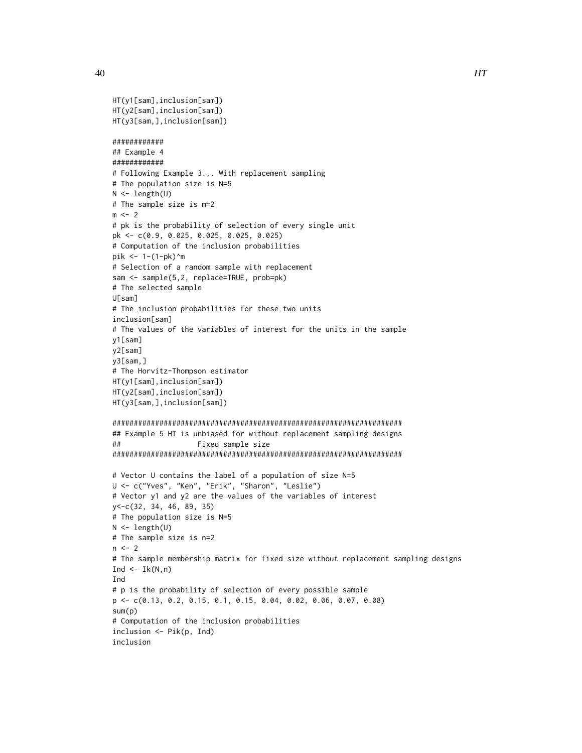```
HT(y1[sam],inclusion[sam])
HT(y2[sam],inclusion[sam])
HT(y3[sam,],inclusion[sam])

############
## Example 4
############
# Following Example 3... With replacement sampling
# The population size is N=5
N <- length(U)
# The sample size is m=2
m <- 2
# pk is the probability of selection of every single unit
pk <- c(0.9, 0.025, 0.025, 0.025, 0.025)
# Computation of the inclusion probabilities
pik <- 1-(1-pk)^m
# Selection of a random sample with replacement
sam <- sample(5,2, replace=TRUE, prob=pk)
# The selected sample
U[sam]
# The inclusion probabilities for these two units
inclusion[sam]
# The values of the variables of interest for the units in the sample
y1[sam]
y2[sam]
y3[sam,]
# The Horvitz-Thompson estimator
HT(y1[sam],inclusion[sam])
HT(y2[sam],inclusion[sam])
HT(y3[sam,],inclusion[sam])

####################################################################
## Example 5 HT is unbiased for without replacement sampling designs
##                   Fixed sample size
####################################################################

# Vector U contains the label of a population of size N=5
U <- c("Yves", "Ken", "Erik", "Sharon", "Leslie")
# Vector y1 and y2 are the values of the variables of interest
y<-c(32, 34, 46, 89, 35)
# The population size is N=5
N <- length(U)
# The sample size is n=2
n <- 2
# The sample membership matrix for fixed size without replacement sampling designs
Ind <- Ik(N,n)
Ind
# p is the probability of selection of every possible sample
p <- c(0.13, 0.2, 0.15, 0.1, 0.15, 0.04, 0.02, 0.06, 0.07, 0.08)
sum(p)
# Computation of the inclusion probabilities
inclusion <- Pik(p, Ind)
inclusion
```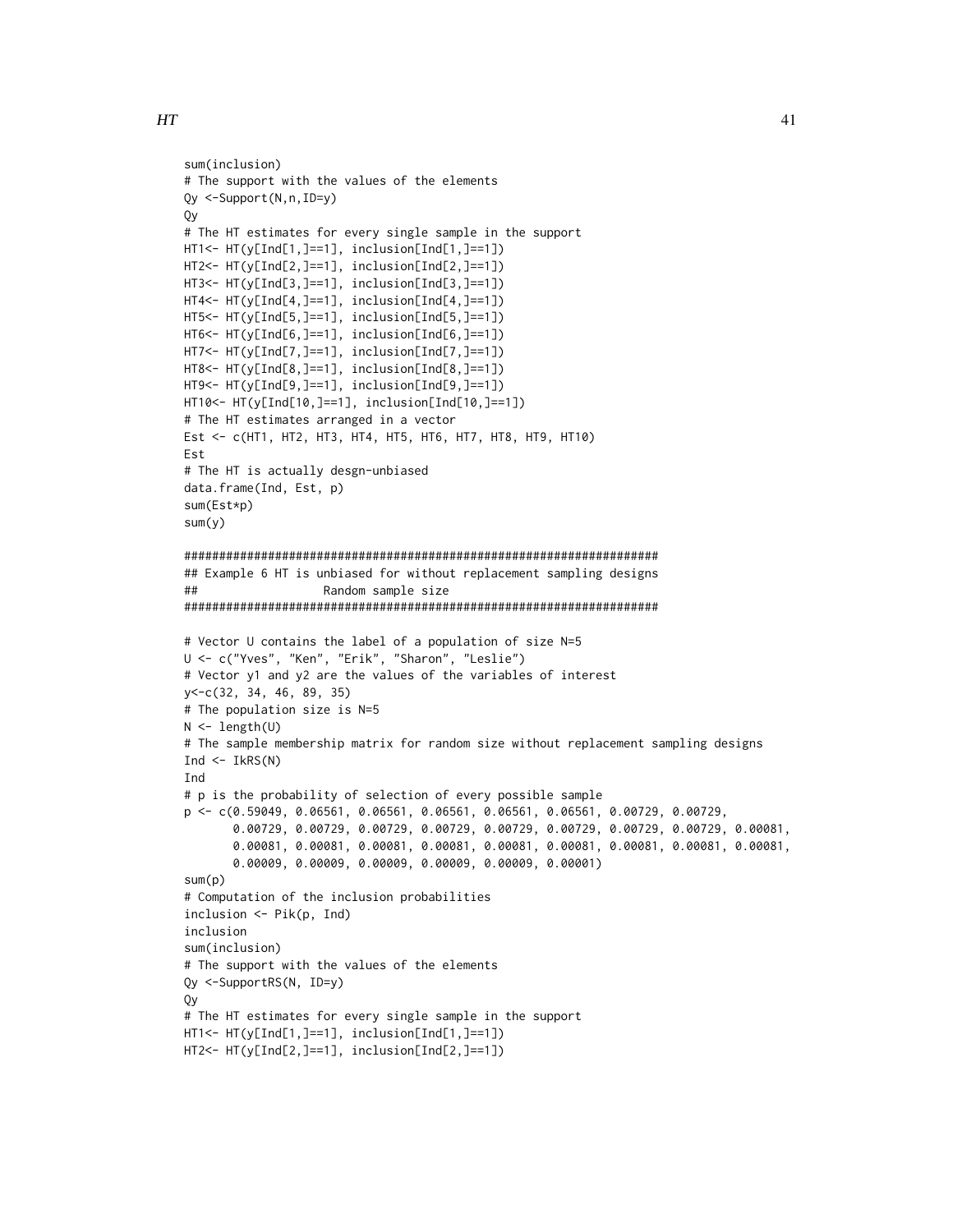```
sum(inclusion)
# The support with the values of the elements
Qy <-Support(N,n,ID=y)
Qy
# The HT estimates for every single sample in the support
HT1<- HT(y[Ind[1,]==1], inclusion[Ind[1,]==1])
HT2<- HT(y[Ind[2,]==1], inclusion[Ind[2,]==1])
HT3<- HT(y[Ind[3,]==1], inclusion[Ind[3,]==1])
HT4<- HT(y[Ind[4,]==1], inclusion[Ind[4,]==1])
HT5<- HT(y[Ind[5,]==1], inclusion[Ind[5,]==1])
HT6<- HT(y[Ind[6,]==1], inclusion[Ind[6,]==1])
HT7<- HT(y[Ind[7,]==1], inclusion[Ind[7,]==1])
HT8<- HT(y[Ind[8,]==1], inclusion[Ind[8,]==1])
HT9<- HT(y[Ind[9,]==1], inclusion[Ind[9,]==1])
HT10<- HT(y[Ind[10,]==1], inclusion[Ind[10,]==1])
# The HT estimates arranged in a vector
Est <- c(HT1, HT2, HT3, HT4, HT5, HT6, HT7, HT8, HT9, HT10)
Est
# The HT is actually desgn-unbiased
data.frame(Ind, Est, p)
sum(Est*p)
sum(y)

####################################################################
## Example 6 HT is unbiased for without replacement sampling designs
##                 Random sample size
####################################################################

# Vector U contains the label of a population of size N=5
U <- c("Yves", "Ken", "Erik", "Sharon", "Leslie")
# Vector y1 and y2 are the values of the variables of interest
y<-c(32, 34, 46, 89, 35)
# The population size is N=5
N <- length(U)
# The sample membership matrix for random size without replacement sampling designs
Ind <- IkRS(N)
Ind
# p is the probability of selection of every possible sample
p <- c(0.59049, 0.06561, 0.06561, 0.06561, 0.06561, 0.06561, 0.00729, 0.00729,
       0.00729, 0.00729, 0.00729, 0.00729, 0.00729, 0.00729, 0.00729, 0.00729, 0.00081,
       0.00081, 0.00081, 0.00081, 0.00081, 0.00081, 0.00081, 0.00081, 0.00081, 0.00081,
       0.00009, 0.00009, 0.00009, 0.00009, 0.00009, 0.00001)
sum(p)
# Computation of the inclusion probabilities
inclusion <- Pik(p, Ind)
inclusion
sum(inclusion)
# The support with the values of the elements
Qy <-SupportRS(N, ID=y)
Qy
# The HT estimates for every single sample in the support
HT1<- HT(y[Ind[1,]==1], inclusion[Ind[1,]==1])
HT2<- HT(y[Ind[2,]==1], inclusion[Ind[2,]==1])
```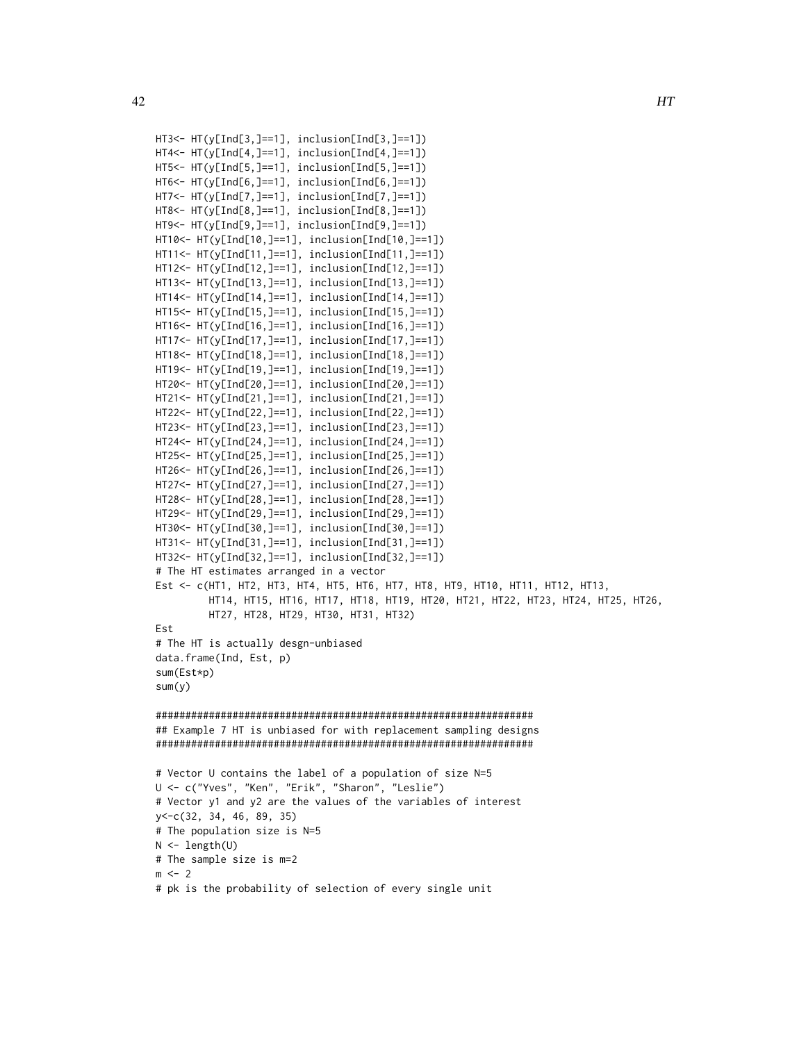```
HT3<- HT(y[Ind[3,]==1], inclusion[Ind[3,]==1])
HT4<- HT(y[Ind[4,]==1], inclusion[Ind[4,]==1])
HT5<- HT(y[Ind[5,]==1], inclusion[Ind[5,]==1])
HT6<- HT(y[Ind[6,]==1], inclusion[Ind[6,]==1])
HT7<- HT(y[Ind[7,]==1], inclusion[Ind[7,]==1])
HT8<- HT(y[Ind[8,]==1], inclusion[Ind[8,]==1])
HT9<- HT(y[Ind[9,]==1], inclusion[Ind[9,]==1])
HT10<- HT(y[Ind[10,]==1], inclusion[Ind[10,]==1])
HT11<- HT(y[Ind[11,]==1], inclusion[Ind[11,]==1])
HT12<- HT(y[Ind[12,]==1], inclusion[Ind[12,]==1])
HT13<- HT(y[Ind[13,]==1], inclusion[Ind[13,]==1])
HT14<- HT(y[Ind[14,]==1], inclusion[Ind[14,]==1])
HT15<- HT(y[Ind[15,]==1], inclusion[Ind[15,]==1])
HT16<- HT(y[Ind[16,]==1], inclusion[Ind[16,]==1])
HT17<- HT(y[Ind[17,]==1], inclusion[Ind[17,]==1])
HT18<- HT(y[Ind[18,]==1], inclusion[Ind[18,]==1])
HT19<- HT(y[Ind[19,]==1], inclusion[Ind[19,]==1])
HT20<- HT(y[Ind[20,]==1], inclusion[Ind[20,]==1])
HT21<- HT(y[Ind[21,]==1], inclusion[Ind[21,]==1])
HT22<- HT(y[Ind[22,]==1], inclusion[Ind[22,]==1])
HT23<- HT(y[Ind[23,]==1], inclusion[Ind[23,]==1])
HT24<- HT(y[Ind[24,]==1], inclusion[Ind[24,]==1])
HT25<- HT(y[Ind[25,]==1], inclusion[Ind[25,]==1])
HT26<- HT(y[Ind[26,]==1], inclusion[Ind[26,]==1])
HT27<- HT(y[Ind[27,]==1], inclusion[Ind[27,]==1])
HT28<- HT(y[Ind[28,]==1], inclusion[Ind[28,]==1])
HT29<- HT(y[Ind[29,]==1], inclusion[Ind[29,]==1])
HT30<- HT(y[Ind[30,]==1], inclusion[Ind[30,]==1])
HT31<- HT(y[Ind[31,]==1], inclusion[Ind[31,]==1])
HT32<- HT(y[Ind[32,]==1], inclusion[Ind[32,]==1])
# The HT estimates arranged in a vector
Est <- c(HT1, HT2, HT3, HT4, HT5, HT6, HT7, HT8, HT9, HT10, HT11, HT12, HT13,
        HT14, HT15, HT16, HT17, HT18, HT19, HT20, HT21, HT22, HT23, HT24, HT25, HT26,
        HT27, HT28, HT29, HT30, HT31, HT32)
Est
# The HT is actually desgn-unbiased
data.frame(Ind, Est, p)
sum(Est*p)
sum(y)

################################################################
## Example 7 HT is unbiased for with replacement sampling designs
################################################################

# Vector U contains the label of a population of size N=5
U <- c("Yves", "Ken", "Erik", "Sharon", "Leslie")
# Vector y1 and y2 are the values of the variables of interest
y<-c(32, 34, 46, 89, 35)
# The population size is N=5
N <- length(U)
# The sample size is m=2
m <- 2
# pk is the probability of selection of every single unit
```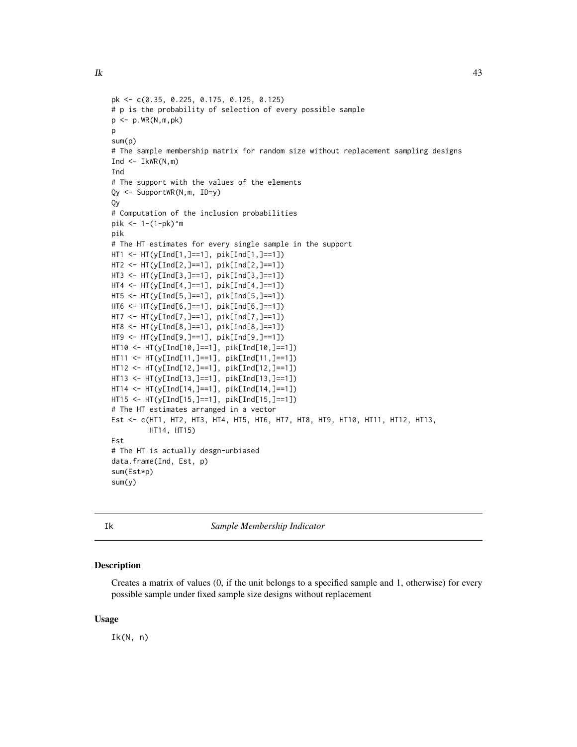```
pk <- c(0.35, 0.225, 0.175, 0.125, 0.125)
# p is the probability of selection of every possible sample
p <- p.WR(N,m,pk)
p
sum(p)
# The sample membership matrix for random size without replacement sampling designs
Ind <- IkWR(N,m)
Ind
# The support with the values of the elements
Qy <- SupportWR(N,m, ID=y)
Qy
# Computation of the inclusion probabilities
pik <- 1-(1-pk)^m
pik
# The HT estimates for every single sample in the support
HT1 <- HT(y[Ind[1,]==1], pik[Ind[1,]==1])
HT2 <- HT(y[Ind[2,]==1], pik[Ind[2,]==1])
HT3 <- HT(y[Ind[3,]==1], pik[Ind[3,]==1])
HT4 <- HT(y[Ind[4,]==1], pik[Ind[4,]==1])
HT5 <- HT(y[Ind[5,]==1], pik[Ind[5,]==1])
HT6 <- HT(y[Ind[6,]==1], pik[Ind[6,]==1])
HT7 <- HT(y[Ind[7,]==1], pik[Ind[7,]==1])
HT8 <- HT(y[Ind[8,]==1], pik[Ind[8,]==1])
HT9 <- HT(y[Ind[9,]==1], pik[Ind[9,]==1])
HT10 <- HT(y[Ind[10,]==1], pik[Ind[10,]==1])
HT11 <- HT(y[Ind[11,]==1], pik[Ind[11,]==1])
HT12 <- HT(y[Ind[12,]==1], pik[Ind[12,]==1])
HT13 <- HT(y[Ind[13,]==1], pik[Ind[13,]==1])
HT14 <- HT(y[Ind[14,]==1], pik[Ind[14,]==1])
HT15 <- HT(y[Ind[15,]==1], pik[Ind[15,]==1])
# The HT estimates arranged in a vector
Est <- c(HT1, HT2, HT3, HT4, HT5, HT6, HT7, HT8, HT9, HT10, HT11, HT12, HT13,
         HT14, HT15)
Est
# The HT is actually desgn-unbiased
data.frame(Ind, Est, p)
sum(Est*p)
sum(y)
```

## Ik — *Sample Membership Indicator*

### Description

Creates a matrix of values (0, if the unit belongs to a specified sample and 1, otherwise) for every possible sample under fixed sample size designs without replacement

### Usage

```
Ik(N, n)
```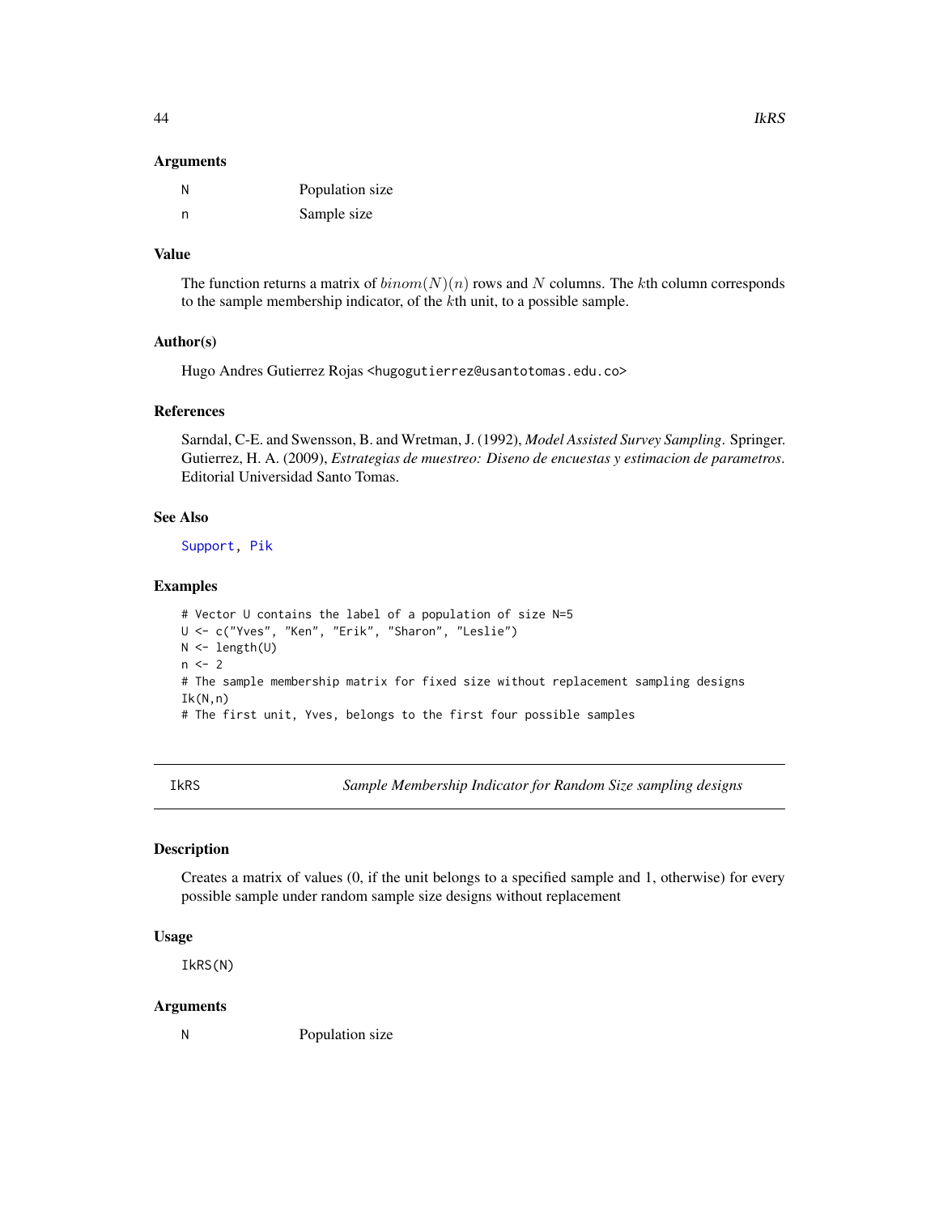### Arguments

| | |
|---|---|
| N | Population size |
| n | Sample size |

### Value

The function returns a matrix of $binom(N)(n)$ rows and $N$ columns. The $k$th column corresponds to the sample membership indicator, of the $k$th unit, to a possible sample.

### Author(s)

Hugo Andres Gutierrez Rojas <hugogutierrez@usantotomas.edu.co>

### References

Sarndal, C-E. and Swensson, B. and Wretman, J. (1992), *Model Assisted Survey Sampling*. Springer.
Gutierrez, H. A. (2009), *Estrategias de muestreo: Diseno de encuestas y estimacion de parametros*. Editorial Universidad Santo Tomas.

### See Also

Support, Pik

### Examples

```
# Vector U contains the label of a population of size N=5
U <- c("Yves", "Ken", "Erik", "Sharon", "Leslie")
N <- length(U)
n <- 2
# The sample membership matrix for fixed size without replacement sampling designs
Ik(N,n)
# The first unit, Yves, belongs to the first four possible samples
```

---

## IkRS — *Sample Membership Indicator for Random Size sampling designs*

### Description

Creates a matrix of values (0, if the unit belongs to a specified sample and 1, otherwise) for every possible sample under random sample size designs without replacement

### Usage

```
IkRS(N)
```

### Arguments

| | |
|---|---|
| N | Population size |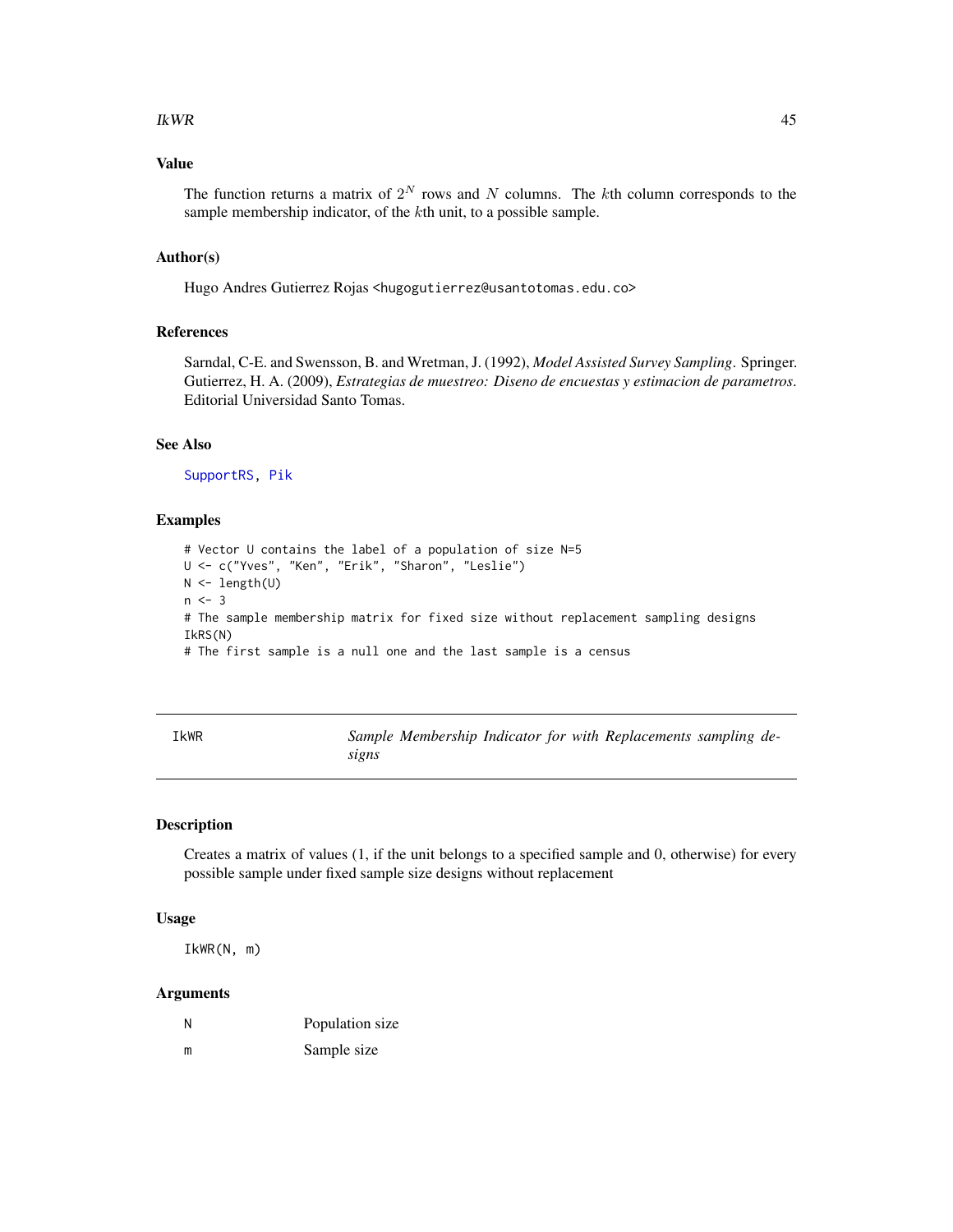### Value

The function returns a matrix of $2^N$ rows and $N$ columns. The $k$th column corresponds to the sample membership indicator, of the $k$th unit, to a possible sample.

### Author(s)

Hugo Andres Gutierrez Rojas <hugogutierrez@usantotomas.edu.co>

### References

Sarndal, C-E. and Swensson, B. and Wretman, J. (1992), *Model Assisted Survey Sampling*. Springer.
Gutierrez, H. A. (2009), *Estrategias de muestreo: Diseno de encuestas y estimacion de parametros*. Editorial Universidad Santo Tomas.

### See Also

SupportRS, Pik

### Examples

```
# Vector U contains the label of a population of size N=5
U <- c("Yves", "Ken", "Erik", "Sharon", "Leslie")
N <- length(U)
n <- 3
# The sample membership matrix for fixed size without replacement sampling designs
IkRS(N)
# The first sample is a null one and the last sample is a census
```

---

## IkWR — *Sample Membership Indicator for with Replacements sampling designs*

---

### Description

Creates a matrix of values (1, if the unit belongs to a specified sample and 0, otherwise) for every possible sample under fixed sample size designs without replacement

### Usage

```
IkWR(N, m)
```

### Arguments

| | |
|---|---|
| N | Population size |
| m | Sample size |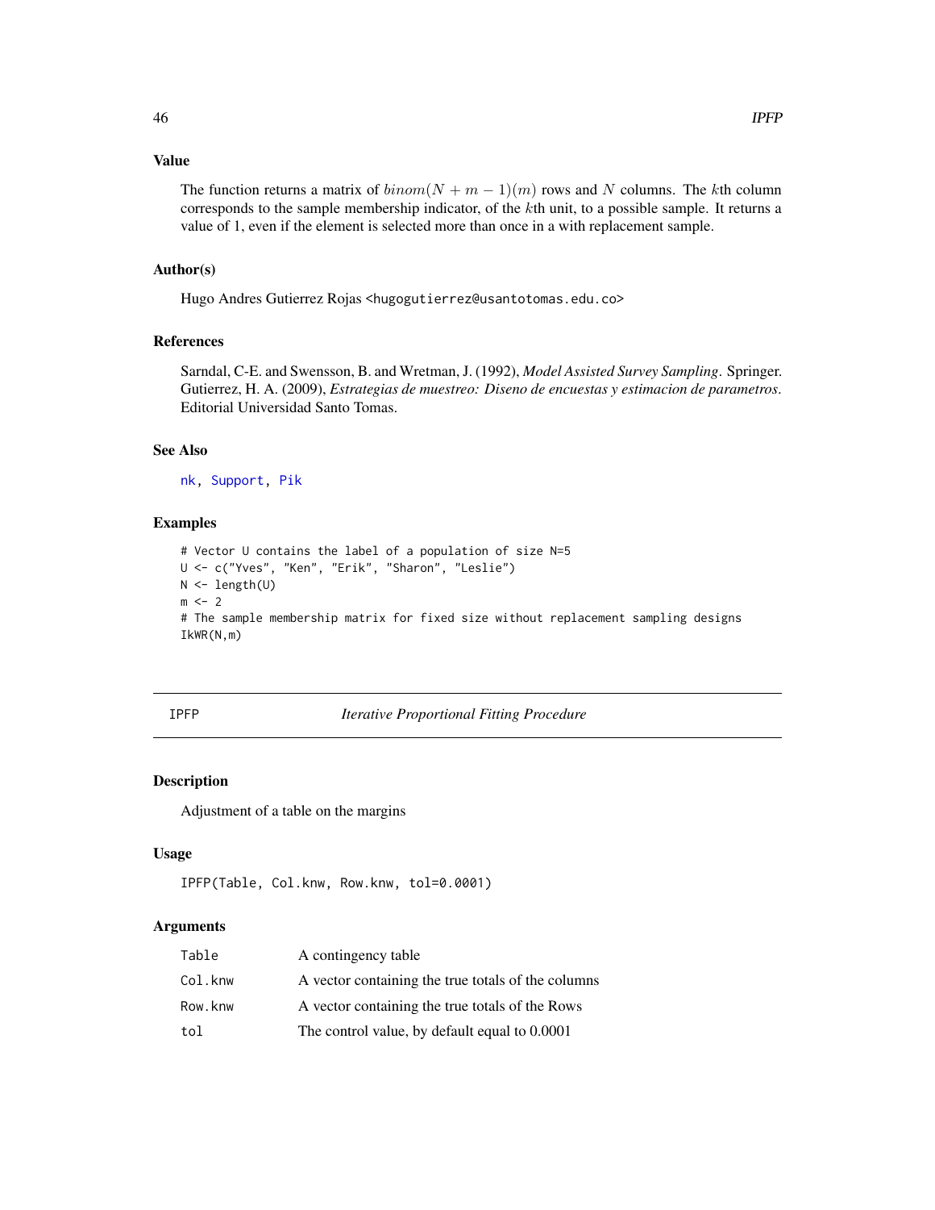### Value

The function returns a matrix of $binom(N + m - 1)(m)$ rows and $N$ columns. The $k$th column corresponds to the sample membership indicator, of the $k$th unit, to a possible sample. It returns a value of 1, even if the element is selected more than once in a with replacement sample.

### Author(s)

Hugo Andres Gutierrez Rojas <hugogutierrez@usantotomas.edu.co>

### References

Sarndal, C-E. and Swensson, B. and Wretman, J. (1992), *Model Assisted Survey Sampling*. Springer.
Gutierrez, H. A. (2009), *Estrategias de muestreo: Diseno de encuestas y estimacion de parametros*. Editorial Universidad Santo Tomas.

### See Also

nk, Support, Pik

### Examples

```
# Vector U contains the label of a population of size N=5
U <- c("Yves", "Ken", "Erik", "Sharon", "Leslie")
N <- length(U)
m <- 2
# The sample membership matrix for fixed size without replacement sampling designs
IkWR(N,m)
```

---

## IPFP — *Iterative Proportional Fitting Procedure*

### Description

Adjustment of a table on the margins

### Usage

```
IPFP(Table, Col.knw, Row.knw, tol=0.0001)
```

### Arguments

| | |
|---|---|
| Table | A contingency table |
| Col.knw | A vector containing the true totals of the columns |
| Row.knw | A vector containing the true totals of the Rows |
| tol | The control value, by default equal to 0.0001 |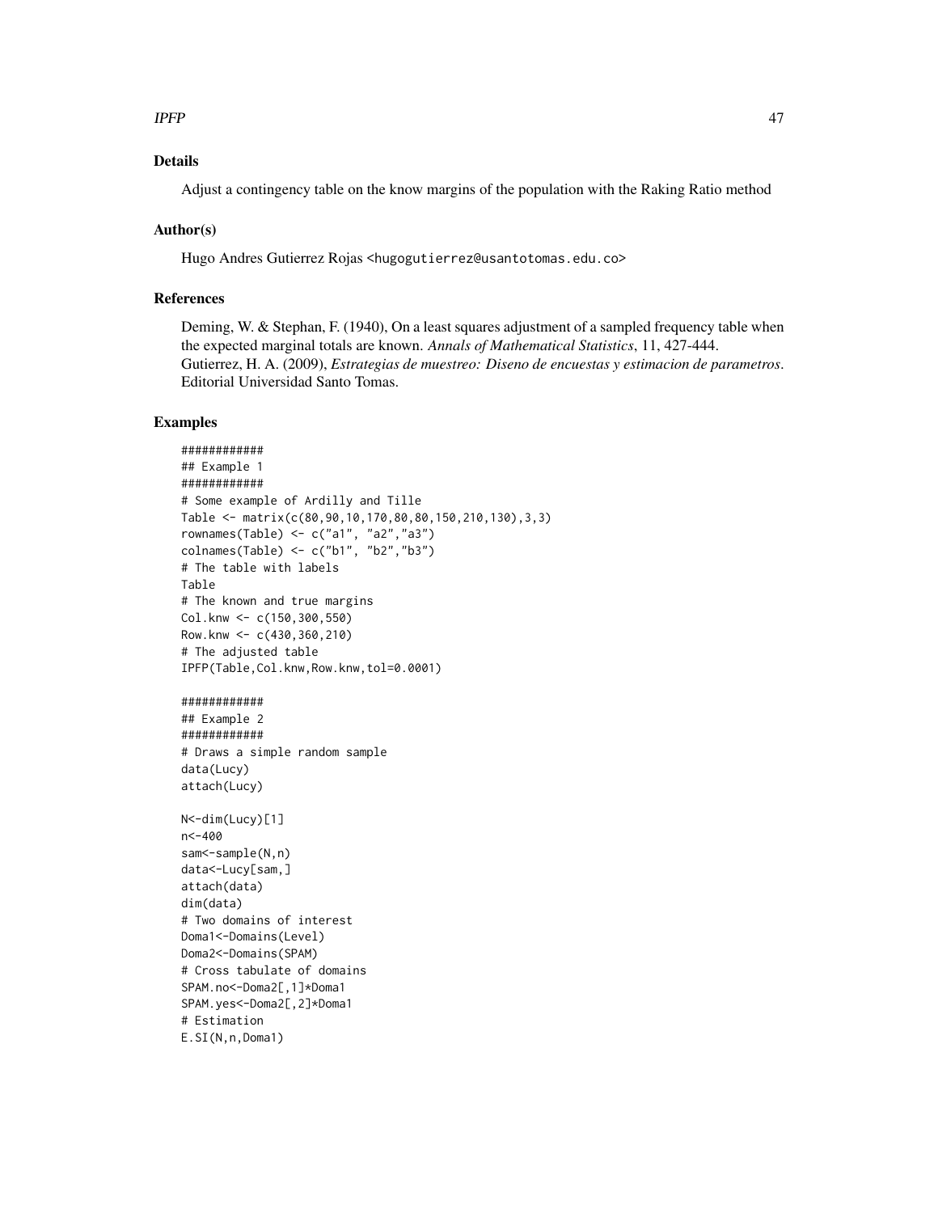## Details

Adjust a contingency table on the know margins of the population with the Raking Ratio method

## Author(s)

Hugo Andres Gutierrez Rojas <hugogutierrez@usantotomas.edu.co>

## References

Deming, W. & Stephan, F. (1940), On a least squares adjustment of a sampled frequency table when the expected marginal totals are known. *Annals of Mathematical Statistics*, 11, 427-444.
Gutierrez, H. A. (2009), *Estrategias de muestreo: Diseno de encuestas y estimacion de parametros*. Editorial Universidad Santo Tomas.

## Examples

```
############
## Example 1
############
# Some example of Ardilly and Tille
Table <- matrix(c(80,90,10,170,80,80,150,210,130),3,3)
rownames(Table) <- c("a1", "a2","a3")
colnames(Table) <- c("b1", "b2","b3")
# The table with labels
Table
# The known and true margins
Col.knw <- c(150,300,550)
Row.knw <- c(430,360,210)
# The adjusted table
IPFP(Table,Col.knw,Row.knw,tol=0.0001)

############
## Example 2
############
# Draws a simple random sample
data(Lucy)
attach(Lucy)

N<-dim(Lucy)[1]
n<-400
sam<-sample(N,n)
data<-Lucy[sam,]
attach(data)
dim(data)
# Two domains of interest
Doma1<-Domains(Level)
Doma2<-Domains(SPAM)
# Cross tabulate of domains
SPAM.no<-Doma2[,1]*Doma1
SPAM.yes<-Doma2[,2]*Doma1
# Estimation
E.SI(N,n,Doma1)
```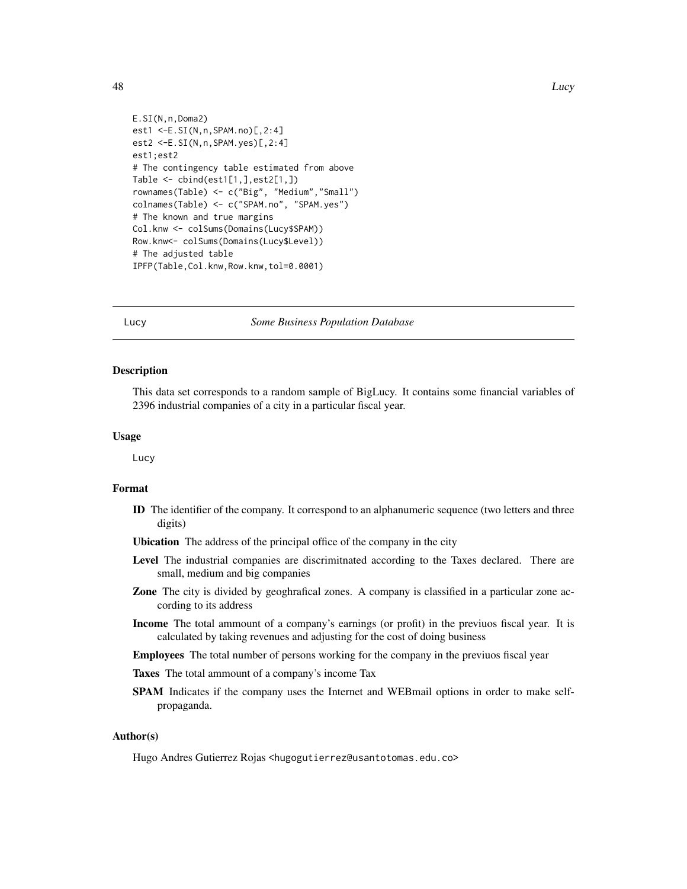```
E.SI(N,n,Doma2)
est1 <-E.SI(N,n,SPAM.no)[,2:4]
est2 <-E.SI(N,n,SPAM.yes)[,2:4]
est1;est2
# The contingency table estimated from above
Table <- cbind(est1[1,],est2[1,])
rownames(Table) <- c("Big", "Medium","Small")
colnames(Table) <- c("SPAM.no", "SPAM.yes")
# The known and true margins
Col.knw <- colSums(Domains(Lucy$SPAM))
Row.knw<- colSums(Domains(Lucy$Level))
# The adjusted table
IPFP(Table,Col.knw,Row.knw,tol=0.0001)
```

---

## Lucy — *Some Business Population Database*

### Description

This data set corresponds to a random sample of BigLucy. It contains some financial variables of 2396 industrial companies of a city in a particular fiscal year.

### Usage

```
Lucy
```

### Format

- **ID** The identifier of the company. It correspond to an alphanumeric sequence (two letters and three digits)
- **Ubication** The address of the principal office of the company in the city
- **Level** The industrial companies are discrimitnated according to the Taxes declared. There are small, medium and big companies
- **Zone** The city is divided by geoghrafical zones. A company is classified in a particular zone according to its address
- **Income** The total ammount of a company's earnings (or profit) in the previuos fiscal year. It is calculated by taking revenues and adjusting for the cost of doing business
- **Employees** The total number of persons working for the company in the previuos fiscal year
- **Taxes** The total ammount of a company's income Tax
- **SPAM** Indicates if the company uses the Internet and WEBmail options in order to make self-propaganda.

### Author(s)

Hugo Andres Gutierrez Rojas <hugogutierrez@usantotomas.edu.co>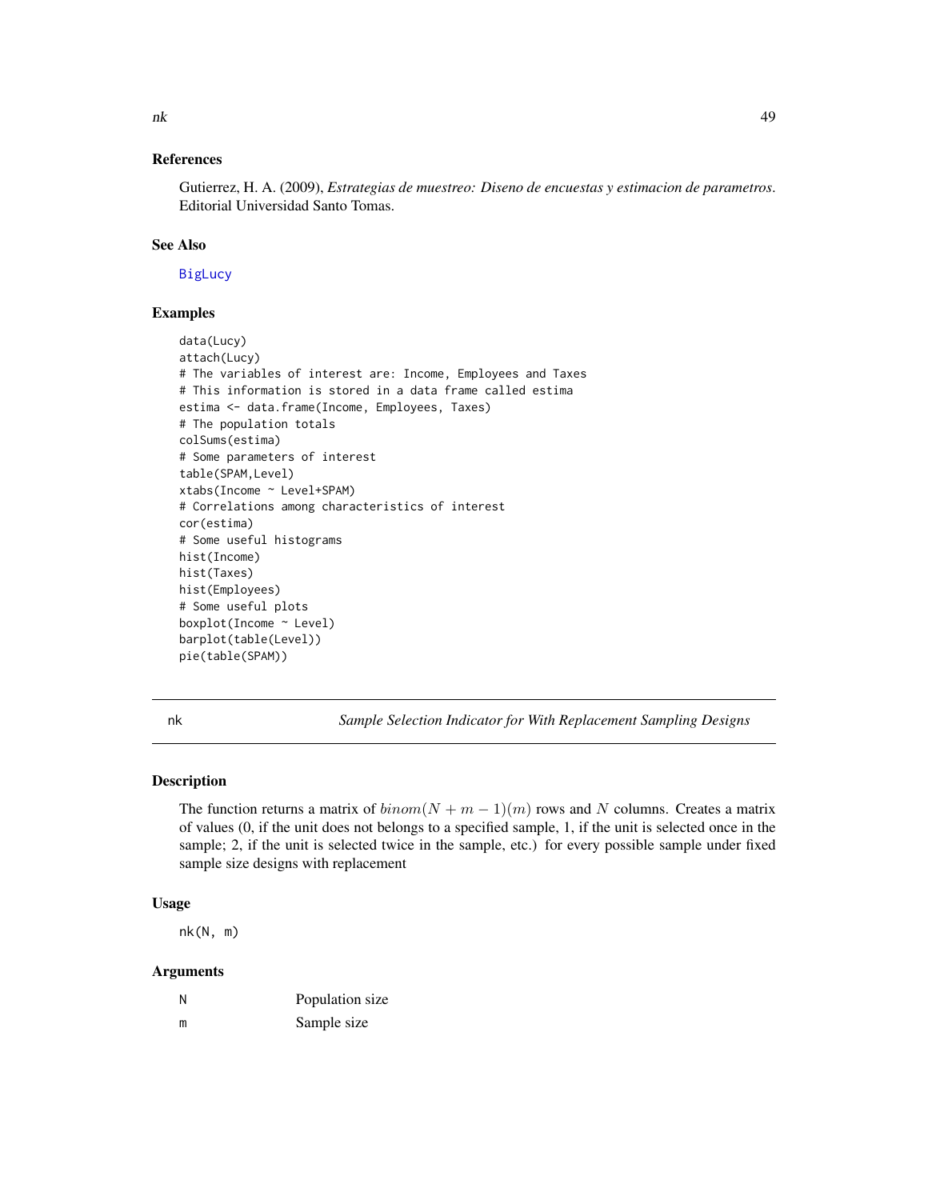## References

Gutierrez, H. A. (2009), *Estrategias de muestreo: Diseno de encuestas y estimacion de parametros*. Editorial Universidad Santo Tomas.

## See Also

BigLucy

## Examples

```
data(Lucy)
attach(Lucy)
# The variables of interest are: Income, Employees and Taxes
# This information is stored in a data frame called estima
estima <- data.frame(Income, Employees, Taxes)
# The population totals
colSums(estima)
# Some parameters of interest
table(SPAM,Level)
xtabs(Income ~ Level+SPAM)
# Correlations among characteristics of interest
cor(estima)
# Some useful histograms
hist(Income)
hist(Taxes)
hist(Employees)
# Some useful plots
boxplot(Income ~ Level)
barplot(table(Level))
pie(table(SPAM))
```

---

# nk — *Sample Selection Indicator for With Replacement Sampling Designs*

## Description

The function returns a matrix of $binom(N + m - 1)(m)$ rows and $N$ columns. Creates a matrix of values (0, if the unit does not belongs to a specified sample, 1, if the unit is selected once in the sample; 2, if the unit is selected twice in the sample, etc.) for every possible sample under fixed sample size designs with replacement

## Usage

```
nk(N, m)
```

## Arguments

| | |
|---|---|
| N | Population size |
| m | Sample size |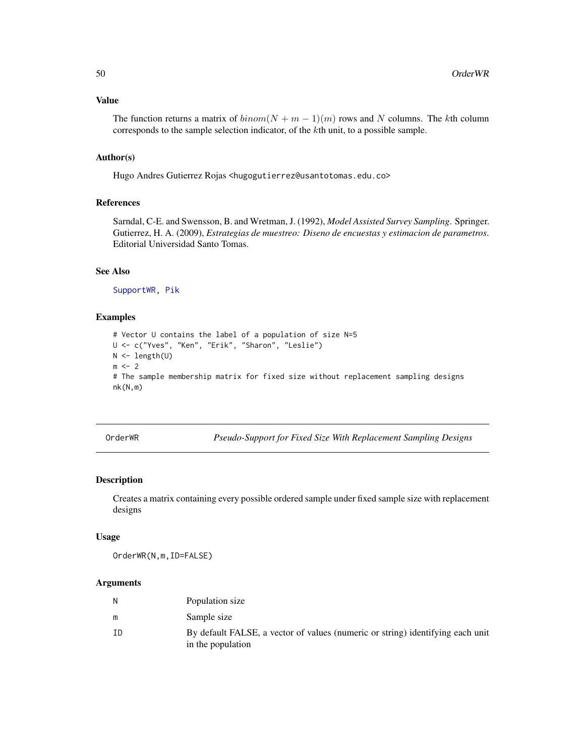## Value

The function returns a matrix of $binom(N + m - 1)(m)$ rows and $N$ columns. The $k$th column corresponds to the sample selection indicator, of the $k$th unit, to a possible sample.

## Author(s)

Hugo Andres Gutierrez Rojas <hugogutierrez@usantotomas.edu.co>

## References

Sarndal, C-E. and Swensson, B. and Wretman, J. (1992), *Model Assisted Survey Sampling*. Springer.
Gutierrez, H. A. (2009), *Estrategias de muestreo: Diseno de encuestas y estimacion de parametros*. Editorial Universidad Santo Tomas.

## See Also

SupportWR, Pik

## Examples

```
# Vector U contains the label of a population of size N=5
U <- c("Yves", "Ken", "Erik", "Sharon", "Leslie")
N <- length(U)
m <- 2
# The sample membership matrix for fixed size without replacement sampling designs
nk(N,m)
```

---

# OrderWR — *Pseudo-Support for Fixed Size With Replacement Sampling Designs*

## Description

Creates a matrix containing every possible ordered sample under fixed sample size with replacement designs

## Usage

```
OrderWR(N,m,ID=FALSE)
```

## Arguments

| | |
|---|---|
| N | Population size |
| m | Sample size |
| ID | By default FALSE, a vector of values (numeric or string) identifying each unit in the population |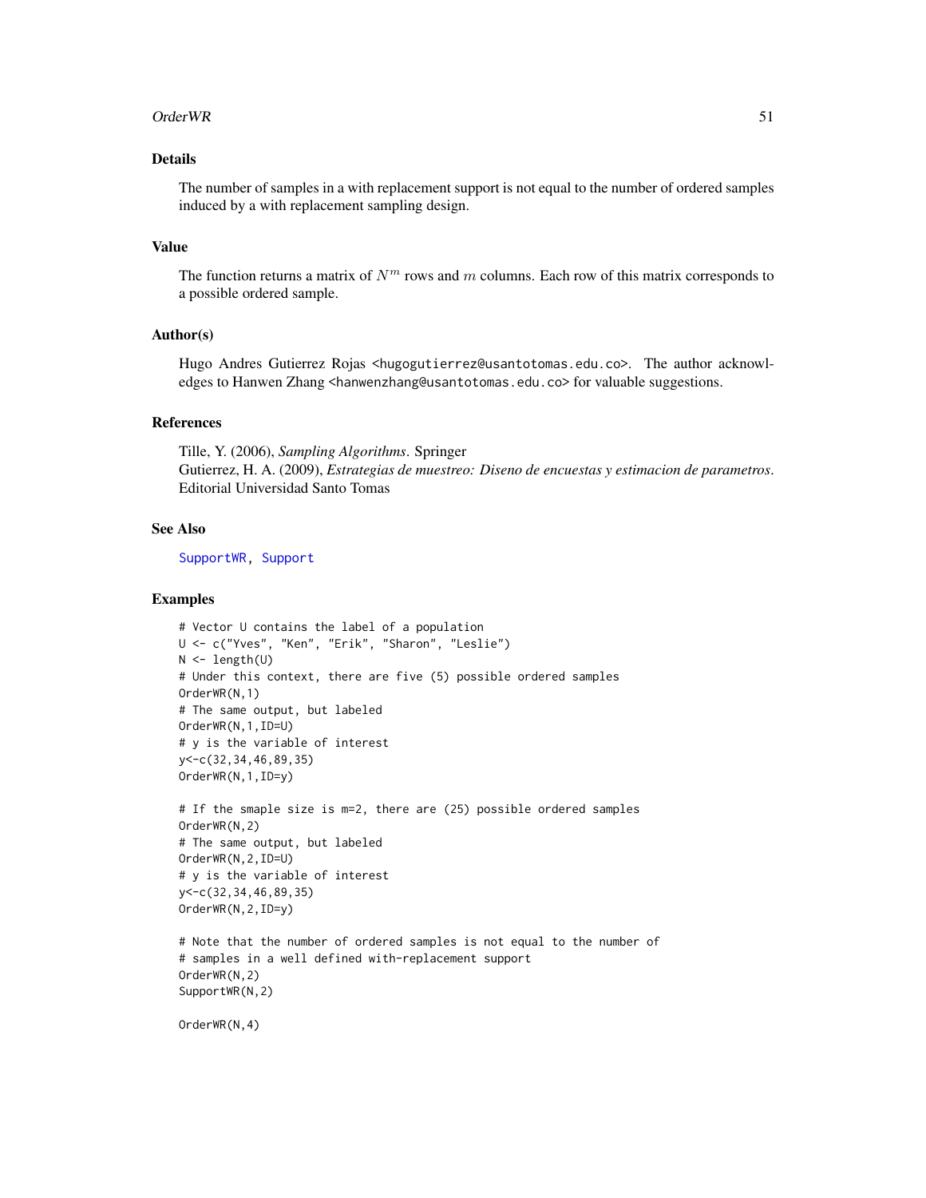## Details

The number of samples in a with replacement support is not equal to the number of ordered samples induced by a with replacement sampling design.

## Value

The function returns a matrix of $N^m$ rows and $m$ columns. Each row of this matrix corresponds to a possible ordered sample.

## Author(s)

Hugo Andres Gutierrez Rojas <hugogutierrez@usantotomas.edu.co>. The author acknowledges to Hanwen Zhang <hanwenzhang@usantotomas.edu.co> for valuable suggestions.

## References

Tille, Y. (2006), *Sampling Algorithms*. Springer
Gutierrez, H. A. (2009), *Estrategias de muestreo: Diseno de encuestas y estimacion de parametros*. Editorial Universidad Santo Tomas

## See Also

SupportWR, Support

## Examples

```
# Vector U contains the label of a population
U <- c("Yves", "Ken", "Erik", "Sharon", "Leslie")
N <- length(U)
# Under this context, there are five (5) possible ordered samples
OrderWR(N,1)
# The same output, but labeled
OrderWR(N,1,ID=U)
# y is the variable of interest
y<-c(32,34,46,89,35)
OrderWR(N,1,ID=y)

# If the smaple size is m=2, there are (25) possible ordered samples
OrderWR(N,2)
# The same output, but labeled
OrderWR(N,2,ID=U)
# y is the variable of interest
y<-c(32,34,46,89,35)
OrderWR(N,2,ID=y)

# Note that the number of ordered samples is not equal to the number of
# samples in a well defined with-replacement support
OrderWR(N,2)
SupportWR(N,2)

OrderWR(N,4)
```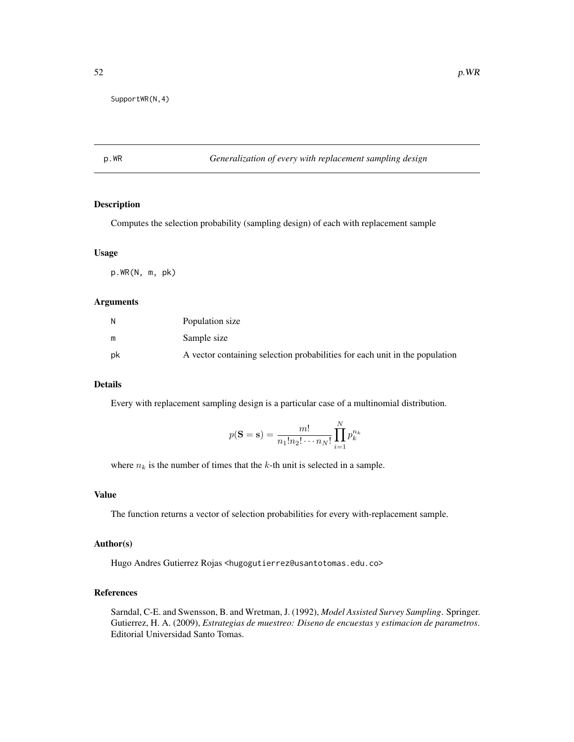```
SupportWR(N,4)
```

## p.WR — *Generalization of every with replacement sampling design*

### Description

Computes the selection probability (sampling design) of each with replacement sample

### Usage

```
p.WR(N, m, pk)
```

### Arguments

| | |
|---|---|
| N | Population size |
| m | Sample size |
| pk | A vector containing selection probabilities for each unit in the population |

### Details

Every with replacement sampling design is a particular case of a multinomial distribution.

$$p(\mathbf{S} = \mathbf{s}) = \frac{m!}{n_1!n_2!\cdots n_N!}\prod_{i=1}^{N} p_k^{n_k}$$

where $n_k$ is the number of times that the $k$-th unit is selected in a sample.

### Value

The function returns a vector of selection probabilities for every with-replacement sample.

### Author(s)

Hugo Andres Gutierrez Rojas <hugogutierrez@usantotomas.edu.co>

### References

Sarndal, C-E. and Swensson, B. and Wretman, J. (1992), *Model Assisted Survey Sampling*. Springer.
Gutierrez, H. A. (2009), *Estrategias de muestreo: Diseno de encuestas y estimacion de parametros*. Editorial Universidad Santo Tomas.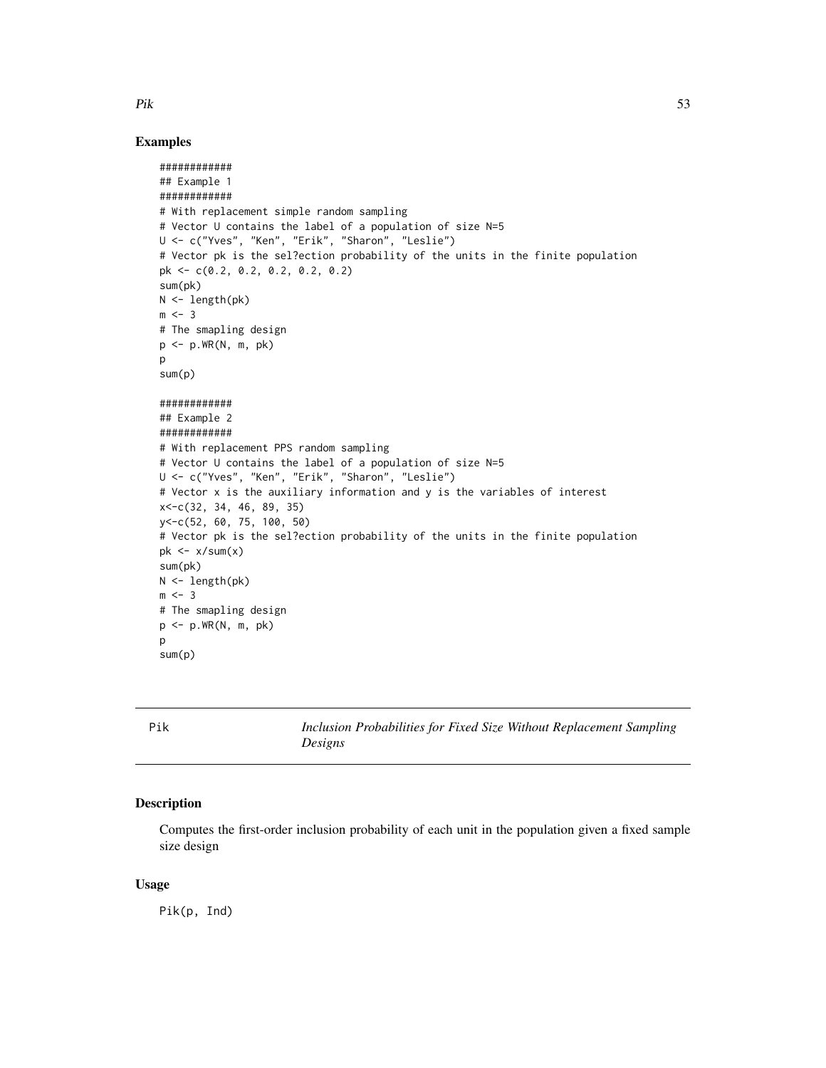## Examples

```
############
## Example 1
############
# With replacement simple random sampling
# Vector U contains the label of a population of size N=5
U <- c("Yves", "Ken", "Erik", "Sharon", "Leslie")
# Vector pk is the sel?ection probability of the units in the finite population
pk <- c(0.2, 0.2, 0.2, 0.2, 0.2)
sum(pk)
N <- length(pk)
m <- 3
# The smapling design
p <- p.WR(N, m, pk)
p
sum(p)

############
## Example 2
############
# With replacement PPS random sampling
# Vector U contains the label of a population of size N=5
U <- c("Yves", "Ken", "Erik", "Sharon", "Leslie")
# Vector x is the auxiliary information and y is the variables of interest
x<-c(32, 34, 46, 89, 35)
y<-c(52, 60, 75, 100, 50)
# Vector pk is the sel?ection probability of the units in the finite population
pk <- x/sum(x)
sum(pk)
N <- length(pk)
m <- 3
# The smapling design
p <- p.WR(N, m, pk)
p
sum(p)
```

---

Pik — *Inclusion Probabilities for Fixed Size Without Replacement Sampling Designs*

---

## Description

Computes the first-order inclusion probability of each unit in the population given a fixed sample size design

## Usage

```
Pik(p, Ind)
```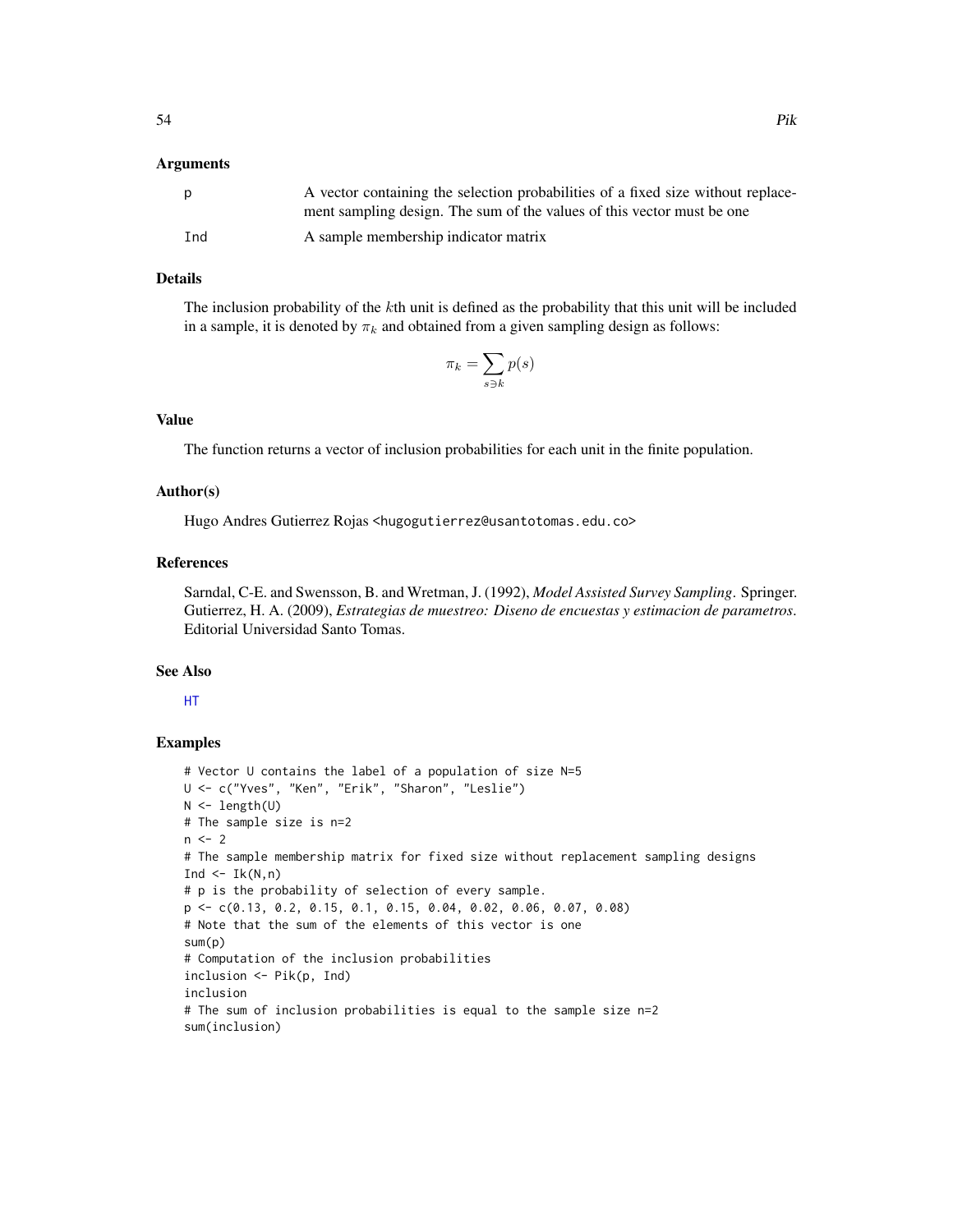### Arguments

| | |
|---|---|
| p | A vector containing the selection probabilities of a fixed size without replacement sampling design. The sum of the values of this vector must be one |
| Ind | A sample membership indicator matrix |

### Details

The inclusion probability of the $k$th unit is defined as the probability that this unit will be included in a sample, it is denoted by $\pi_k$ and obtained from a given sampling design as follows:

$$\pi_k = \sum_{s \ni k} p(s)$$

### Value

The function returns a vector of inclusion probabilities for each unit in the finite population.

### Author(s)

Hugo Andres Gutierrez Rojas <hugogutierrez@usantotomas.edu.co>

### References

Sarndal, C-E. and Swensson, B. and Wretman, J. (1992), *Model Assisted Survey Sampling*. Springer.
Gutierrez, H. A. (2009), *Estrategias de muestreo: Diseno de encuestas y estimacion de parametros*. Editorial Universidad Santo Tomas.

### See Also

HT

### Examples

```
# Vector U contains the label of a population of size N=5
U <- c("Yves", "Ken", "Erik", "Sharon", "Leslie")
N <- length(U)
# The sample size is n=2
n <- 2
# The sample membership matrix for fixed size without replacement sampling designs
Ind <- Ik(N,n)
# p is the probability of selection of every sample.
p <- c(0.13, 0.2, 0.15, 0.1, 0.15, 0.04, 0.02, 0.06, 0.07, 0.08)
# Note that the sum of the elements of this vector is one
sum(p)
# Computation of the inclusion probabilities
inclusion <- Pik(p, Ind)
inclusion
# The sum of inclusion probabilities is equal to the sample size n=2
sum(inclusion)
```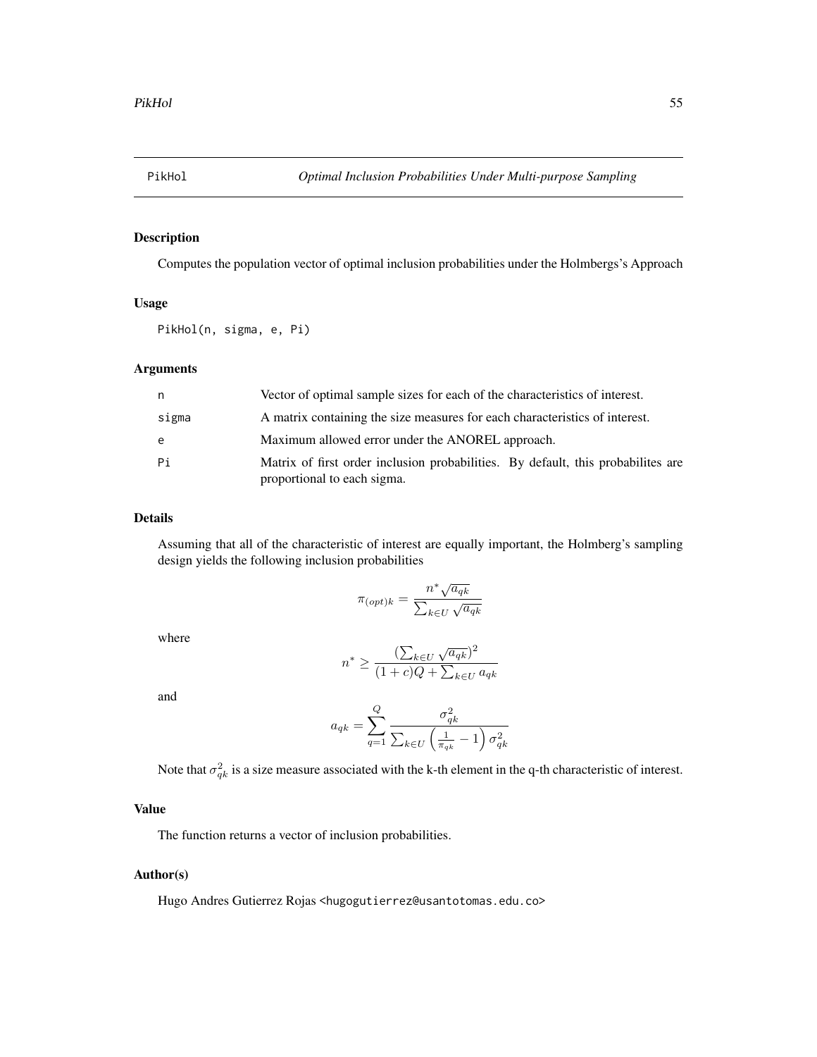# PikHol *Optimal Inclusion Probabilities Under Multi-purpose Sampling*

## Description

Computes the population vector of optimal inclusion probabilities under the Holmbergs's Approach

## Usage

```
PikHol(n, sigma, e, Pi)
```

## Arguments

| | |
|---|---|
| n | Vector of optimal sample sizes for each of the characteristics of interest. |
| sigma | A matrix containing the size measures for each characteristics of interest. |
| e | Maximum allowed error under the ANOREL approach. |
| Pi | Matrix of first order inclusion probabilities. By default, this probabilites are proportional to each sigma. |

## Details

Assuming that all of the characteristic of interest are equally important, the Holmberg's sampling design yields the following inclusion probabilities

$$\pi_{(opt)k} = \frac{n^* \sqrt{a_{qk}}}{\sum_{k \in U} \sqrt{a_{qk}}}$$

where

$$n^* \geq \frac{(\sum_{k \in U} \sqrt{a_{qk}})^2}{(1+c)Q + \sum_{k \in U} a_{qk}}$$

and

$$a_{qk} = \sum_{q=1}^{Q} \frac{\sigma_{qk}^2}{\sum_{k \in U} \left(\frac{1}{\pi_{qk}} - 1\right) \sigma_{qk}^2}$$

Note that $\sigma_{qk}^2$ is a size measure associated with the k-th element in the q-th characteristic of interest.

## Value

The function returns a vector of inclusion probabilities.

## Author(s)

Hugo Andres Gutierrez Rojas <hugogutierrez@usantotomas.edu.co>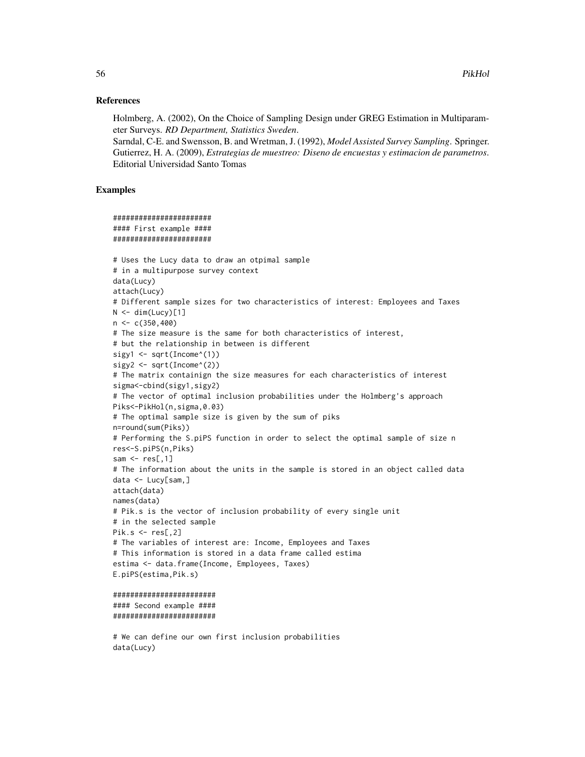## References

Holmberg, A. (2002), On the Choice of Sampling Design under GREG Estimation in Multiparameter Surveys. *RD Department, Statistics Sweden*.
Sarndal, C-E. and Swensson, B. and Wretman, J. (1992), *Model Assisted Survey Sampling*. Springer.
Gutierrez, H. A. (2009), *Estrategias de muestreo: Diseno de encuestas y estimacion de parametros*. Editorial Universidad Santo Tomas

## Examples

```
######################
#### First example ####
######################

# Uses the Lucy data to draw an otpimal sample
# in a multipurpose survey context
data(Lucy)
attach(Lucy)
# Different sample sizes for two characteristics of interest: Employees and Taxes
N <- dim(Lucy)[1]
n <- c(350,400)
# The size measure is the same for both characteristics of interest,
# but the relationship in between is different
sigy1 <- sqrt(Income^(1))
sigy2 <- sqrt(Income^(2))
# The matrix containign the size measures for each characteristics of interest
sigma<-cbind(sigy1,sigy2)
# The vector of optimal inclusion probabilities under the Holmberg's approach
Piks<-PikHol(n,sigma,0.03)
# The optimal sample size is given by the sum of piks
n=round(sum(Piks))
# Performing the S.piPS function in order to select the optimal sample of size n
res<-S.piPS(n,Piks)
sam <- res[,1]
# The information about the units in the sample is stored in an object called data
data <- Lucy[sam,]
attach(data)
names(data)
# Pik.s is the vector of inclusion probability of every single unit
# in the selected sample
Pik.s <- res[,2]
# The variables of interest are: Income, Employees and Taxes
# This information is stored in a data frame called estima
estima <- data.frame(Income, Employees, Taxes)
E.piPS(estima,Pik.s)

#######################
#### Second example ####
#######################

# We can define our own first inclusion probabilities
data(Lucy)
```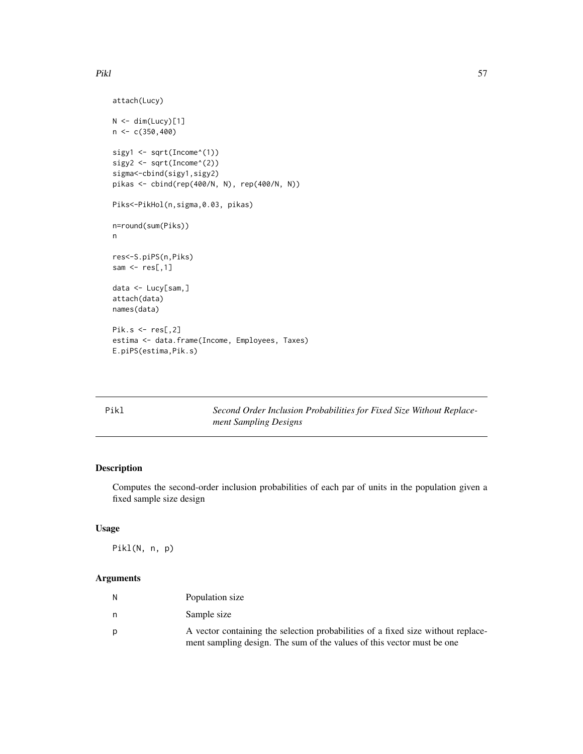```
attach(Lucy)

N <- dim(Lucy)[1]
n <- c(350,400)

sigy1 <- sqrt(Income^(1))
sigy2 <- sqrt(Income^(2))
sigma<-cbind(sigy1,sigy2)
pikas <- cbind(rep(400/N, N), rep(400/N, N))

Piks<-PikHol(n,sigma,0.03, pikas)

n=round(sum(Piks))
n

res<-S.piPS(n,Piks)
sam <- res[,1]

data <- Lucy[sam,]
attach(data)
names(data)

Pik.s <- res[,2]
estima <- data.frame(Income, Employees, Taxes)
E.piPS(estima,Pik.s)
```

---

## Pikl — *Second Order Inclusion Probabilities for Fixed Size Without Replacement Sampling Designs*

### Description

Computes the second-order inclusion probabilities of each par of units in the population given a fixed sample size design

### Usage

```
Pikl(N, n, p)
```

### Arguments

| Argument | Description |
|---|---|
| N | Population size |
| n | Sample size |
| p | A vector containing the selection probabilities of a fixed size without replacement sampling design. The sum of the values of this vector must be one |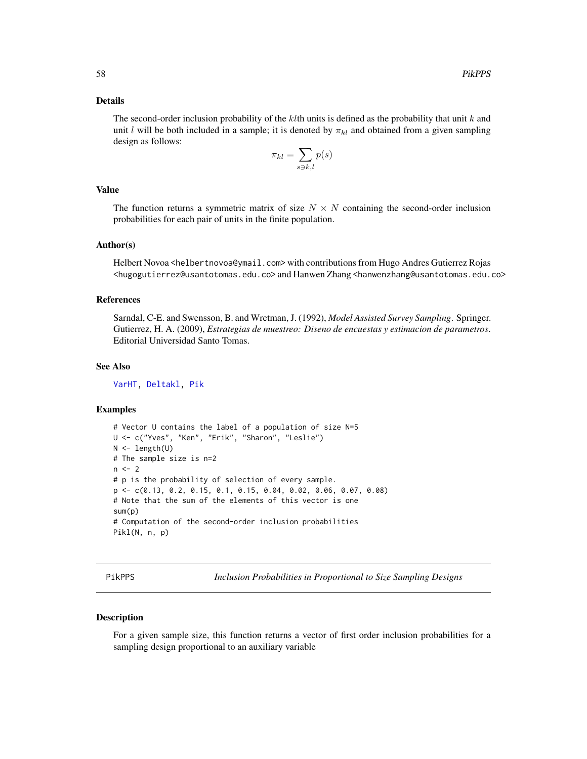## Details

The second-order inclusion probability of the $kl$th units is defined as the probability that unit $k$ and unit $l$ will be both included in a sample; it is denoted by $\pi_{kl}$ and obtained from a given sampling design as follows:

$$\pi_{kl} = \sum_{s \ni k,l} p(s)$$

## Value

The function returns a symmetric matrix of size $N \times N$ containing the second-order inclusion probabilities for each pair of units in the finite population.

## Author(s)

Helbert Novoa <helbertnovoa@ymail.com> with contributions from Hugo Andres Gutierrez Rojas <hugogutierrez@usantotomas.edu.co> and Hanwen Zhang <hanwenzhang@usantotomas.edu.co>

## References

Sarndal, C-E. and Swensson, B. and Wretman, J. (1992), *Model Assisted Survey Sampling*. Springer.
Gutierrez, H. A. (2009), *Estrategias de muestreo: Diseno de encuestas y estimacion de parametros*. Editorial Universidad Santo Tomas.

## See Also

VarHT, Deltakl, Pik

## Examples

```
# Vector U contains the label of a population of size N=5
U <- c("Yves", "Ken", "Erik", "Sharon", "Leslie")
N <- length(U)
# The sample size is n=2
n <- 2
# p is the probability of selection of every sample.
p <- c(0.13, 0.2, 0.15, 0.1, 0.15, 0.04, 0.02, 0.06, 0.07, 0.08)
# Note that the sum of the elements of this vector is one
sum(p)
# Computation of the second-order inclusion probabilities
Pikl(N, n, p)
```

---

# PikPPS — *Inclusion Probabilities in Proportional to Size Sampling Designs*

## Description

For a given sample size, this function returns a vector of first order inclusion probabilities for a sampling design proportional to an auxiliary variable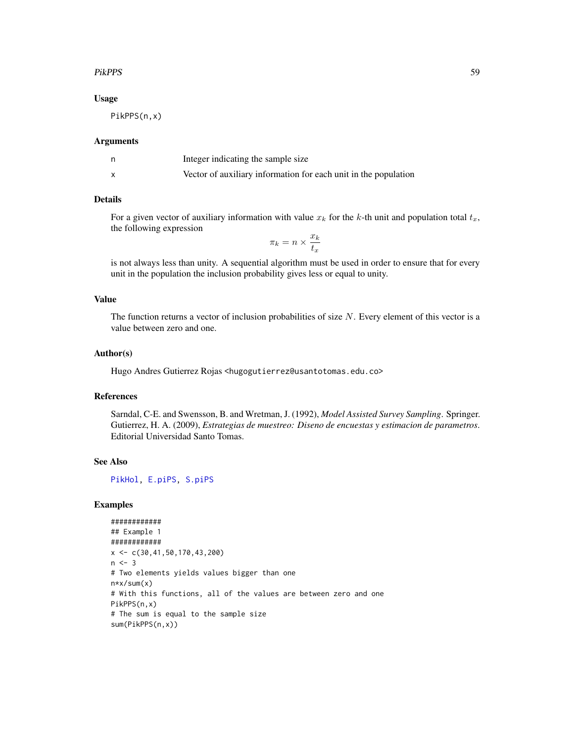## Usage

```
PikPPS(n,x)
```

## Arguments

| | |
|---|---|
| n | Integer indicating the sample size |
| x | Vector of auxiliary information for each unit in the population |

## Details

For a given vector of auxiliary information with value $x_k$ for the $k$-th unit and population total $t_x$, the following expression

$$\pi_k = n \times \frac{x_k}{t_x}$$

is not always less than unity. A sequential algorithm must be used in order to ensure that for every unit in the population the inclusion probability gives less or equal to unity.

## Value

The function returns a vector of inclusion probabilities of size $N$. Every element of this vector is a value between zero and one.

## Author(s)

Hugo Andres Gutierrez Rojas <hugogutierrez@usantotomas.edu.co>

## References

Sarndal, C-E. and Swensson, B. and Wretman, J. (1992), *Model Assisted Survey Sampling*. Springer.
Gutierrez, H. A. (2009), *Estrategias de muestreo: Diseno de encuestas y estimacion de parametros*. Editorial Universidad Santo Tomas.

## See Also

PikHol, E.piPS, S.piPS

## Examples

```
############
## Example 1
############
x <- c(30,41,50,170,43,200)
n <- 3
# Two elements yields values bigger than one
n*x/sum(x)
# With this functions, all of the values are between zero and one
PikPPS(n,x)
# The sum is equal to the sample size
sum(PikPPS(n,x))
```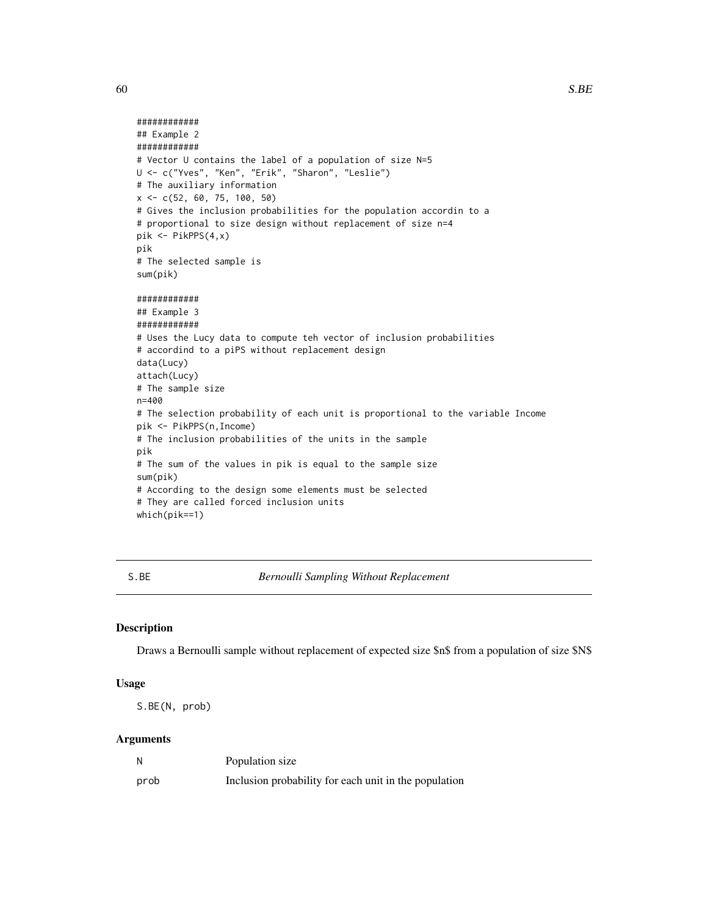```
############
## Example 2
############
# Vector U contains the label of a population of size N=5
U <- c("Yves", "Ken", "Erik", "Sharon", "Leslie")
# The auxiliary information
x <- c(52, 60, 75, 100, 50)
# Gives the inclusion probabilities for the population accordin to a
# proportional to size design without replacement of size n=4
pik <- PikPPS(4,x)
pik
# The selected sample is
sum(pik)

############
## Example 3
############
# Uses the Lucy data to compute teh vector of inclusion probabilities
# accordind to a piPS without replacement design
data(Lucy)
attach(Lucy)
# The sample size
n=400
# The selection probability of each unit is proportional to the variable Income
pik <- PikPPS(n,Income)
# The inclusion probabilities of the units in the sample
pik
# The sum of the values in pik is equal to the sample size
sum(pik)
# According to the design some elements must be selected
# They are called forced inclusion units
which(pik==1)
```

---

S.BE *Bernoulli Sampling Without Replacement*

---

### Description

Draws a Bernoulli sample without replacement of expected size $n$ from a population of size $N$

### Usage

```
S.BE(N, prob)
```

### Arguments

| | |
|---|---|
| N | Population size |
| prob | Inclusion probability for each unit in the population |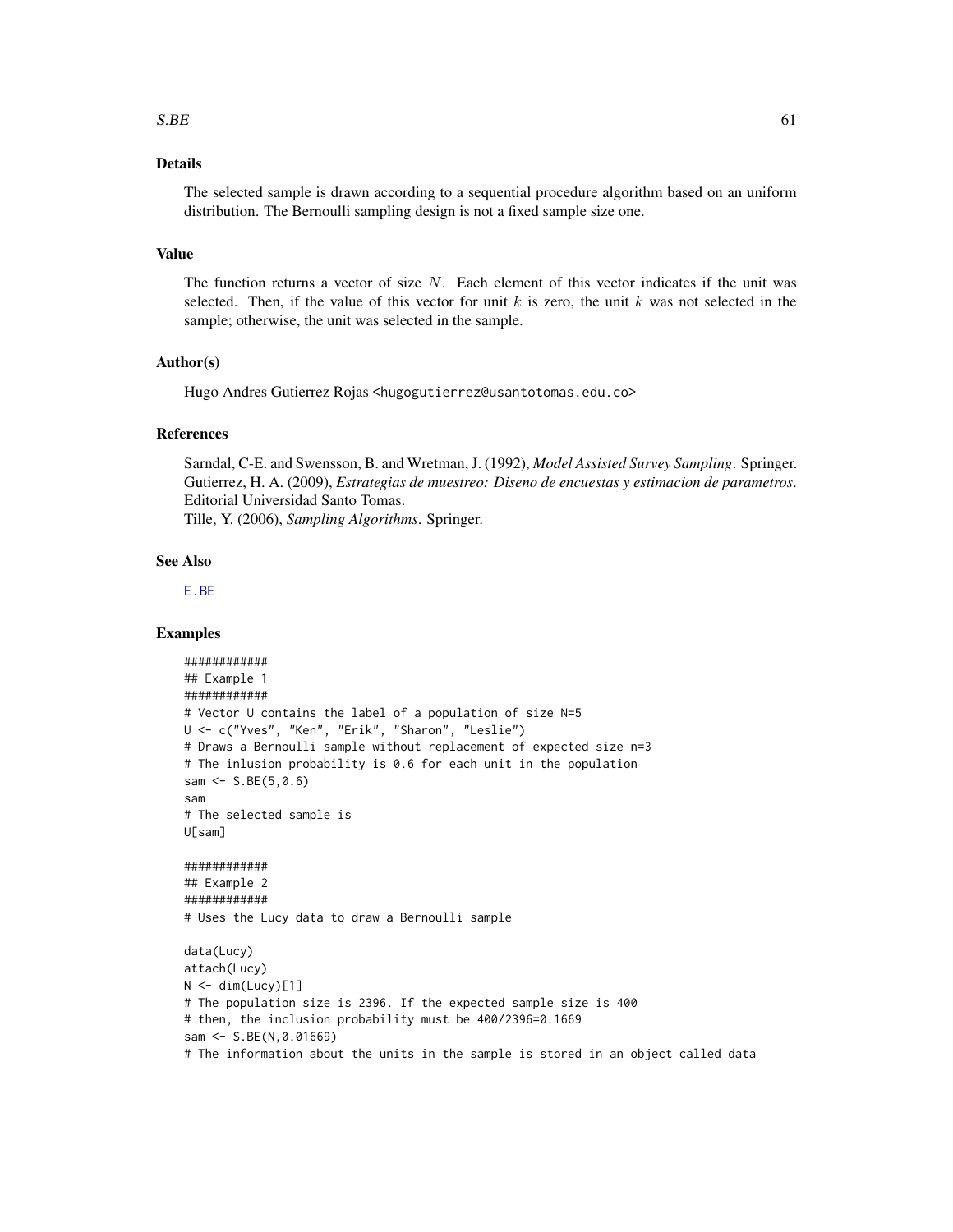## Details

The selected sample is drawn according to a sequential procedure algorithm based on an uniform distribution. The Bernoulli sampling design is not a fixed sample size one.

## Value

The function returns a vector of size $N$. Each element of this vector indicates if the unit was selected. Then, if the value of this vector for unit $k$ is zero, the unit $k$ was not selected in the sample; otherwise, the unit was selected in the sample.

## Author(s)

Hugo Andres Gutierrez Rojas <hugogutierrez@usantotomas.edu.co>

## References

Sarndal, C-E. and Swensson, B. and Wretman, J. (1992), *Model Assisted Survey Sampling*. Springer.
Gutierrez, H. A. (2009), *Estrategias de muestreo: Diseno de encuestas y estimacion de parametros*. Editorial Universidad Santo Tomas.
Tille, Y. (2006), *Sampling Algorithms*. Springer.

## See Also

E.BE

## Examples

```
############
## Example 1
############
# Vector U contains the label of a population of size N=5
U <- c("Yves", "Ken", "Erik", "Sharon", "Leslie")
# Draws a Bernoulli sample without replacement of expected size n=3
# The inlusion probability is 0.6 for each unit in the population
sam <- S.BE(5,0.6)
sam
# The selected sample is
U[sam]

############
## Example 2
############
# Uses the Lucy data to draw a Bernoulli sample

data(Lucy)
attach(Lucy)
N <- dim(Lucy)[1]
# The population size is 2396. If the expected sample size is 400
# then, the inclusion probability must be 400/2396=0.1669
sam <- S.BE(N,0.01669)
# The information about the units in the sample is stored in an object called data
```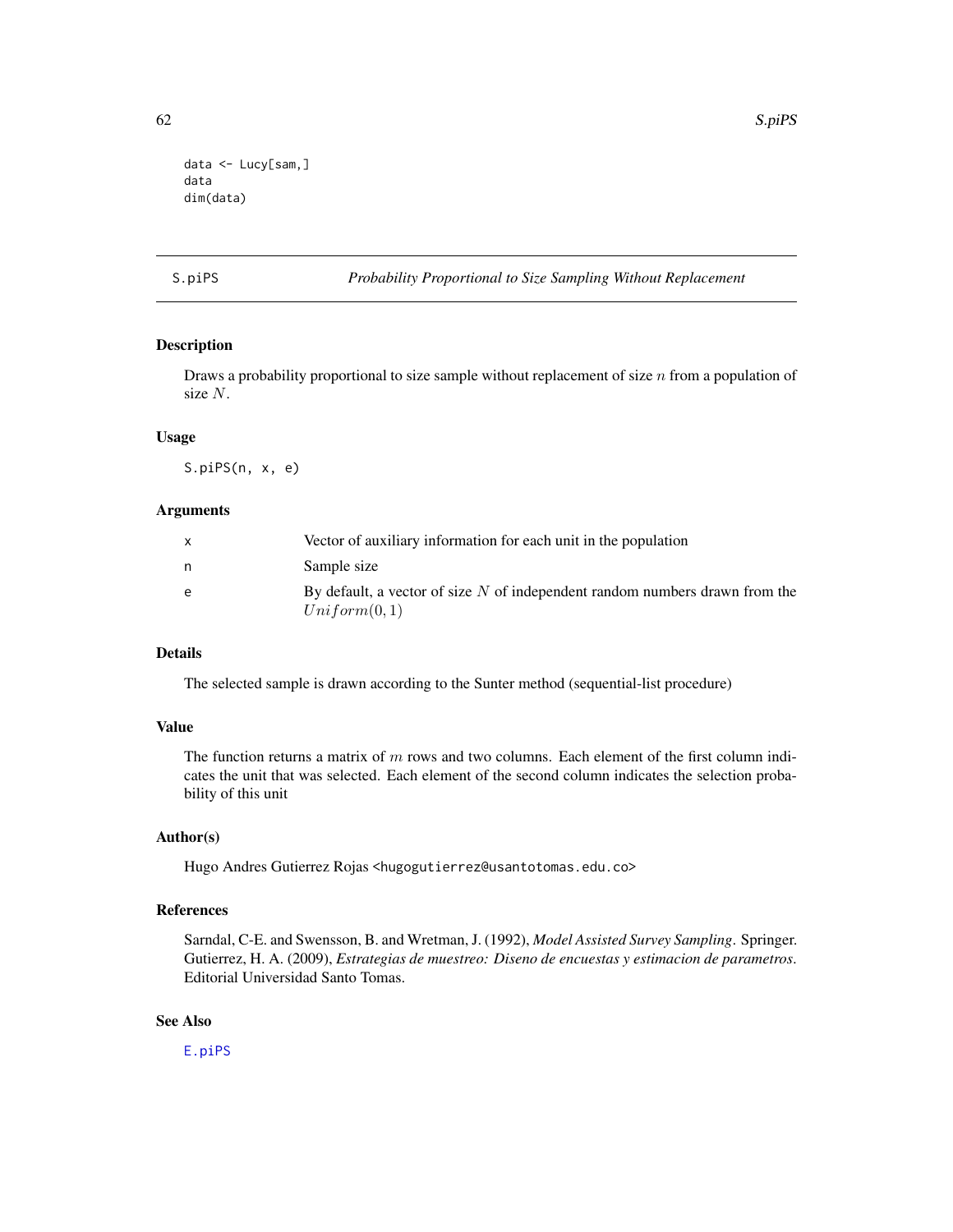```
data <- Lucy[sam,]
data
dim(data)
```

## S.piPS — *Probability Proportional to Size Sampling Without Replacement*

### Description

Draws a probability proportional to size sample without replacement of size $n$ from a population of size $N$.

### Usage

```
S.piPS(n, x, e)
```

### Arguments

| | |
|---|---|
| x | Vector of auxiliary information for each unit in the population |
| n | Sample size |
| e | By default, a vector of size $N$ of independent random numbers drawn from the $Uniform(0, 1)$ |

### Details

The selected sample is drawn according to the Sunter method (sequential-list procedure)

### Value

The function returns a matrix of $m$ rows and two columns. Each element of the first column indicates the unit that was selected. Each element of the second column indicates the selection probability of this unit

### Author(s)

Hugo Andres Gutierrez Rojas <hugogutierrez@usantotomas.edu.co>

### References

Sarndal, C-E. and Swensson, B. and Wretman, J. (1992), *Model Assisted Survey Sampling*. Springer.
Gutierrez, H. A. (2009), *Estrategias de muestreo: Diseno de encuestas y estimacion de parametros*. Editorial Universidad Santo Tomas.

### See Also

E.piPS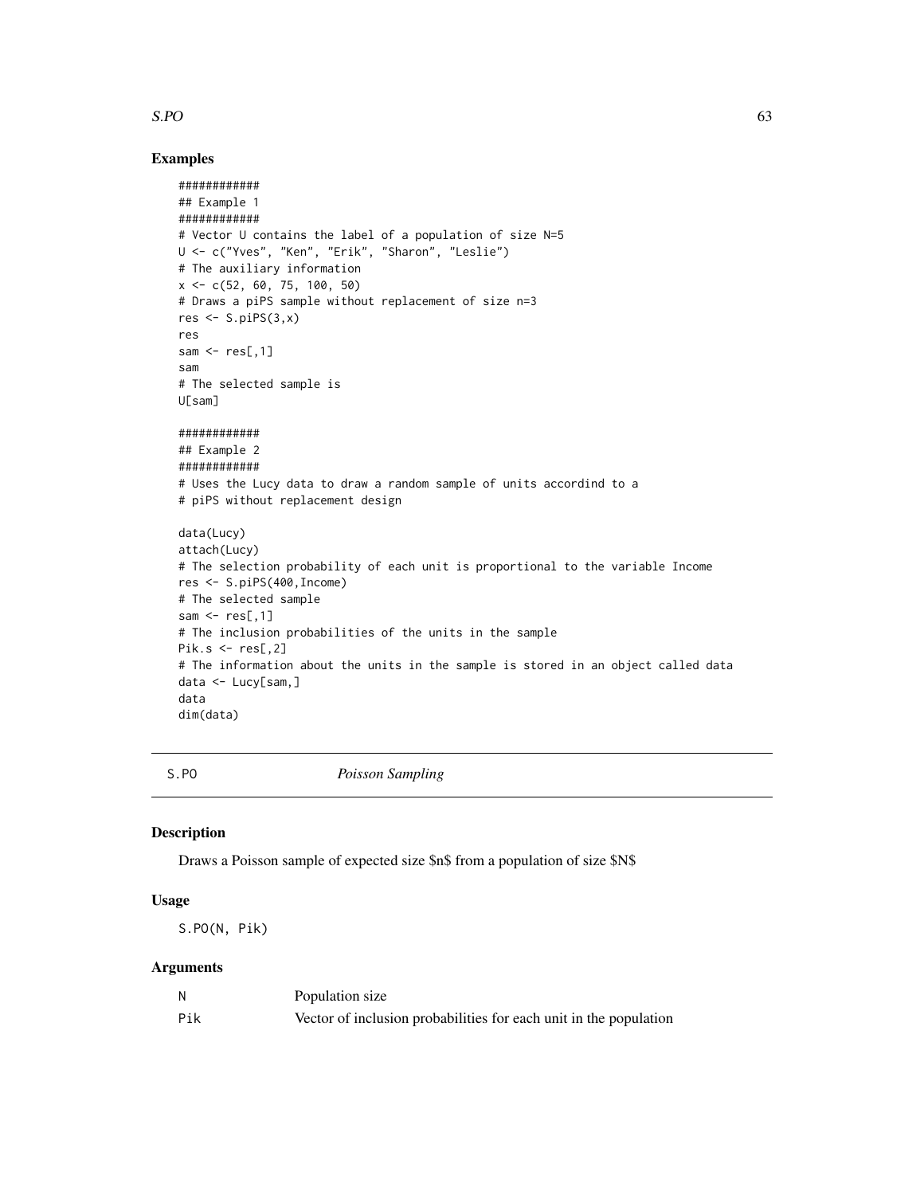## Examples

```
############
## Example 1
############
# Vector U contains the label of a population of size N=5
U <- c("Yves", "Ken", "Erik", "Sharon", "Leslie")
# The auxiliary information
x <- c(52, 60, 75, 100, 50)
# Draws a piPS sample without replacement of size n=3
res <- S.piPS(3,x)
res
sam <- res[,1]
sam
# The selected sample is
U[sam]

############
## Example 2
############
# Uses the Lucy data to draw a random sample of units accordind to a
# piPS without replacement design

data(Lucy)
attach(Lucy)
# The selection probability of each unit is proportional to the variable Income
res <- S.piPS(400,Income)
# The selected sample
sam <- res[,1]
# The inclusion probabilities of the units in the sample
Pik.s <- res[,2]
# The information about the units in the sample is stored in an object called data
data <- Lucy[sam,]
data
dim(data)
```

---

S.PO *Poisson Sampling*

---

## Description

Draws a Poisson sample of expected size \$n\$ from a population of size \$N\$

## Usage

```
S.PO(N, Pik)
```

## Arguments

| | |
|---|---|
| N | Population size |
| Pik | Vector of inclusion probabilities for each unit in the population |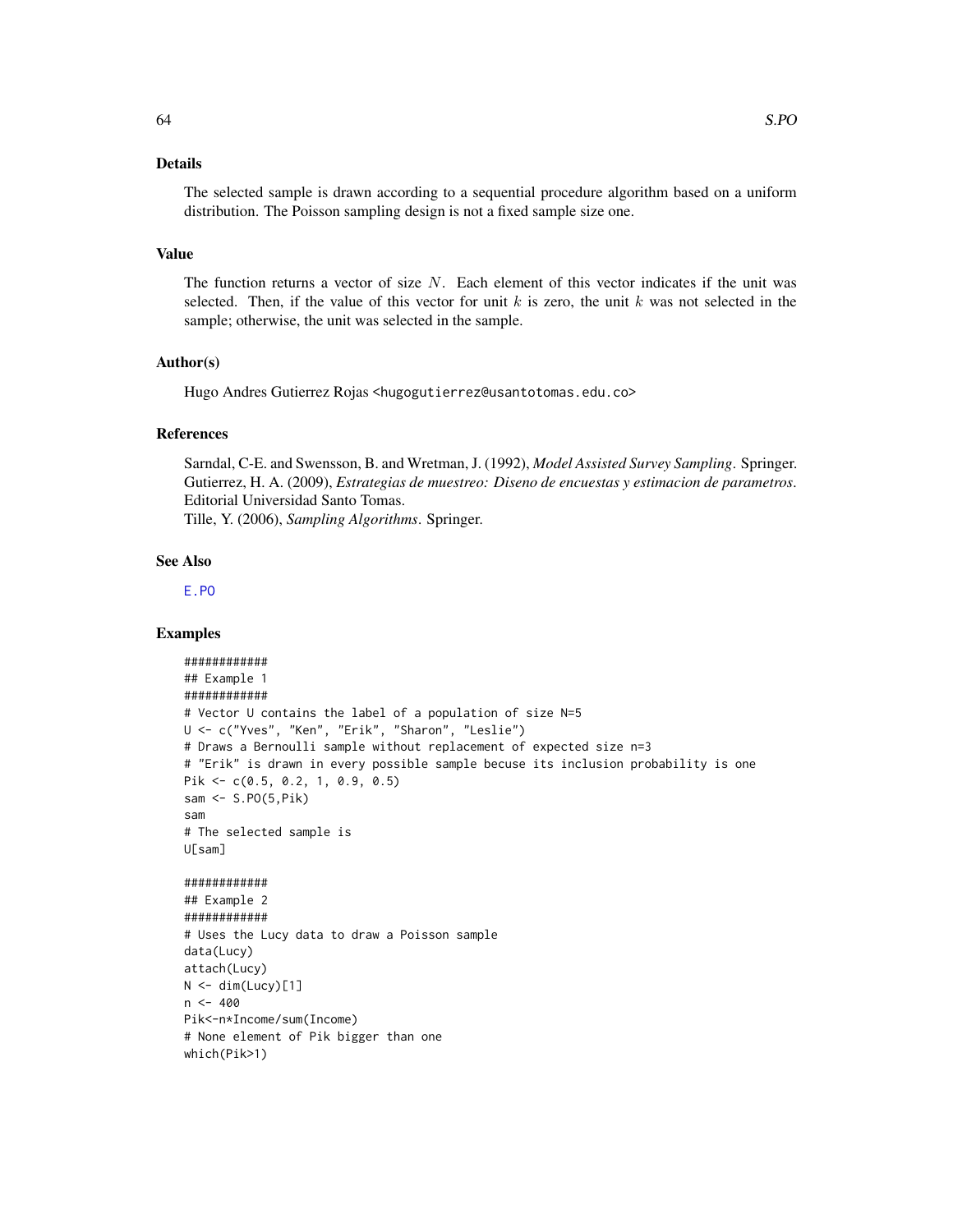## Details

The selected sample is drawn according to a sequential procedure algorithm based on a uniform distribution. The Poisson sampling design is not a fixed sample size one.

## Value

The function returns a vector of size $N$. Each element of this vector indicates if the unit was selected. Then, if the value of this vector for unit $k$ is zero, the unit $k$ was not selected in the sample; otherwise, the unit was selected in the sample.

## Author(s)

Hugo Andres Gutierrez Rojas <hugogutierrez@usantotomas.edu.co>

## References

Sarndal, C-E. and Swensson, B. and Wretman, J. (1992), *Model Assisted Survey Sampling*. Springer.
Gutierrez, H. A. (2009), *Estrategias de muestreo: Diseno de encuestas y estimacion de parametros*. Editorial Universidad Santo Tomas.
Tille, Y. (2006), *Sampling Algorithms*. Springer.

## See Also

E.PO

## Examples

```
############
## Example 1
############
# Vector U contains the label of a population of size N=5
U <- c("Yves", "Ken", "Erik", "Sharon", "Leslie")
# Draws a Bernoulli sample without replacement of expected size n=3
# "Erik" is drawn in every possible sample becuse its inclusion probability is one
Pik <- c(0.5, 0.2, 1, 0.9, 0.5)
sam <- S.PO(5,Pik)
sam
# The selected sample is
U[sam]

############
## Example 2
############
# Uses the Lucy data to draw a Poisson sample
data(Lucy)
attach(Lucy)
N <- dim(Lucy)[1]
n <- 400
Pik<-n*Income/sum(Income)
# None element of Pik bigger than one
which(Pik>1)
```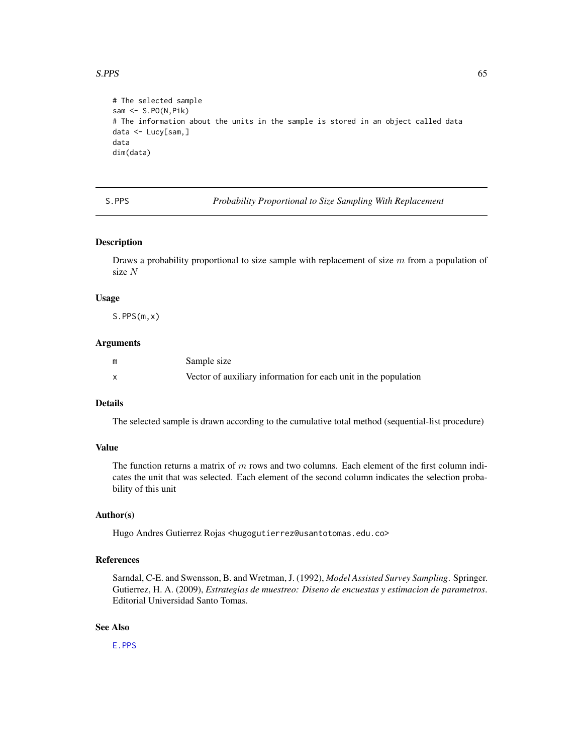```
# The selected sample
sam <- S.PO(N,Pik)
# The information about the units in the sample is stored in an object called data
data <- Lucy[sam,]
data
dim(data)
```

---

S.PPS *Probability Proportional to Size Sampling With Replacement*

---

## Description

Draws a probability proportional to size sample with replacement of size $m$ from a population of size $N$

## Usage

```
S.PPS(m,x)
```

## Arguments

| | |
|---|---|
| m | Sample size |
| x | Vector of auxiliary information for each unit in the population |

## Details

The selected sample is drawn according to the cumulative total method (sequential-list procedure)

## Value

The function returns a matrix of $m$ rows and two columns. Each element of the first column indicates the unit that was selected. Each element of the second column indicates the selection probability of this unit

## Author(s)

Hugo Andres Gutierrez Rojas <hugogutierrez@usantotomas.edu.co>

## References

Sarndal, C-E. and Swensson, B. and Wretman, J. (1992), *Model Assisted Survey Sampling*. Springer.
Gutierrez, H. A. (2009), *Estrategias de muestreo: Diseno de encuestas y estimacion de parametros*. Editorial Universidad Santo Tomas.

## See Also

E.PPS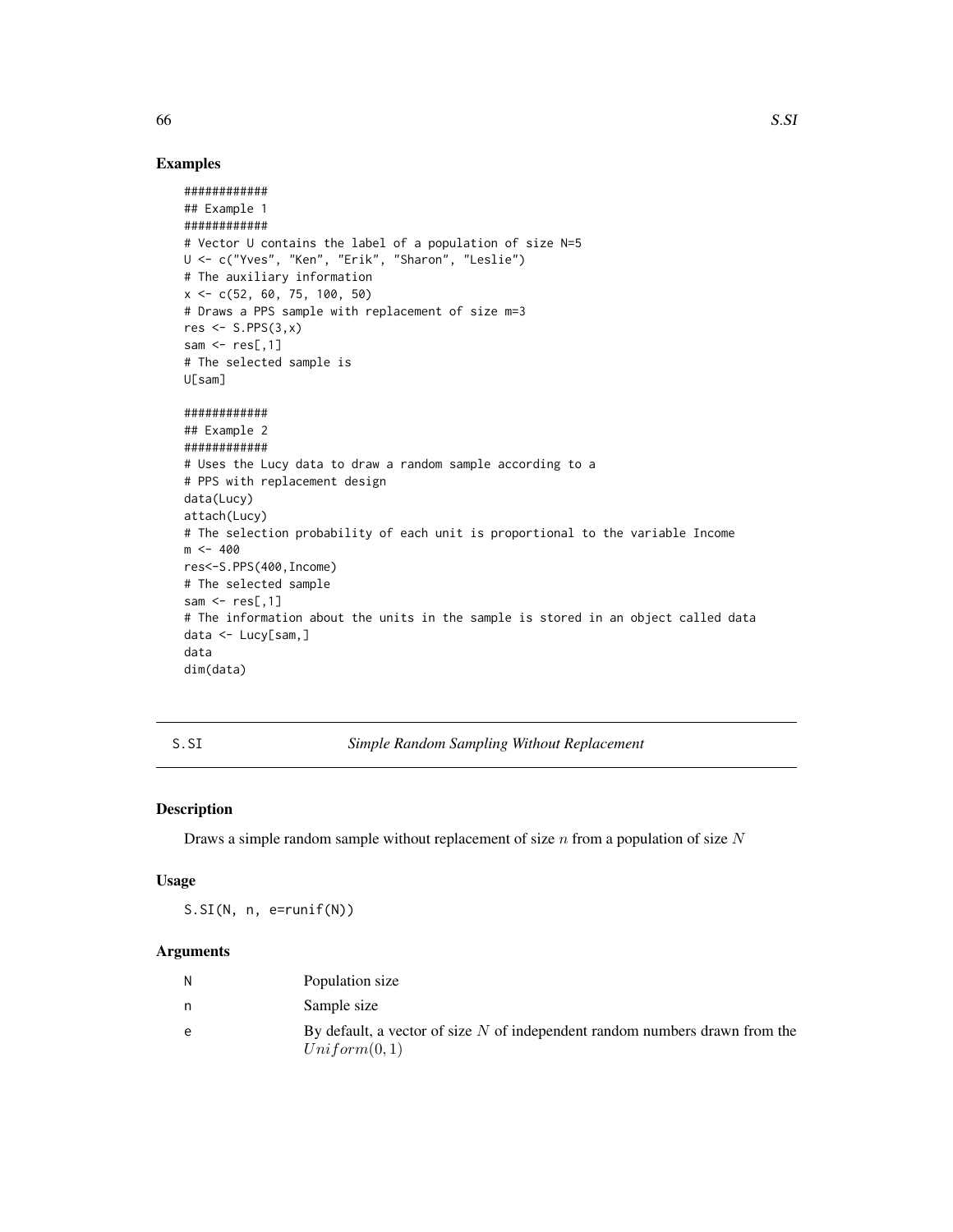## Examples

```
############
## Example 1
############
# Vector U contains the label of a population of size N=5
U <- c("Yves", "Ken", "Erik", "Sharon", "Leslie")
# The auxiliary information
x <- c(52, 60, 75, 100, 50)
# Draws a PPS sample with replacement of size m=3
res <- S.PPS(3,x)
sam <- res[,1]
# The selected sample is
U[sam]

############
## Example 2
############
# Uses the Lucy data to draw a random sample according to a
# PPS with replacement design
data(Lucy)
attach(Lucy)
# The selection probability of each unit is proportional to the variable Income
m <- 400
res<-S.PPS(400,Income)
# The selected sample
sam <- res[,1]
# The information about the units in the sample is stored in an object called data
data <- Lucy[sam,]
data
dim(data)
```

---

S.SI *Simple Random Sampling Without Replacement*

---

## Description

Draws a simple random sample without replacement of size $n$ from a population of size $N$

## Usage

```
S.SI(N, n, e=runif(N))
```

## Arguments

| | |
|---|---|
| N | Population size |
| n | Sample size |
| e | By default, a vector of size $N$ of independent random numbers drawn from the $Uniform(0, 1)$ |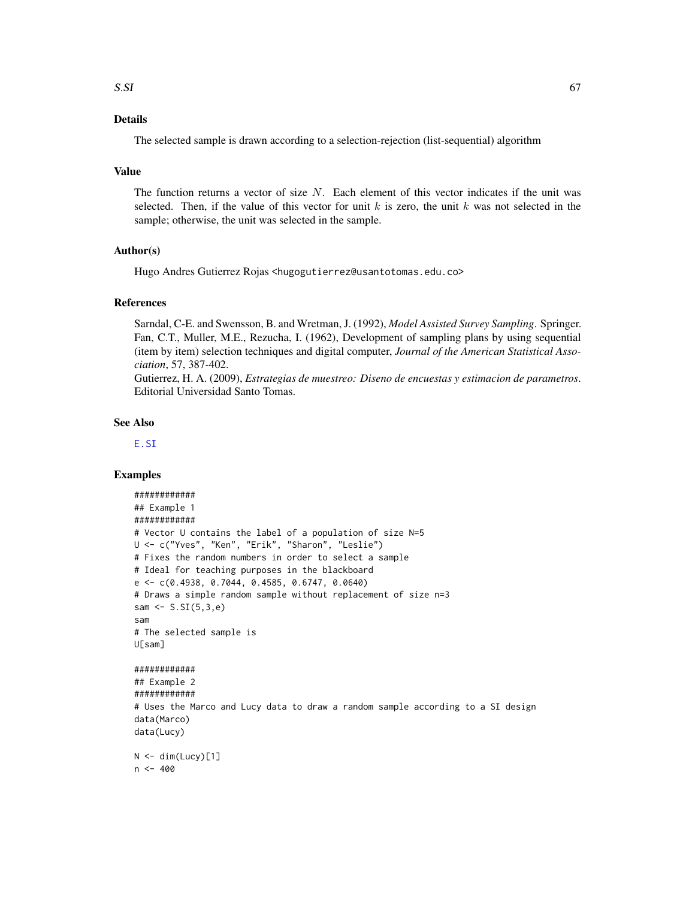## Details

The selected sample is drawn according to a selection-rejection (list-sequential) algorithm

## Value

The function returns a vector of size $N$. Each element of this vector indicates if the unit was selected. Then, if the value of this vector for unit $k$ is zero, the unit $k$ was not selected in the sample; otherwise, the unit was selected in the sample.

## Author(s)

Hugo Andres Gutierrez Rojas <hugogutierrez@usantotomas.edu.co>

## References

Sarndal, C-E. and Swensson, B. and Wretman, J. (1992), *Model Assisted Survey Sampling*. Springer.
Fan, C.T., Muller, M.E., Rezucha, I. (1962), Development of sampling plans by using sequential (item by item) selection techniques and digital computer, *Journal of the American Statistical Association*, 57, 387-402.
Gutierrez, H. A. (2009), *Estrategias de muestreo: Diseno de encuestas y estimacion de parametros*. Editorial Universidad Santo Tomas.

## See Also

E.SI

## Examples

```
############
## Example 1
############
# Vector U contains the label of a population of size N=5
U <- c("Yves", "Ken", "Erik", "Sharon", "Leslie")
# Fixes the random numbers in order to select a sample
# Ideal for teaching purposes in the blackboard
e <- c(0.4938, 0.7044, 0.4585, 0.6747, 0.0640)
# Draws a simple random sample without replacement of size n=3
sam <- S.SI(5,3,e)
sam
# The selected sample is
U[sam]

############
## Example 2
############
# Uses the Marco and Lucy data to draw a random sample according to a SI design
data(Marco)
data(Lucy)

N <- dim(Lucy)[1]
n <- 400
```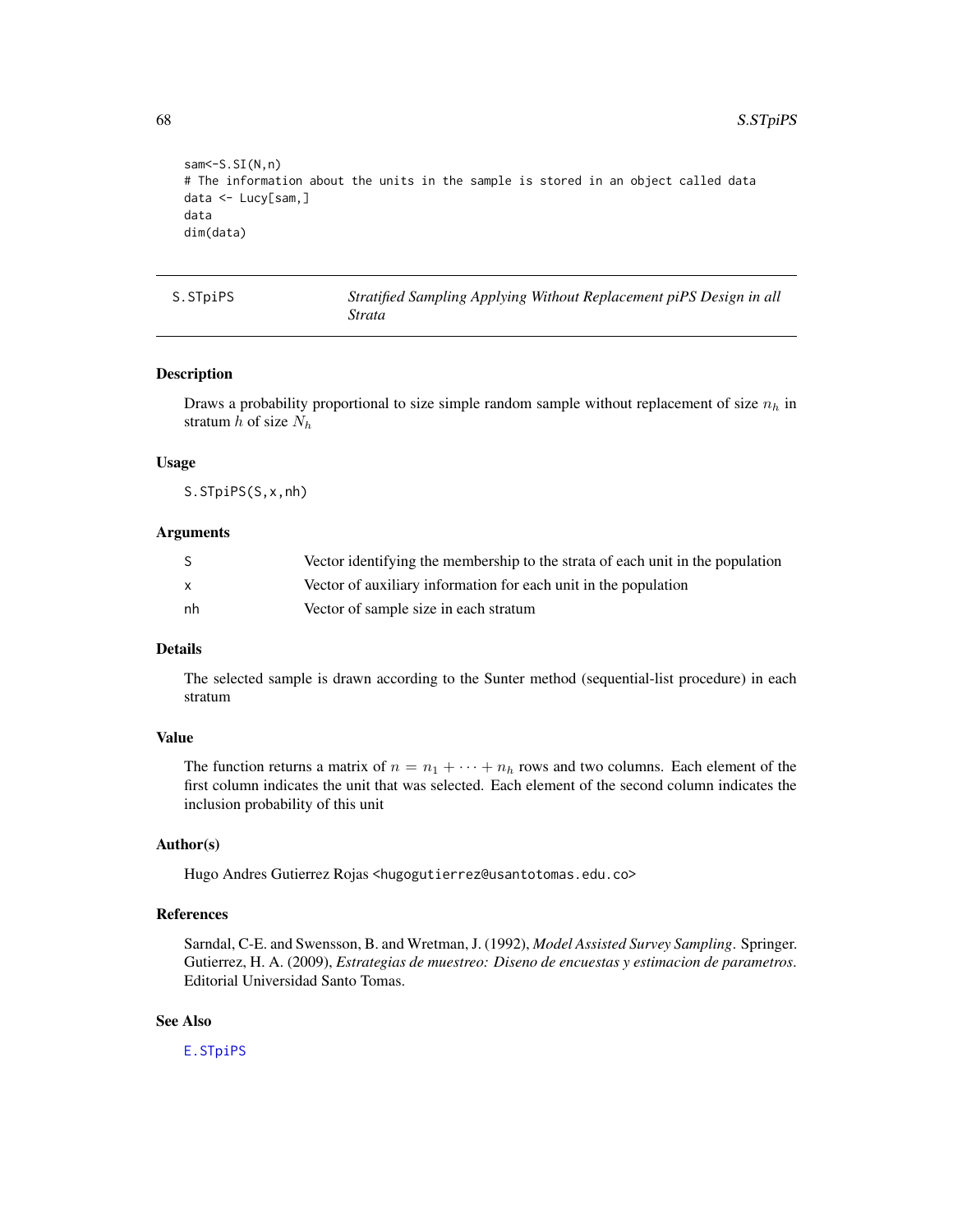```
sam<-S.SI(N,n)
# The information about the units in the sample is stored in an object called data
data <- Lucy[sam,]
data
dim(data)
```

---

## S.STpiPS — *Stratified Sampling Applying Without Replacement piPS Design in all Strata*

### Description

Draws a probability proportional to size simple random sample without replacement of size $n_h$ in stratum $h$ of size $N_h$

### Usage

```
S.STpiPS(S,x,nh)
```

### Arguments

| | |
|---|---|
| S | Vector identifying the membership to the strata of each unit in the population |
| x | Vector of auxiliary information for each unit in the population |
| nh | Vector of sample size in each stratum |

### Details

The selected sample is drawn according to the Sunter method (sequential-list procedure) in each stratum

### Value

The function returns a matrix of $n = n_1 + \cdots + n_h$ rows and two columns. Each element of the first column indicates the unit that was selected. Each element of the second column indicates the inclusion probability of this unit

### Author(s)

Hugo Andres Gutierrez Rojas <hugogutierrez@usantotomas.edu.co>

### References

Sarndal, C-E. and Swensson, B. and Wretman, J. (1992), *Model Assisted Survey Sampling*. Springer.
Gutierrez, H. A. (2009), *Estrategias de muestreo: Diseno de encuestas y estimacion de parametros*. Editorial Universidad Santo Tomas.

### See Also

E.STpiPS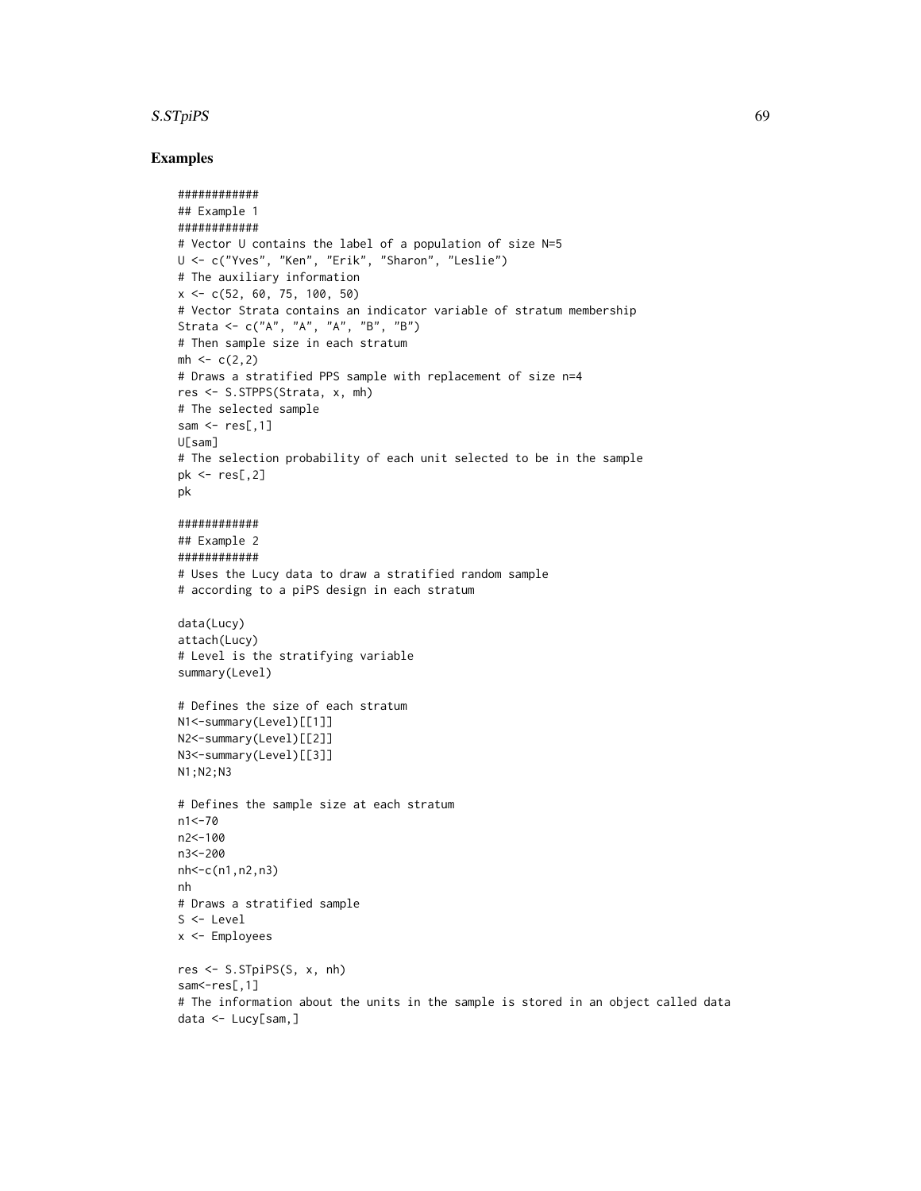## Examples

```
############
## Example 1
############
# Vector U contains the label of a population of size N=5
U <- c("Yves", "Ken", "Erik", "Sharon", "Leslie")
# The auxiliary information
x <- c(52, 60, 75, 100, 50)
# Vector Strata contains an indicator variable of stratum membership
Strata <- c("A", "A", "A", "B", "B")
# Then sample size in each stratum
mh <- c(2,2)
# Draws a stratified PPS sample with replacement of size n=4
res <- S.STPPS(Strata, x, mh)
# The selected sample
sam <- res[,1]
U[sam]
# The selection probability of each unit selected to be in the sample
pk <- res[,2]
pk

############
## Example 2
############
# Uses the Lucy data to draw a stratified random sample
# according to a piPS design in each stratum

data(Lucy)
attach(Lucy)
# Level is the stratifying variable
summary(Level)

# Defines the size of each stratum
N1<-summary(Level)[[1]]
N2<-summary(Level)[[2]]
N3<-summary(Level)[[3]]
N1;N2;N3

# Defines the sample size at each stratum
n1<-70
n2<-100
n3<-200
nh<-c(n1,n2,n3)
nh
# Draws a stratified sample
S <- Level
x <- Employees

res <- S.STpiPS(S, x, nh)
sam<-res[,1]
# The information about the units in the sample is stored in an object called data
data <- Lucy[sam,]
```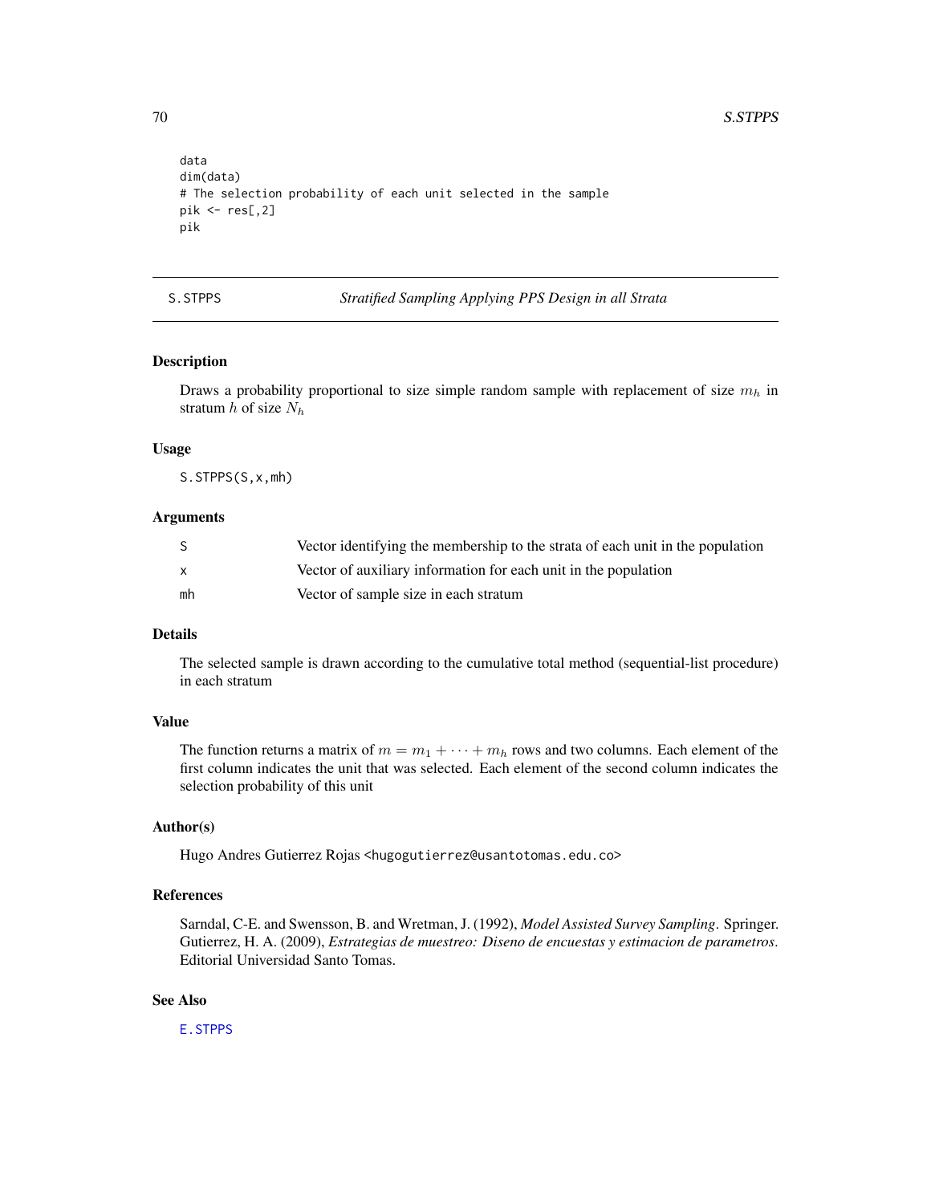```
data
dim(data)
# The selection probability of each unit selected in the sample
pik <- res[,2]
pik
```

## S.STPPS — *Stratified Sampling Applying PPS Design in all Strata*

### Description

Draws a probability proportional to size simple random sample with replacement of size $m_h$ in stratum $h$ of size $N_h$

### Usage

```
S.STPPS(S,x,mh)
```

### Arguments

| | |
|---|---|
| S | Vector identifying the membership to the strata of each unit in the population |
| x | Vector of auxiliary information for each unit in the population |
| mh | Vector of sample size in each stratum |

### Details

The selected sample is drawn according to the cumulative total method (sequential-list procedure) in each stratum

### Value

The function returns a matrix of $m = m_1 + \cdots + m_h$ rows and two columns. Each element of the first column indicates the unit that was selected. Each element of the second column indicates the selection probability of this unit

### Author(s)

Hugo Andres Gutierrez Rojas <hugogutierrez@usantotomas.edu.co>

### References

Sarndal, C-E. and Swensson, B. and Wretman, J. (1992), *Model Assisted Survey Sampling*. Springer.
Gutierrez, H. A. (2009), *Estrategias de muestreo: Diseno de encuestas y estimacion de parametros*. Editorial Universidad Santo Tomas.

### See Also

E.STPPS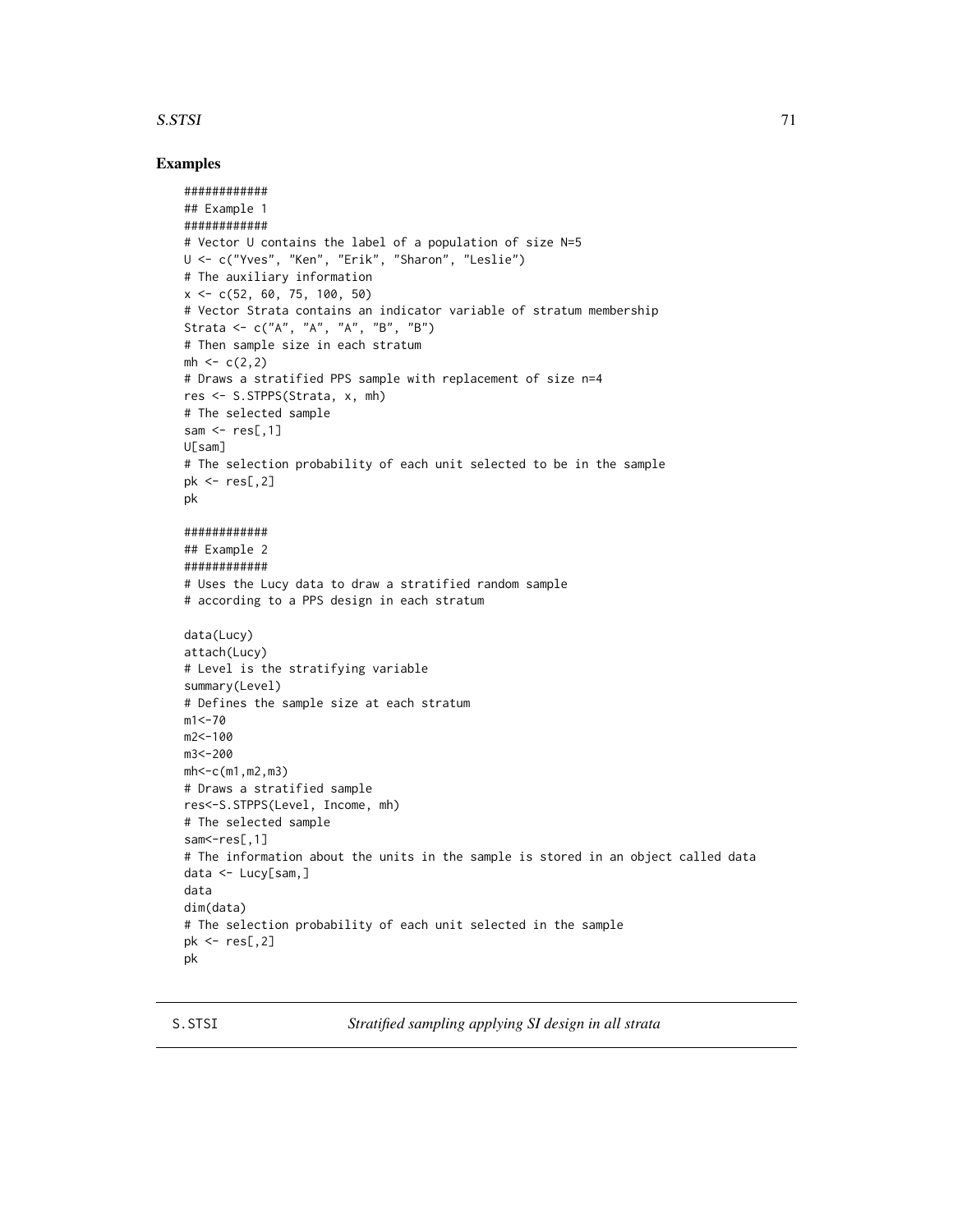## Examples

```
############
## Example 1
############
# Vector U contains the label of a population of size N=5
U <- c("Yves", "Ken", "Erik", "Sharon", "Leslie")
# The auxiliary information
x <- c(52, 60, 75, 100, 50)
# Vector Strata contains an indicator variable of stratum membership
Strata <- c("A", "A", "A", "B", "B")
# Then sample size in each stratum
mh <- c(2,2)
# Draws a stratified PPS sample with replacement of size n=4
res <- S.STPPS(Strata, x, mh)
# The selected sample
sam <- res[,1]
U[sam]
# The selection probability of each unit selected to be in the sample
pk <- res[,2]
pk

############
## Example 2
############
# Uses the Lucy data to draw a stratified random sample
# according to a PPS design in each stratum

data(Lucy)
attach(Lucy)
# Level is the stratifying variable
summary(Level)
# Defines the sample size at each stratum
m1<-70
m2<-100
m3<-200
mh<-c(m1,m2,m3)
# Draws a stratified sample
res<-S.STPPS(Level, Income, mh)
# The selected sample
sam<-res[,1]
# The information about the units in the sample is stored in an object called data
data <- Lucy[sam,]
data
dim(data)
# The selection probability of each unit selected in the sample
pk <- res[,2]
pk
```

---

S.STSI *Stratified sampling applying SI design in all strata*

---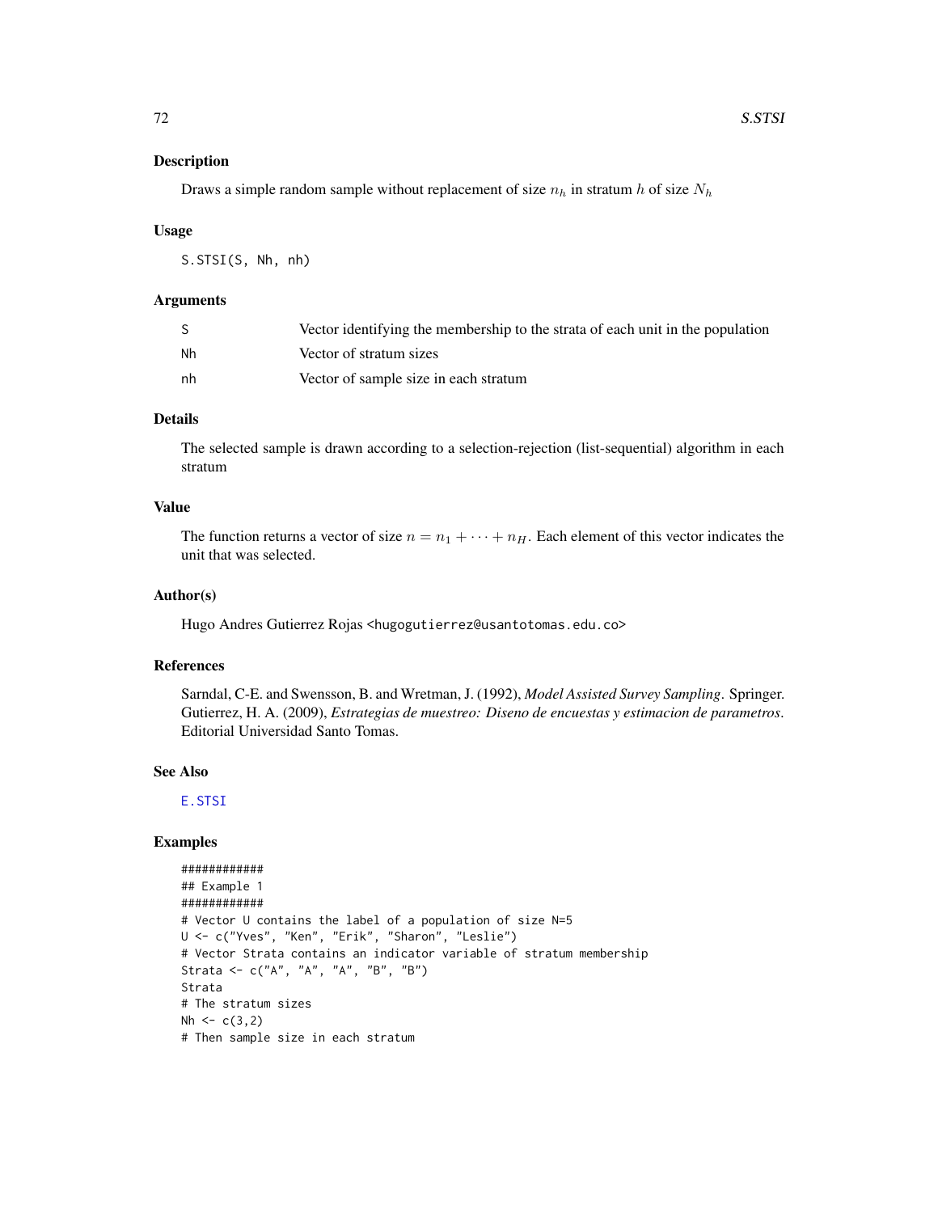## Description

Draws a simple random sample without replacement of size $n_h$ in stratum $h$ of size $N_h$

## Usage

```
S.STSI(S, Nh, nh)
```

## Arguments

| | |
|---|---|
| S | Vector identifying the membership to the strata of each unit in the population |
| Nh | Vector of stratum sizes |
| nh | Vector of sample size in each stratum |

## Details

The selected sample is drawn according to a selection-rejection (list-sequential) algorithm in each stratum

## Value

The function returns a vector of size $n = n_1 + \cdots + n_H$. Each element of this vector indicates the unit that was selected.

## Author(s)

Hugo Andres Gutierrez Rojas <hugogutierrez@usantotomas.edu.co>

## References

Sarndal, C-E. and Swensson, B. and Wretman, J. (1992), *Model Assisted Survey Sampling*. Springer.
Gutierrez, H. A. (2009), *Estrategias de muestreo: Diseno de encuestas y estimacion de parametros*. Editorial Universidad Santo Tomas.

## See Also

E.STSI

## Examples

```
############
## Example 1
############
# Vector U contains the label of a population of size N=5
U <- c("Yves", "Ken", "Erik", "Sharon", "Leslie")
# Vector Strata contains an indicator variable of stratum membership
Strata <- c("A", "A", "A", "B", "B")
Strata
# The stratum sizes
Nh <- c(3,2)
# Then sample size in each stratum
```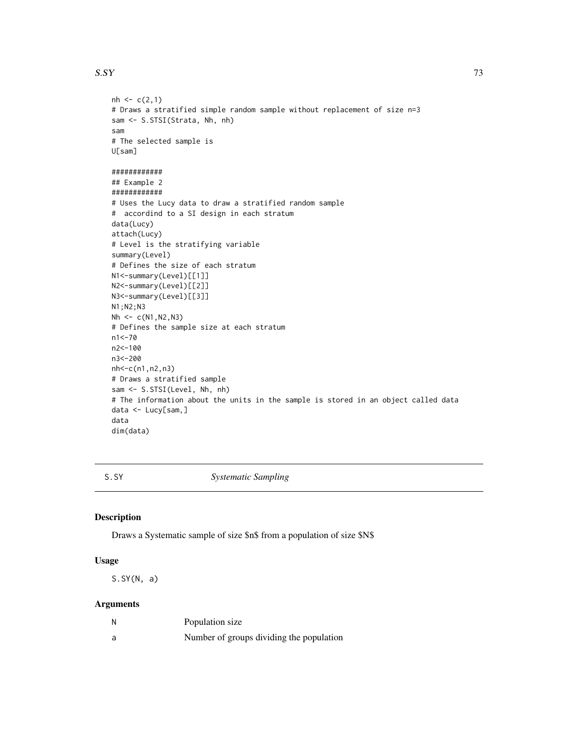```
nh <- c(2,1)
# Draws a stratified simple random sample without replacement of size n=3
sam <- S.STSI(Strata, Nh, nh)
sam
# The selected sample is
U[sam]

############
## Example 2
############
# Uses the Lucy data to draw a stratified random sample
#  accordind to a SI design in each stratum
data(Lucy)
attach(Lucy)
# Level is the stratifying variable
summary(Level)
# Defines the size of each stratum
N1<-summary(Level)[[1]]
N2<-summary(Level)[[2]]
N3<-summary(Level)[[3]]
N1;N2;N3
Nh <- c(N1,N2,N3)
# Defines the sample size at each stratum
n1<-70
n2<-100
n3<-200
nh<-c(n1,n2,n3)
# Draws a stratified sample
sam <- S.STSI(Level, Nh, nh)
# The information about the units in the sample is stored in an object called data
data <- Lucy[sam,]
data
dim(data)
```

---

## S.SY *Systematic Sampling*

### Description

Draws a Systematic sample of size $n$ from a population of size $N$

### Usage

```
S.SY(N, a)
```

### Arguments

| | |
|---|---|
| N | Population size |
| a | Number of groups dividing the population |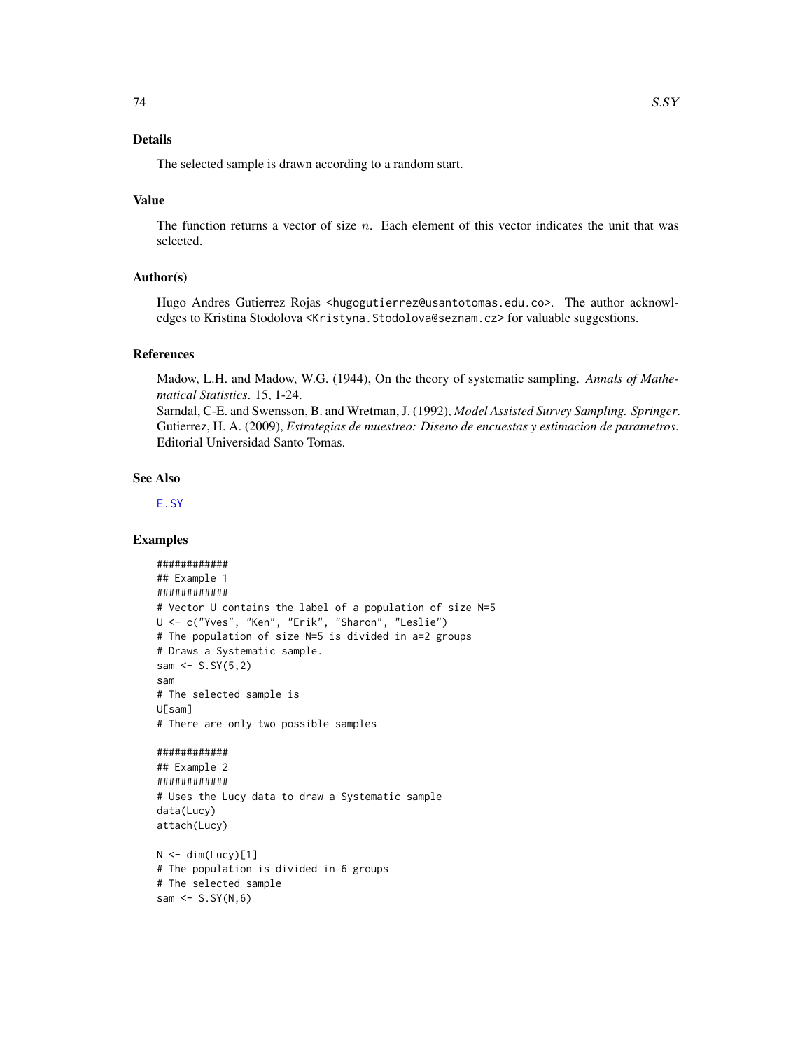## Details

The selected sample is drawn according to a random start.

## Value

The function returns a vector of size $n$. Each element of this vector indicates the unit that was selected.

## Author(s)

Hugo Andres Gutierrez Rojas <hugogutierrez@usantotomas.edu.co>. The author acknowledges to Kristina Stodolova <Kristyna.Stodolova@seznam.cz> for valuable suggestions.

## References

Madow, L.H. and Madow, W.G. (1944), On the theory of systematic sampling. *Annals of Mathematical Statistics*. 15, 1-24.
Sarndal, C-E. and Swensson, B. and Wretman, J. (1992), *Model Assisted Survey Sampling. Springer*.
Gutierrez, H. A. (2009), *Estrategias de muestreo: Diseno de encuestas y estimacion de parametros*. Editorial Universidad Santo Tomas.

## See Also

E.SY

## Examples

```
############
## Example 1
############
# Vector U contains the label of a population of size N=5
U <- c("Yves", "Ken", "Erik", "Sharon", "Leslie")
# The population of size N=5 is divided in a=2 groups
# Draws a Systematic sample.
sam <- S.SY(5,2)
sam
# The selected sample is
U[sam]
# There are only two possible samples

############
## Example 2
############
# Uses the Lucy data to draw a Systematic sample
data(Lucy)
attach(Lucy)

N <- dim(Lucy)[1]
# The population is divided in 6 groups
# The selected sample
sam <- S.SY(N,6)
```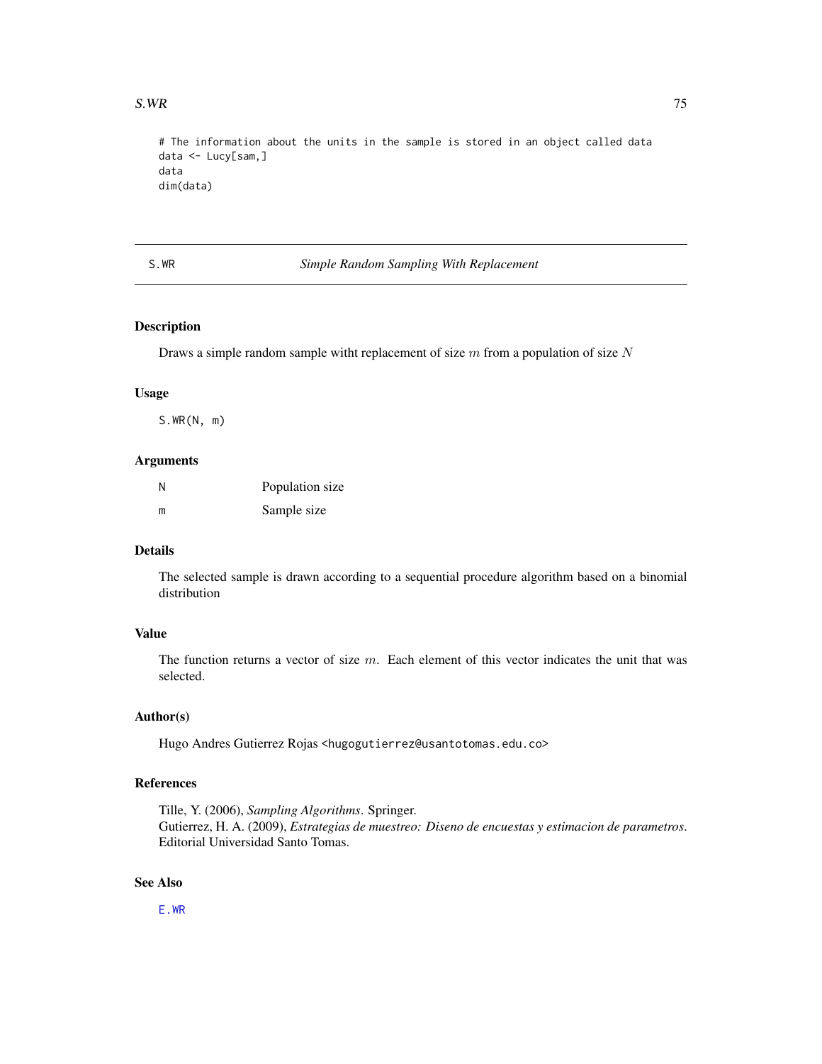```
# The information about the units in the sample is stored in an object called data
data <- Lucy[sam,]
data
dim(data)
```

---

S.WR — *Simple Random Sampling With Replacement*

---

## Description

Draws a simple random sample witht replacement of size $m$ from a population of size $N$

## Usage

```
S.WR(N, m)
```

## Arguments

| | |
|---|---|
| N | Population size |
| m | Sample size |

## Details

The selected sample is drawn according to a sequential procedure algorithm based on a binomial distribution

## Value

The function returns a vector of size $m$. Each element of this vector indicates the unit that was selected.

## Author(s)

Hugo Andres Gutierrez Rojas <hugogutierrez@usantotomas.edu.co>

## References

Tille, Y. (2006), *Sampling Algorithms*. Springer.
Gutierrez, H. A. (2009), *Estrategias de muestreo: Diseno de encuestas y estimacion de parametros*. Editorial Universidad Santo Tomas.

## See Also

E.WR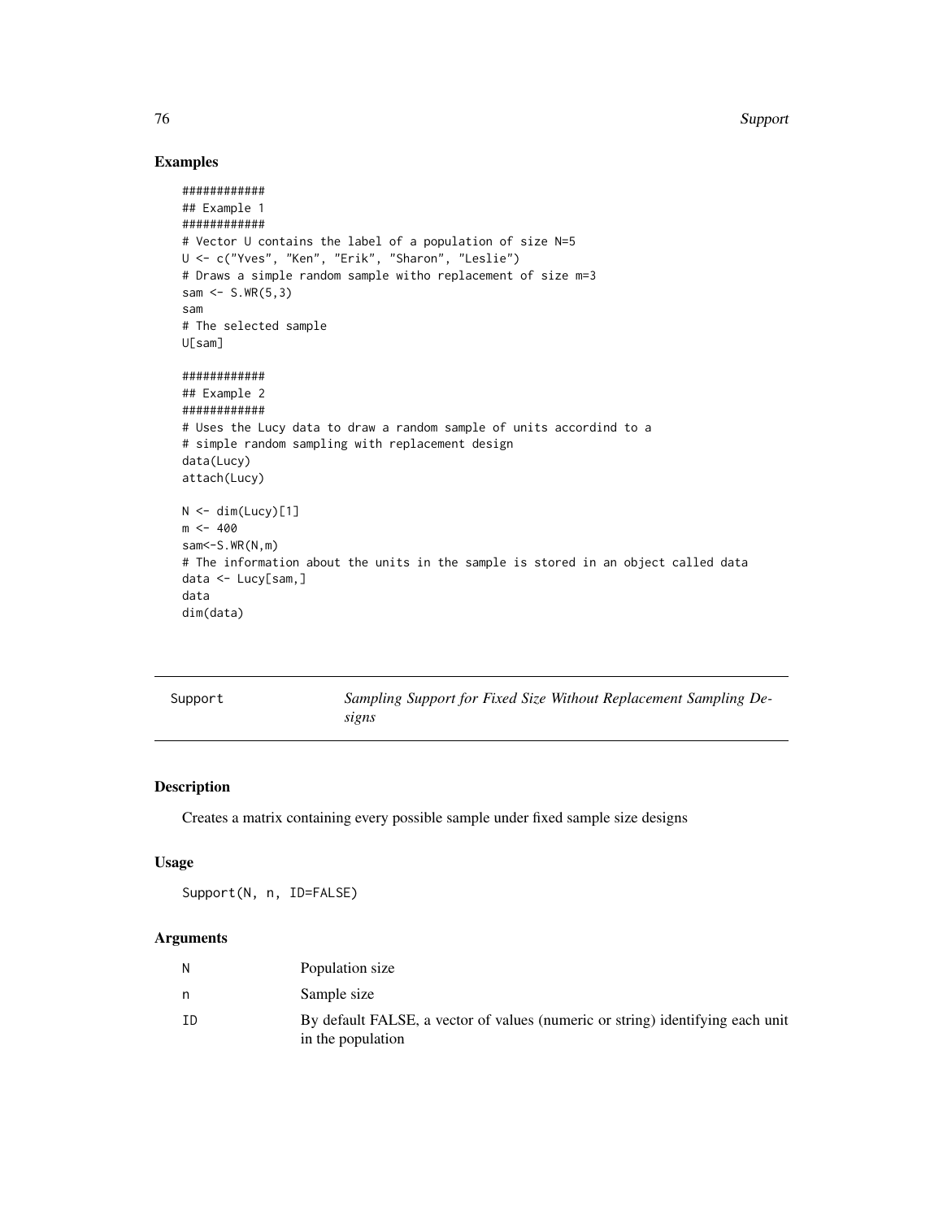## Examples

```
############
## Example 1
############
# Vector U contains the label of a population of size N=5
U <- c("Yves", "Ken", "Erik", "Sharon", "Leslie")
# Draws a simple random sample witho replacement of size m=3
sam <- S.WR(5,3)
sam
# The selected sample
U[sam]

############
## Example 2
############
# Uses the Lucy data to draw a random sample of units accordind to a
# simple random sampling with replacement design
data(Lucy)
attach(Lucy)

N <- dim(Lucy)[1]
m <- 400
sam<-S.WR(N,m)
# The information about the units in the sample is stored in an object called data
data <- Lucy[sam,]
data
dim(data)
```

---

Support *Sampling Support for Fixed Size Without Replacement Sampling Designs*

---

## Description

Creates a matrix containing every possible sample under fixed sample size designs

## Usage

```
Support(N, n, ID=FALSE)
```

## Arguments

| | |
|---|---|
| N | Population size |
| n | Sample size |
| ID | By default FALSE, a vector of values (numeric or string) identifying each unit in the population |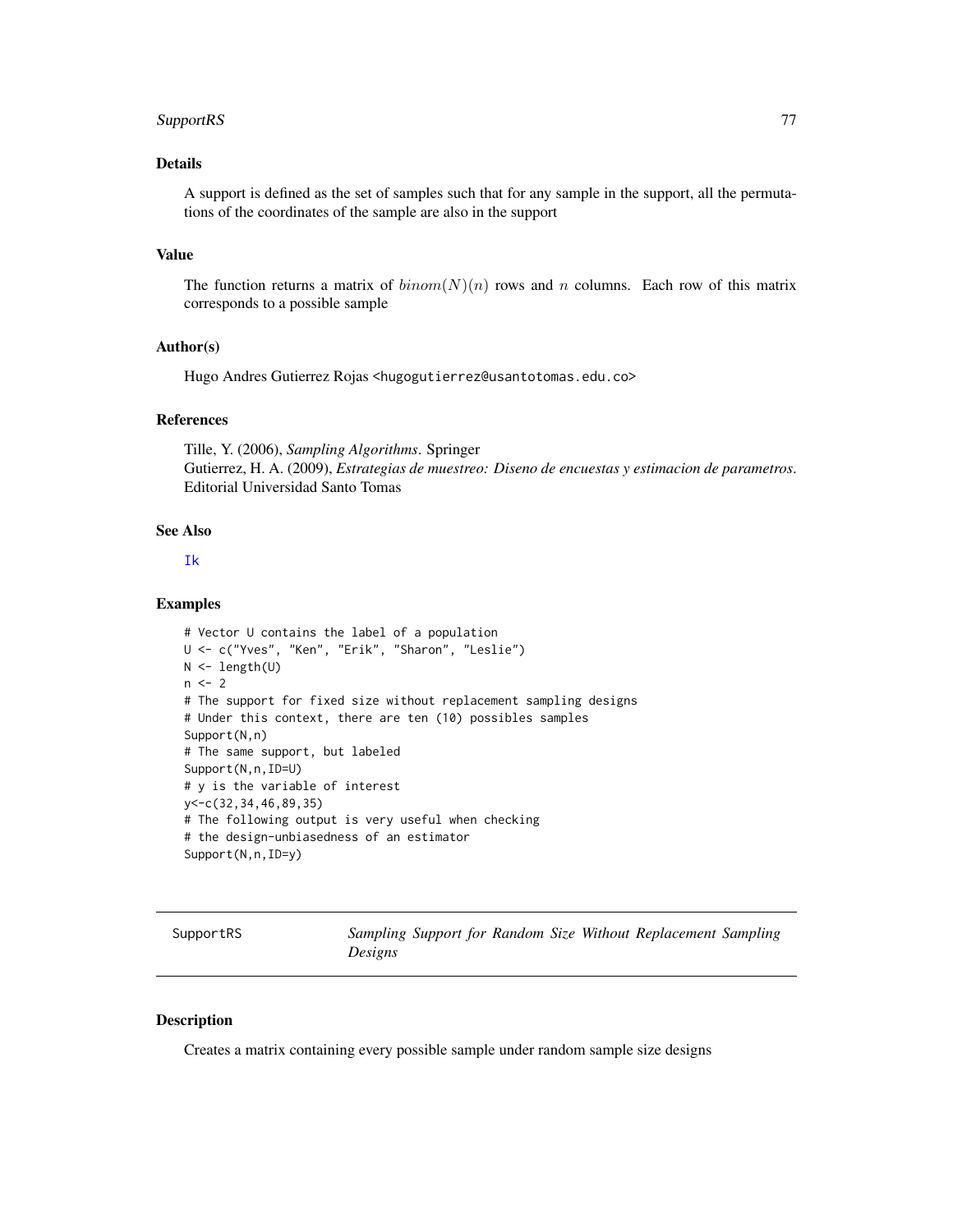## Details

A support is defined as the set of samples such that for any sample in the support, all the permutations of the coordinates of the sample are also in the support

## Value

The function returns a matrix of $binom(N)(n)$ rows and $n$ columns. Each row of this matrix corresponds to a possible sample

## Author(s)

Hugo Andres Gutierrez Rojas <hugogutierrez@usantotomas.edu.co>

## References

Tille, Y. (2006), *Sampling Algorithms*. Springer
Gutierrez, H. A. (2009), *Estrategias de muestreo: Diseno de encuestas y estimacion de parametros*. Editorial Universidad Santo Tomas

## See Also

Ik

## Examples

```
# Vector U contains the label of a population
U <- c("Yves", "Ken", "Erik", "Sharon", "Leslie")
N <- length(U)
n <- 2
# The support for fixed size without replacement sampling designs
# Under this context, there are ten (10) possibles samples
Support(N,n)
# The same support, but labeled
Support(N,n,ID=U)
# y is the variable of interest
y<-c(32,34,46,89,35)
# The following output is very useful when checking
# the design-unbiasedness of an estimator
Support(N,n,ID=y)
```

---

# SupportRS — *Sampling Support for Random Size Without Replacement Sampling Designs*

## Description

Creates a matrix containing every possible sample under random sample size designs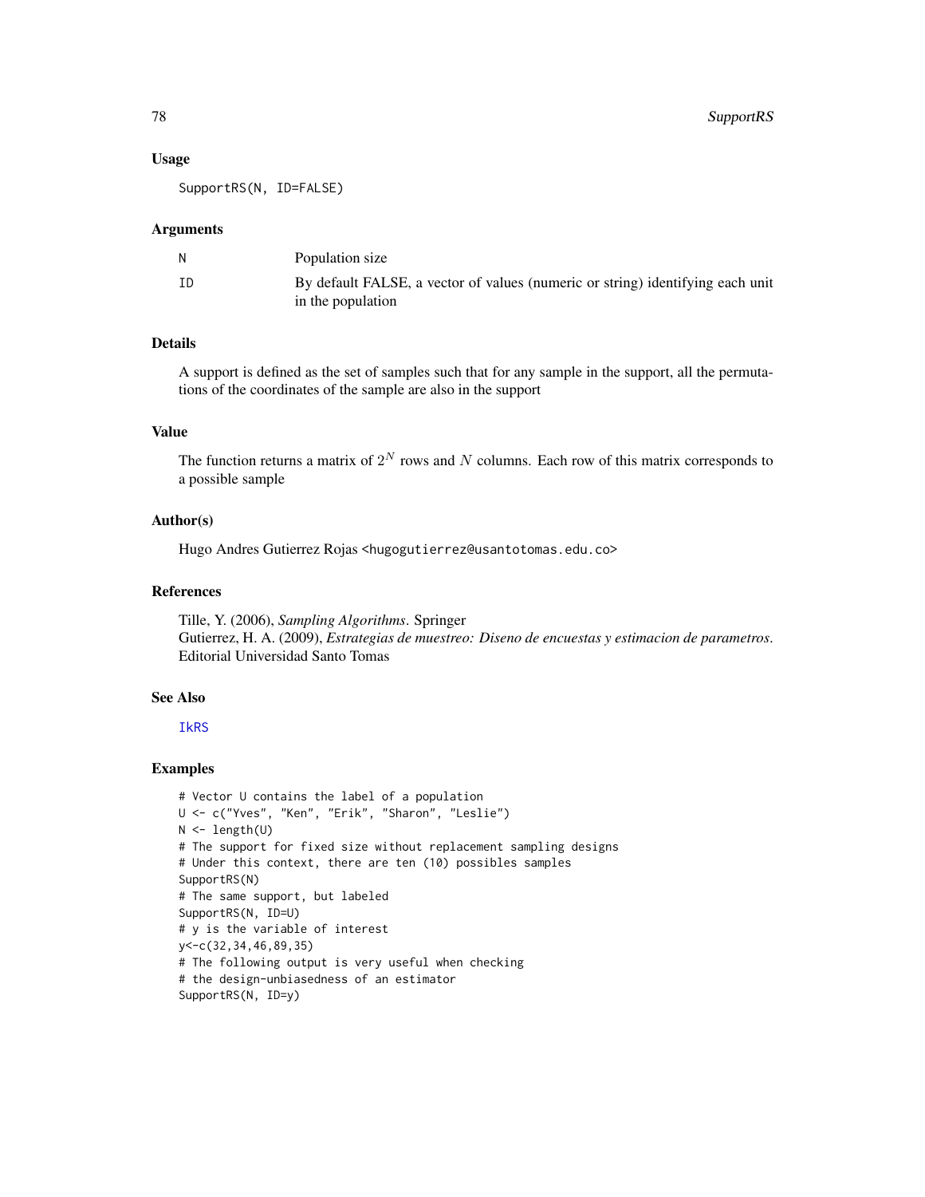### Usage

```
SupportRS(N, ID=FALSE)
```

### Arguments

| | |
|---|---|
| N | Population size |
| ID | By default FALSE, a vector of values (numeric or string) identifying each unit in the population |

### Details

A support is defined as the set of samples such that for any sample in the support, all the permutations of the coordinates of the sample are also in the support

### Value

The function returns a matrix of $2^N$ rows and $N$ columns. Each row of this matrix corresponds to a possible sample

### Author(s)

Hugo Andres Gutierrez Rojas <hugogutierrez@usantotomas.edu.co>

### References

Tille, Y. (2006), *Sampling Algorithms*. Springer
Gutierrez, H. A. (2009), *Estrategias de muestreo: Diseno de encuestas y estimacion de parametros*. Editorial Universidad Santo Tomas

### See Also

IkRS

### Examples

```
# Vector U contains the label of a population
U <- c("Yves", "Ken", "Erik", "Sharon", "Leslie")
N <- length(U)
# The support for fixed size without replacement sampling designs
# Under this context, there are ten (10) possibles samples
SupportRS(N)
# The same support, but labeled
SupportRS(N, ID=U)
# y is the variable of interest
y<-c(32,34,46,89,35)
# The following output is very useful when checking
# the design-unbiasedness of an estimator
SupportRS(N, ID=y)
```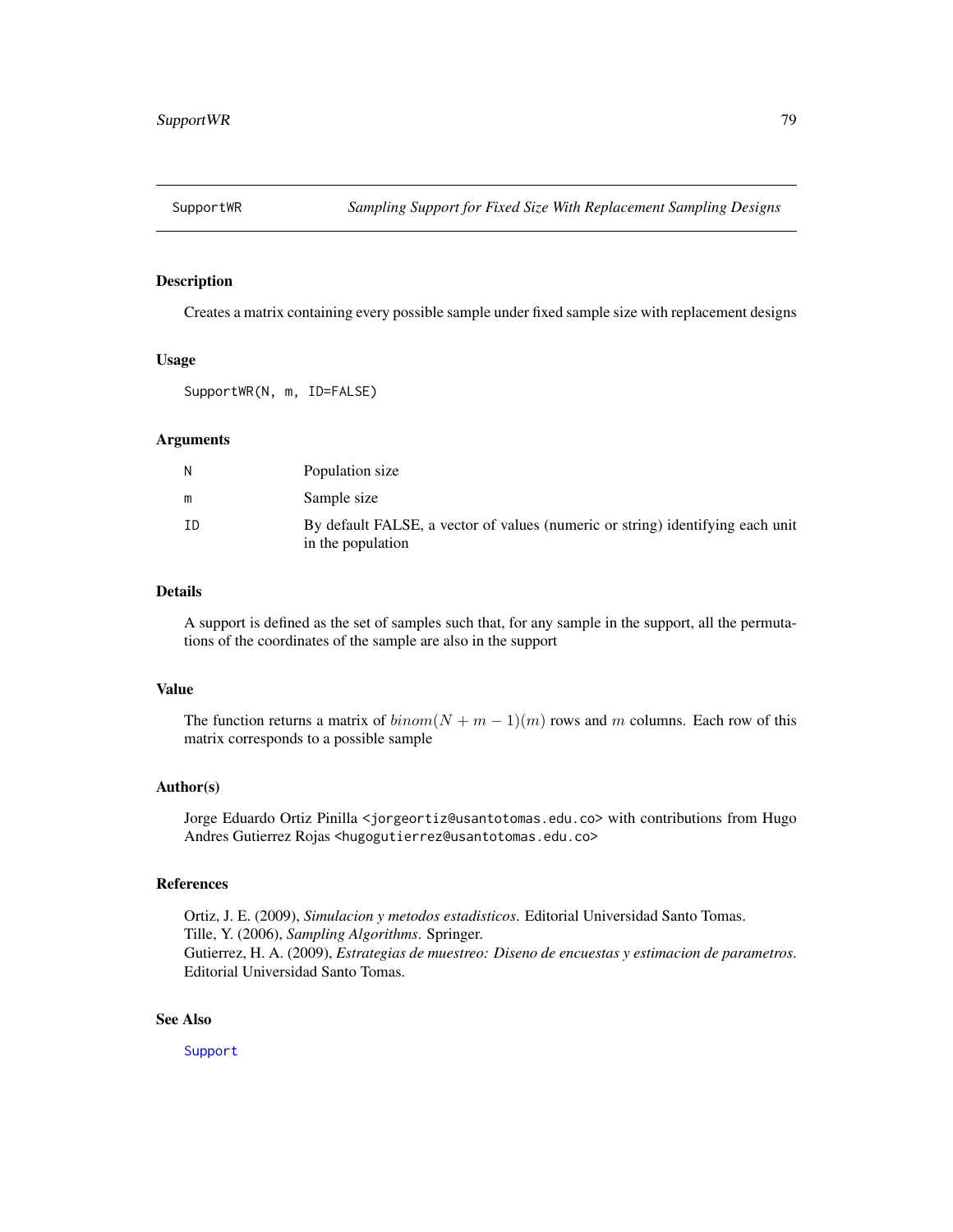# SupportWR *Sampling Support for Fixed Size With Replacement Sampling Designs*

## Description

Creates a matrix containing every possible sample under fixed sample size with replacement designs

## Usage

```
SupportWR(N, m, ID=FALSE)
```

## Arguments

| | |
|---|---|
| N | Population size |
| m | Sample size |
| ID | By default FALSE, a vector of values (numeric or string) identifying each unit in the population |

## Details

A support is defined as the set of samples such that, for any sample in the support, all the permutations of the coordinates of the sample are also in the support

## Value

The function returns a matrix of $binom(N + m - 1)(m)$ rows and $m$ columns. Each row of this matrix corresponds to a possible sample

## Author(s)

Jorge Eduardo Ortiz Pinilla <jorgeortiz@usantotomas.edu.co> with contributions from Hugo Andres Gutierrez Rojas <hugogutierrez@usantotomas.edu.co>

## References

Ortiz, J. E. (2009), *Simulacion y metodos estadisticos*. Editorial Universidad Santo Tomas.
Tille, Y. (2006), *Sampling Algorithms*. Springer.
Gutierrez, H. A. (2009), *Estrategias de muestreo: Diseno de encuestas y estimacion de parametros*. Editorial Universidad Santo Tomas.

## See Also

Support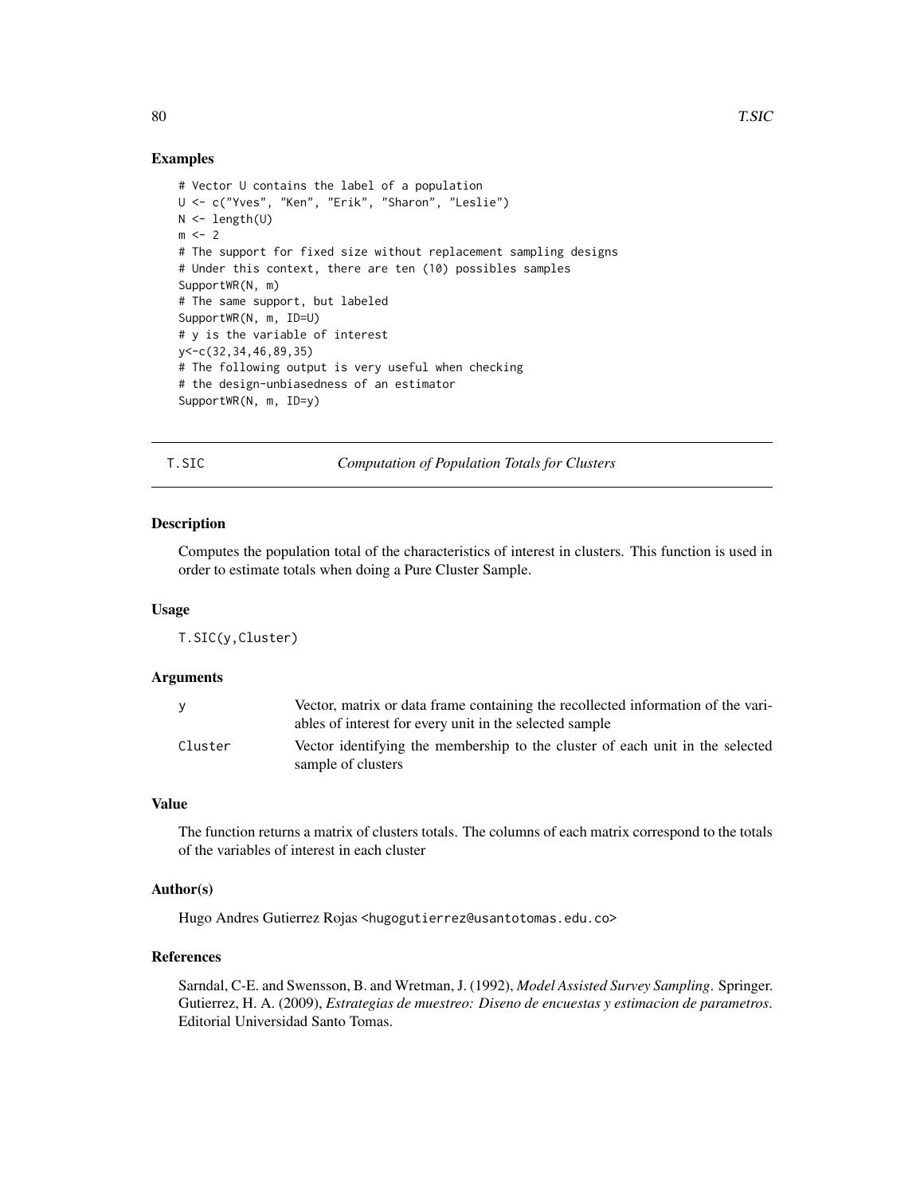## Examples

```
# Vector U contains the label of a population
U <- c("Yves", "Ken", "Erik", "Sharon", "Leslie")
N <- length(U)
m <- 2
# The support for fixed size without replacement sampling designs
# Under this context, there are ten (10) possibles samples
SupportWR(N, m)
# The same support, but labeled
SupportWR(N, m, ID=U)
# y is the variable of interest
y<-c(32,34,46,89,35)
# The following output is very useful when checking
# the design-unbiasedness of an estimator
SupportWR(N, m, ID=y)
```

---

# T.SIC — *Computation of Population Totals for Clusters*

## Description

Computes the population total of the characteristics of interest in clusters. This function is used in order to estimate totals when doing a Pure Cluster Sample.

## Usage

```
T.SIC(y,Cluster)
```

## Arguments

| | |
|---|---|
| y | Vector, matrix or data frame containing the recollected information of the variables of interest for every unit in the selected sample |
| Cluster | Vector identifying the membership to the cluster of each unit in the selected sample of clusters |

## Value

The function returns a matrix of clusters totals. The columns of each matrix correspond to the totals of the variables of interest in each cluster

## Author(s)

Hugo Andres Gutierrez Rojas <hugogutierrez@usantotomas.edu.co>

## References

Sarndal, C-E. and Swensson, B. and Wretman, J. (1992), *Model Assisted Survey Sampling*. Springer.
Gutierrez, H. A. (2009), *Estrategias de muestreo: Diseno de encuestas y estimacion de parametros*. Editorial Universidad Santo Tomas.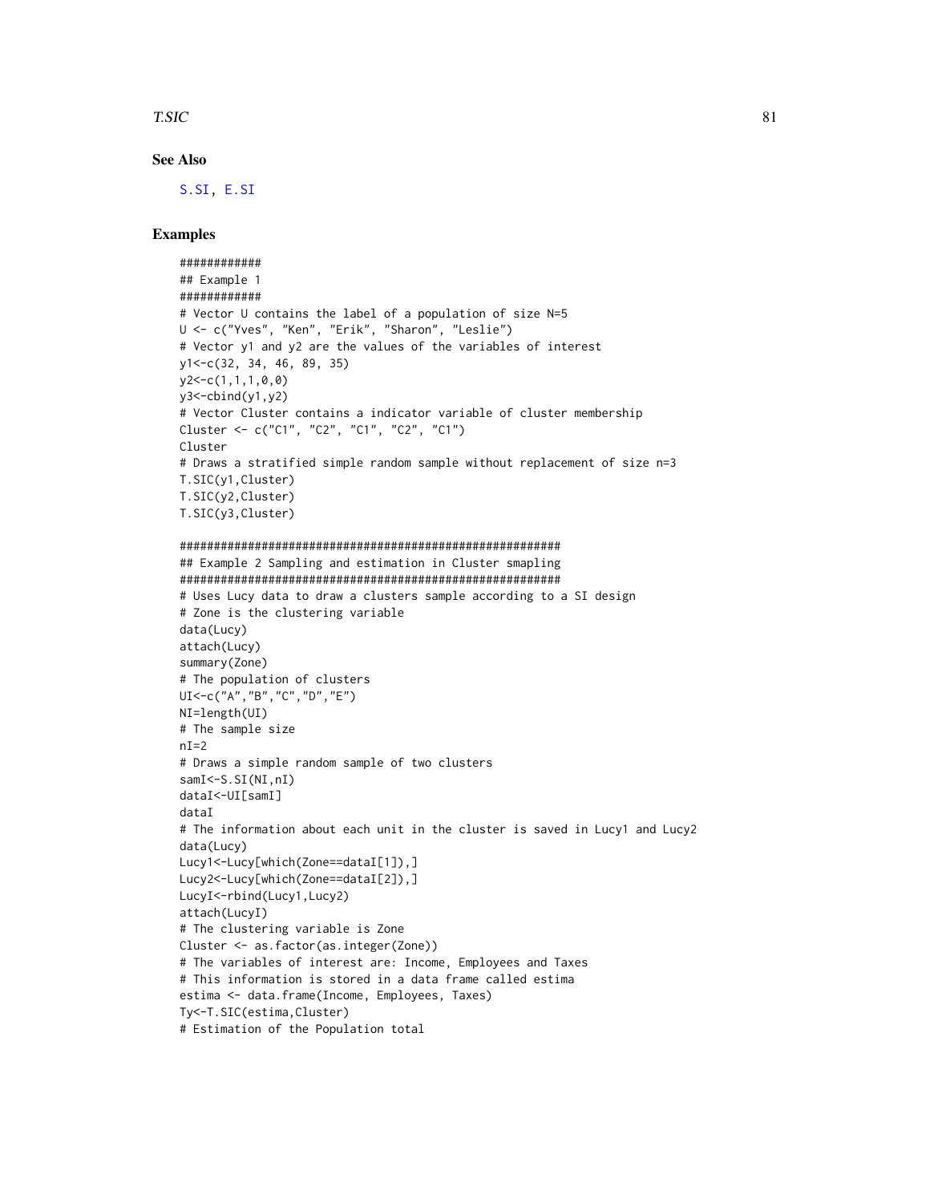### See Also

S.SI, E.SI

### Examples

```
############
## Example 1
############
# Vector U contains the label of a population of size N=5
U <- c("Yves", "Ken", "Erik", "Sharon", "Leslie")
# Vector y1 and y2 are the values of the variables of interest
y1<-c(32, 34, 46, 89, 35)
y2<-c(1,1,1,0,0)
y3<-cbind(y1,y2)
# Vector Cluster contains a indicator variable of cluster membership
Cluster <- c("C1", "C2", "C1", "C2", "C1")
Cluster
# Draws a stratified simple random sample without replacement of size n=3
T.SIC(y1,Cluster)
T.SIC(y2,Cluster)
T.SIC(y3,Cluster)

########################################################
## Example 2 Sampling and estimation in Cluster smapling
########################################################
# Uses Lucy data to draw a clusters sample according to a SI design
# Zone is the clustering variable
data(Lucy)
attach(Lucy)
summary(Zone)
# The population of clusters
UI<-c("A","B","C","D","E")
NI=length(UI)
# The sample size
nI=2
# Draws a simple random sample of two clusters
samI<-S.SI(NI,nI)
dataI<-UI[samI]
dataI
# The information about each unit in the cluster is saved in Lucy1 and Lucy2
data(Lucy)
Lucy1<-Lucy[which(Zone==dataI[1]),]
Lucy2<-Lucy[which(Zone==dataI[2]),]
LucyI<-rbind(Lucy1,Lucy2)
attach(LucyI)
# The clustering variable is Zone
Cluster <- as.factor(as.integer(Zone))
# The variables of interest are: Income, Employees and Taxes
# This information is stored in a data frame called estima
estima <- data.frame(Income, Employees, Taxes)
Ty<-T.SIC(estima,Cluster)
# Estimation of the Population total
```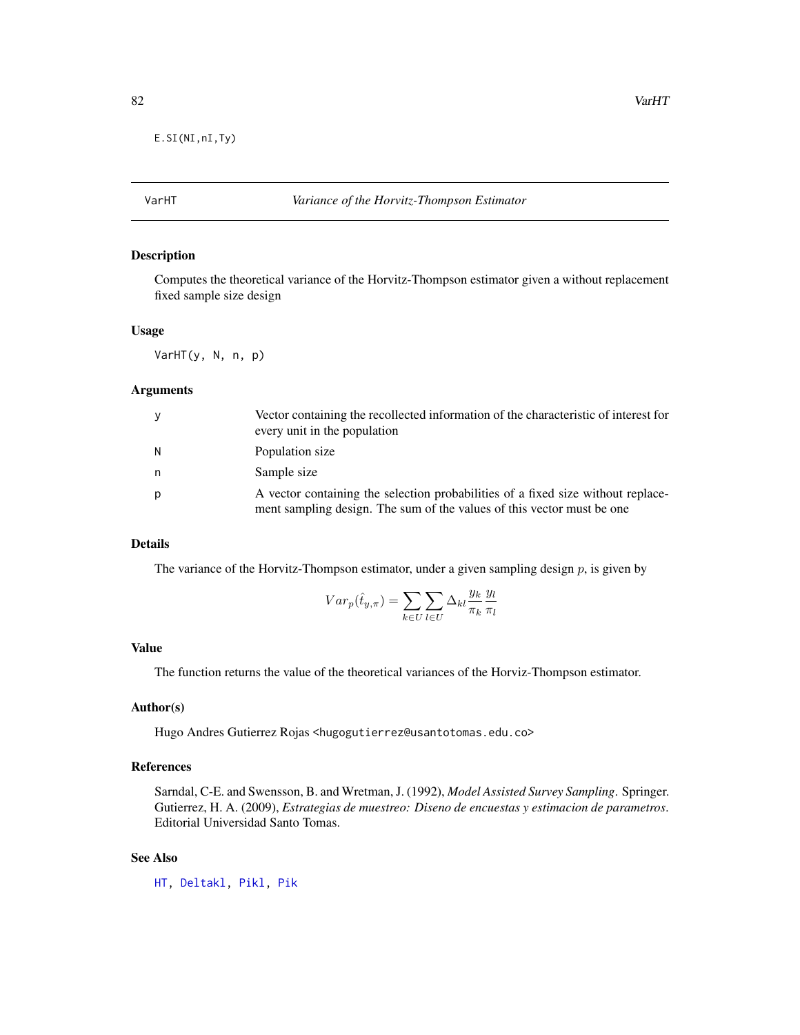```
E.SI(NI,nI,Ty)
```

## VarHT — *Variance of the Horvitz-Thompson Estimator*

### Description

Computes the theoretical variance of the Horvitz-Thompson estimator given a without replacement fixed sample size design

### Usage

```
VarHT(y, N, n, p)
```

### Arguments

| | |
|---|---|
| y | Vector containing the recollected information of the characteristic of interest for every unit in the population |
| N | Population size |
| n | Sample size |
| p | A vector containing the selection probabilities of a fixed size without replacement sampling design. The sum of the values of this vector must be one |

### Details

The variance of the Horvitz-Thompson estimator, under a given sampling design $p$, is given by

$$Var_p(\hat{t}_{y,\pi}) = \sum_{k \in U} \sum_{l \in U} \Delta_{kl} \frac{y_k}{\pi_k} \frac{y_l}{\pi_l}$$

### Value

The function returns the value of the theoretical variances of the Horviz-Thompson estimator.

### Author(s)

Hugo Andres Gutierrez Rojas <hugogutierrez@usantotomas.edu.co>

### References

Sarndal, C-E. and Swensson, B. and Wretman, J. (1992), *Model Assisted Survey Sampling*. Springer.
Gutierrez, H. A. (2009), *Estrategias de muestreo: Diseno de encuestas y estimacion de parametros*. Editorial Universidad Santo Tomas.

### See Also

HT, Deltakl, Pikl, Pik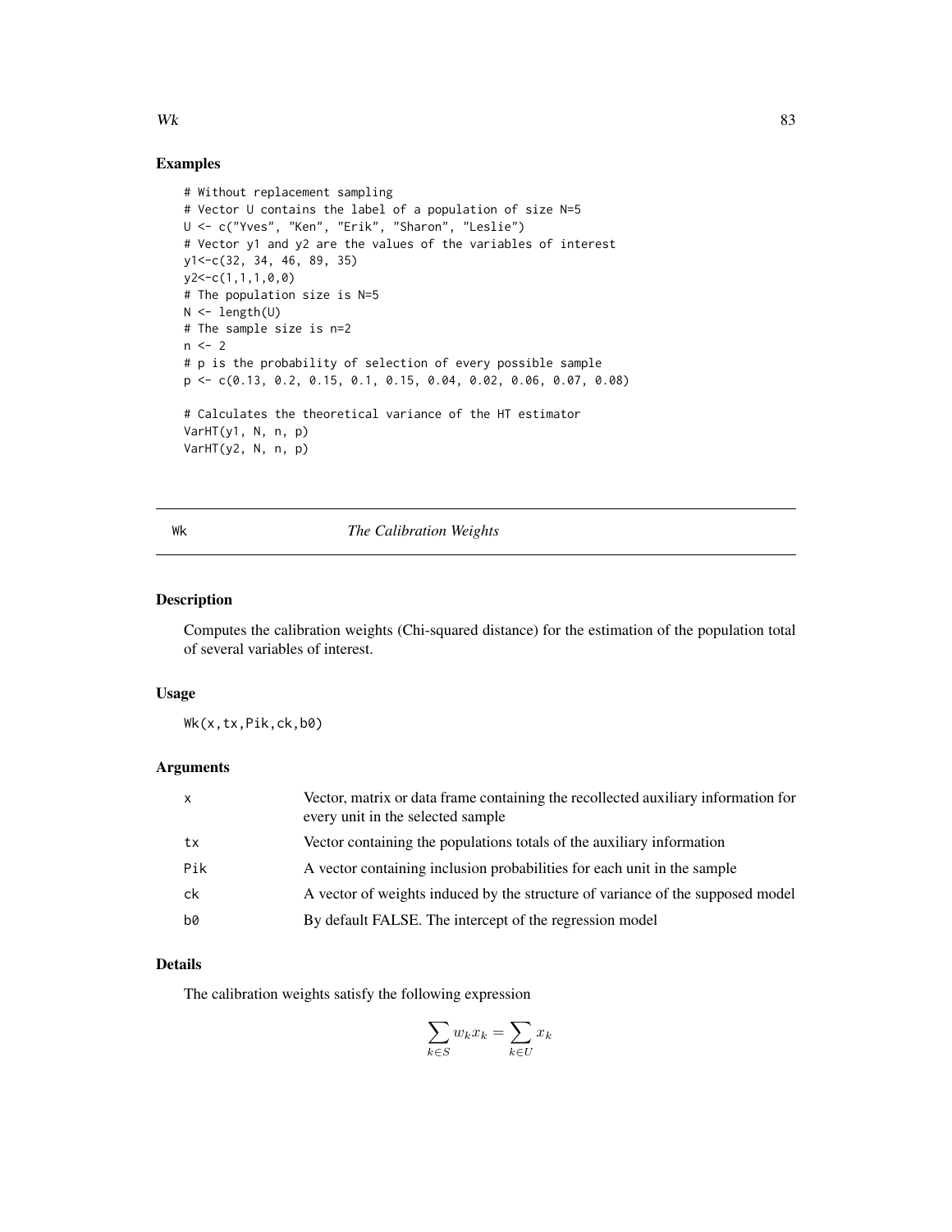## Examples

```
# Without replacement sampling
# Vector U contains the label of a population of size N=5
U <- c("Yves", "Ken", "Erik", "Sharon", "Leslie")
# Vector y1 and y2 are the values of the variables of interest
y1<-c(32, 34, 46, 89, 35)
y2<-c(1,1,1,0,0)
# The population size is N=5
N <- length(U)
# The sample size is n=2
n <- 2
# p is the probability of selection of every possible sample
p <- c(0.13, 0.2, 0.15, 0.1, 0.15, 0.04, 0.02, 0.06, 0.07, 0.08)

# Calculates the theoretical variance of the HT estimator
VarHT(y1, N, n, p)
VarHT(y2, N, n, p)
```

---

# Wk — *The Calibration Weights*

## Description

Computes the calibration weights (Chi-squared distance) for the estimation of the population total of several variables of interest.

## Usage

```
Wk(x,tx,Pik,ck,b0)
```

## Arguments

| | |
|---|---|
| x | Vector, matrix or data frame containing the recollected auxiliary information for every unit in the selected sample |
| tx | Vector containing the populations totals of the auxiliary information |
| Pik | A vector containing inclusion probabilities for each unit in the sample |
| ck | A vector of weights induced by the structure of variance of the supposed model |
| b0 | By default FALSE. The intercept of the regression model |

## Details

The calibration weights satisfy the following expression

$$\sum_{k \in S} w_k x_k = \sum_{k \in U} x_k$$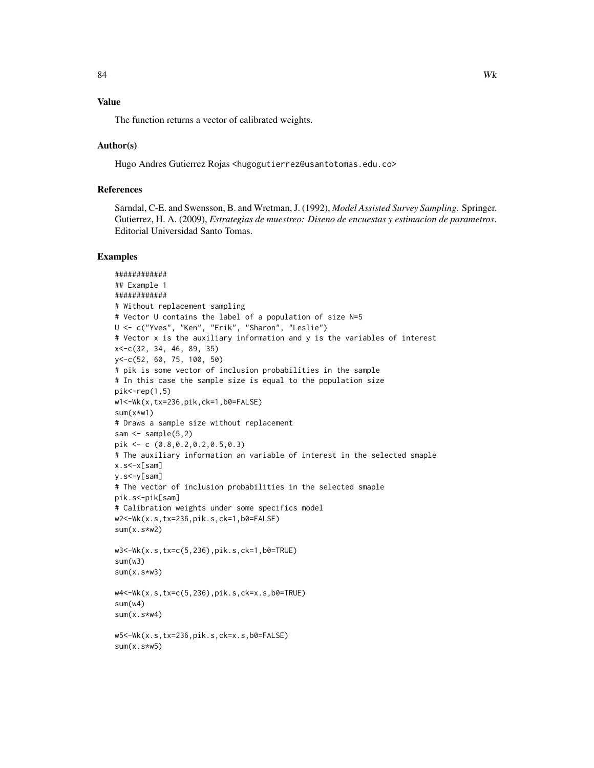### Value

The function returns a vector of calibrated weights.

### Author(s)

Hugo Andres Gutierrez Rojas <hugogutierrez@usantotomas.edu.co>

### References

Sarndal, C-E. and Swensson, B. and Wretman, J. (1992), *Model Assisted Survey Sampling*. Springer.
Gutierrez, H. A. (2009), *Estrategias de muestreo: Diseno de encuestas y estimacion de parametros*. Editorial Universidad Santo Tomas.

### Examples

```
############
## Example 1
############
# Without replacement sampling
# Vector U contains the label of a population of size N=5
U <- c("Yves", "Ken", "Erik", "Sharon", "Leslie")
# Vector x is the auxiliary information and y is the variables of interest
x<-c(32, 34, 46, 89, 35)
y<-c(52, 60, 75, 100, 50)
# pik is some vector of inclusion probabilities in the sample
# In this case the sample size is equal to the population size
pik<-rep(1,5)
w1<-Wk(x,tx=236,pik,ck=1,b0=FALSE)
sum(x*w1)
# Draws a sample size without replacement
sam <- sample(5,2)
pik <- c (0.8,0.2,0.2,0.5,0.3)
# The auxiliary information an variable of interest in the selected smaple
x.s<-x[sam]
y.s<-y[sam]
# The vector of inclusion probabilities in the selected smaple
pik.s<-pik[sam]
# Calibration weights under some specifics model
w2<-Wk(x.s,tx=236,pik.s,ck=1,b0=FALSE)
sum(x.s*w2)

w3<-Wk(x.s,tx=c(5,236),pik.s,ck=1,b0=TRUE)
sum(w3)
sum(x.s*w3)

w4<-Wk(x.s,tx=c(5,236),pik.s,ck=x.s,b0=TRUE)
sum(w4)
sum(x.s*w4)

w5<-Wk(x.s,tx=236,pik.s,ck=x.s,b0=FALSE)
sum(x.s*w5)
```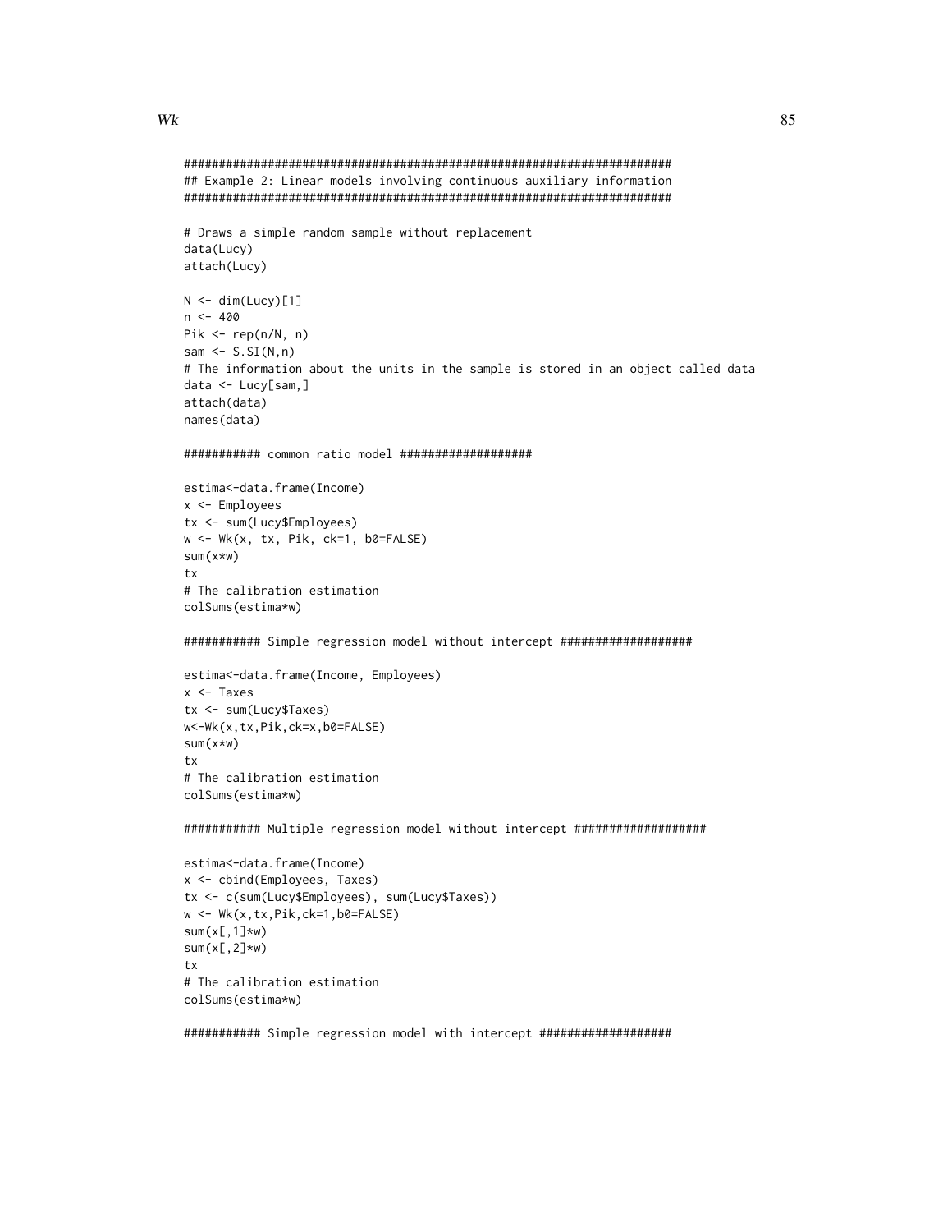```
######################################################################
## Example 2: Linear models involving continuous auxiliary information
######################################################################

# Draws a simple random sample without replacement
data(Lucy)
attach(Lucy)

N <- dim(Lucy)[1]
n <- 400
Pik <- rep(n/N, n)
sam <- S.SI(N,n)
# The information about the units in the sample is stored in an object called data
data <- Lucy[sam,]
attach(data)
names(data)

########### common ratio model ###################

estima<-data.frame(Income)
x <- Employees
tx <- sum(Lucy$Employees)
w <- Wk(x, tx, Pik, ck=1, b0=FALSE)
sum(x*w)
tx
# The calibration estimation
colSums(estima*w)

########### Simple regression model without intercept ###################

estima<-data.frame(Income, Employees)
x <- Taxes
tx <- sum(Lucy$Taxes)
w<-Wk(x,tx,Pik,ck=x,b0=FALSE)
sum(x*w)
tx
# The calibration estimation
colSums(estima*w)

########### Multiple regression model without intercept ###################

estima<-data.frame(Income)
x <- cbind(Employees, Taxes)
tx <- c(sum(Lucy$Employees), sum(Lucy$Taxes))
w <- Wk(x,tx,Pik,ck=1,b0=FALSE)
sum(x[,1]*w)
sum(x[,2]*w)
tx
# The calibration estimation
colSums(estima*w)

########### Simple regression model with intercept ###################
```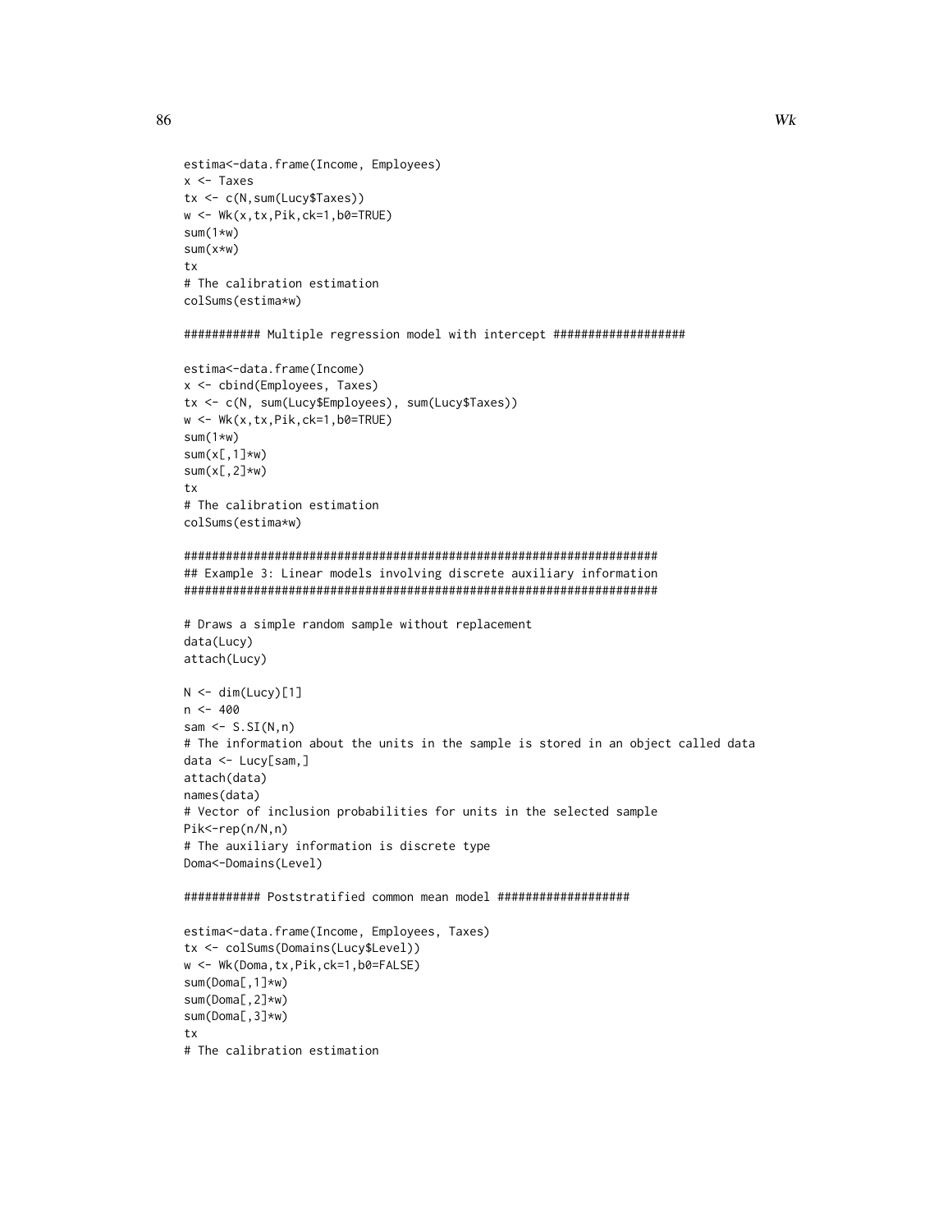```
estima<-data.frame(Income, Employees)
x <- Taxes
tx <- c(N,sum(Lucy$Taxes))
w <- Wk(x,tx,Pik,ck=1,b0=TRUE)
sum(1*w)
sum(x*w)
tx
# The calibration estimation
colSums(estima*w)

########### Multiple regression model with intercept ###################

estima<-data.frame(Income)
x <- cbind(Employees, Taxes)
tx <- c(N, sum(Lucy$Employees), sum(Lucy$Taxes))
w <- Wk(x,tx,Pik,ck=1,b0=TRUE)
sum(1*w)
sum(x[,1]*w)
sum(x[,2]*w)
tx
# The calibration estimation
colSums(estima*w)

####################################################################
## Example 3: Linear models involving discrete auxiliary information
####################################################################

# Draws a simple random sample without replacement
data(Lucy)
attach(Lucy)

N <- dim(Lucy)[1]
n <- 400
sam <- S.SI(N,n)
# The information about the units in the sample is stored in an object called data
data <- Lucy[sam,]
attach(data)
names(data)
# Vector of inclusion probabilities for units in the selected sample
Pik<-rep(n/N,n)
# The auxiliary information is discrete type
Doma<-Domains(Level)

########### Poststratified common mean model ###################

estima<-data.frame(Income, Employees, Taxes)
tx <- colSums(Domains(Lucy$Level))
w <- Wk(Doma,tx,Pik,ck=1,b0=FALSE)
sum(Doma[,1]*w)
sum(Doma[,2]*w)
sum(Doma[,3]*w)
tx
# The calibration estimation
```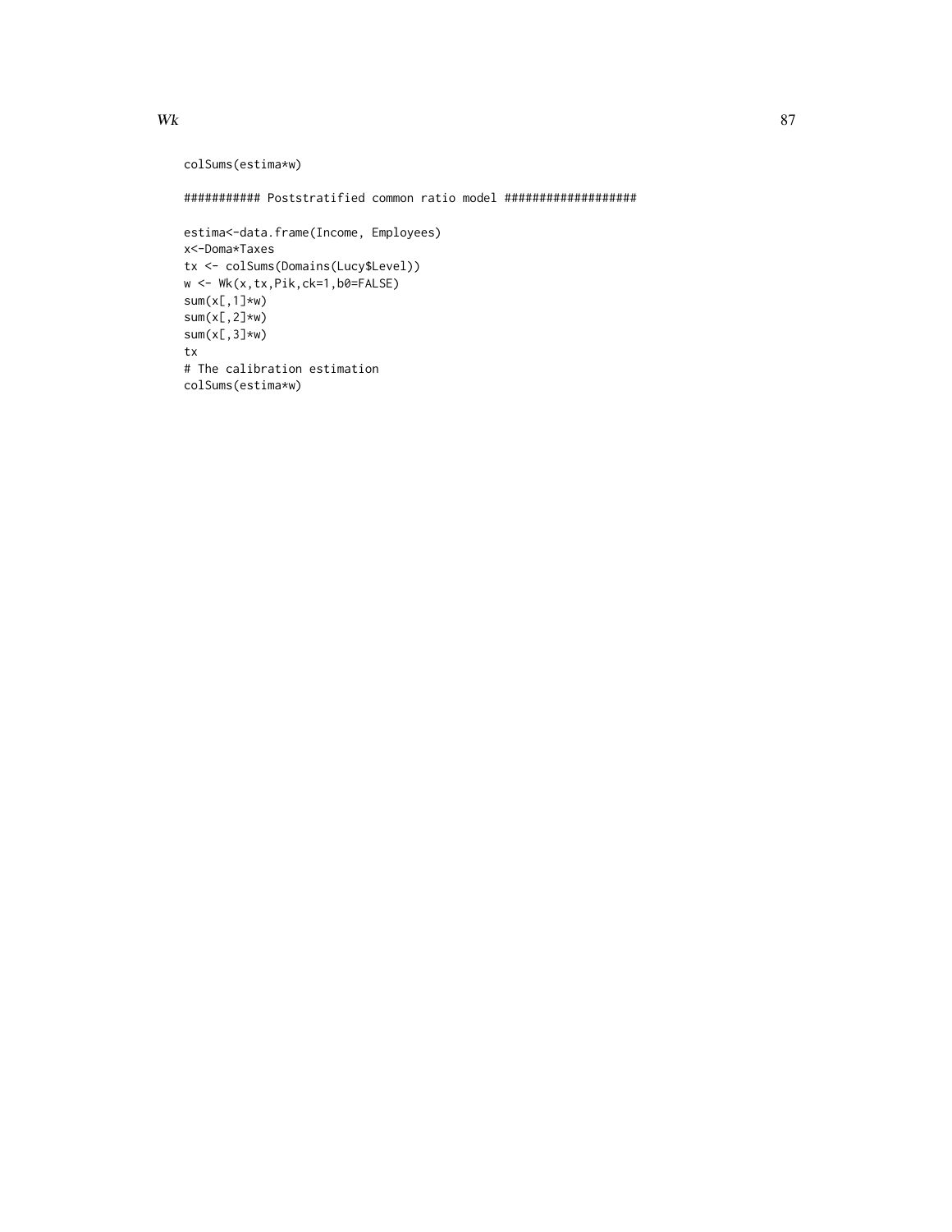```
colSums(estima*w)

########### Poststratified common ratio model ###################

estima<-data.frame(Income, Employees)
x<-Doma*Taxes
tx <- colSums(Domains(Lucy$Level))
w <- Wk(x,tx,Pik,ck=1,b0=FALSE)
sum(x[,1]*w)
sum(x[,2]*w)
sum(x[,3]*w)
tx
# The calibration estimation
colSums(estima*w)
```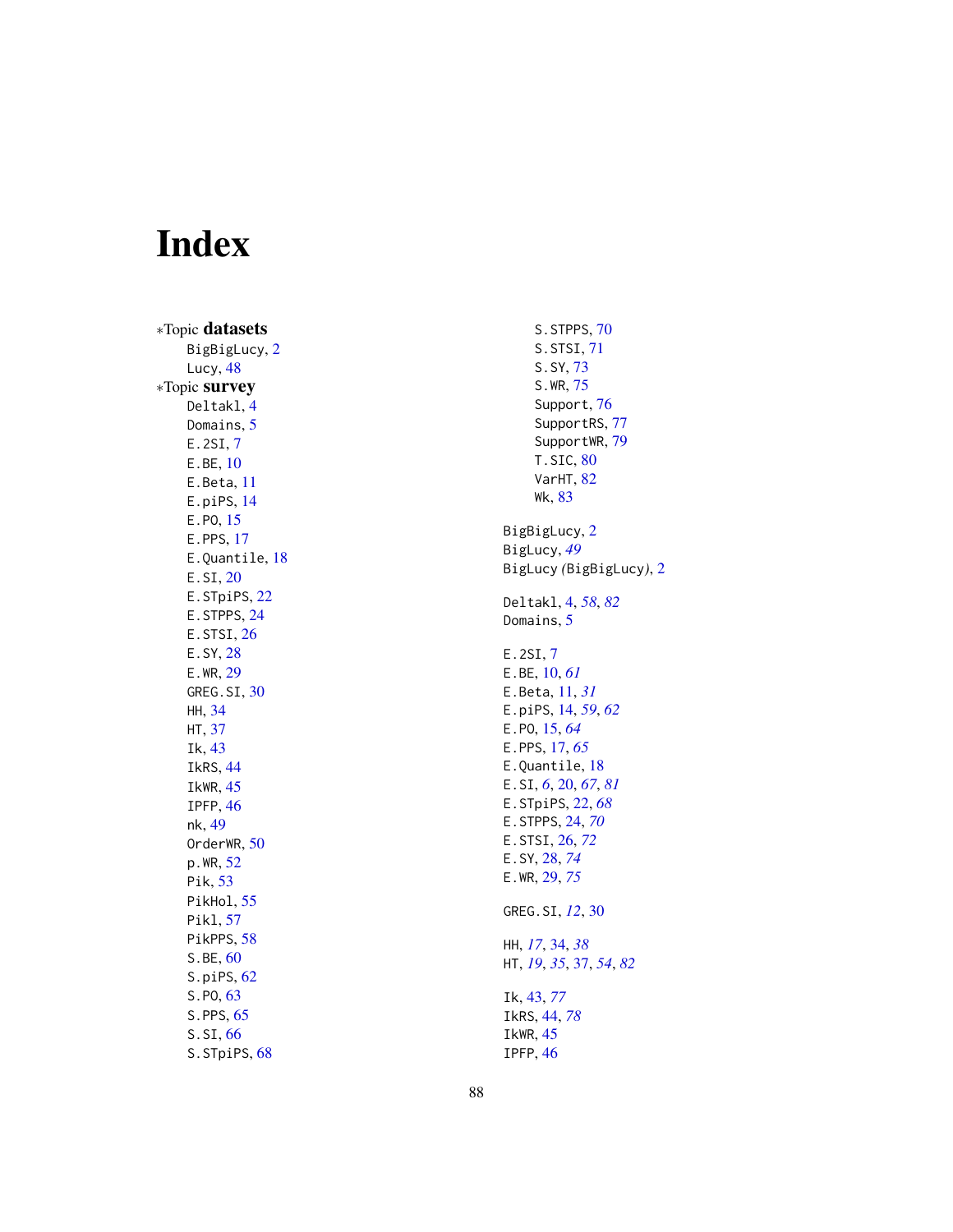# Index

∗Topic **datasets**

- BigBigLucy, 2
- Lucy, 48

∗Topic **survey**

- Deltakl, 4
- Domains, 5
- E.2SI, 7
- E.BE, 10
- E.Beta, 11
- E.piPS, 14
- E.PO, 15
- E.PPS, 17
- E.Quantile, 18
- E.SI, 20
- E.STpiPS, 22
- E.STPPS, 24
- E.STSI, 26
- E.SY, 28
- E.WR, 29
- GREG.SI, 30
- HH, 34
- HT, 37
- Ik, 43
- IkRS, 44
- IkWR, 45
- IPFP, 46
- nk, 49
- OrderWR, 50
- p.WR, 52
- Pik, 53
- PikHol, 55
- Pikl, 57
- PikPPS, 58
- S.BE, 60
- S.piPS, 62
- S.PO, 63
- S.PPS, 65
- S.SI, 66
- S.STpiPS, 68
- S.STPPS, 70
- S.STSI, 71
- S.SY, 73
- S.WR, 75
- Support, 76
- SupportRS, 77
- SupportWR, 79
- T.SIC, 80
- VarHT, 82
- Wk, 83

BigBigLucy, 2
BigLucy, *49*
BigLucy (BigBigLucy), 2

Deltakl, 4, *58*, *82*
Domains, 5

E.2SI, 7
E.BE, 10, *61*
E.Beta, 11, *31*
E.piPS, 14, *59*, *62*
E.PO, 15, *64*
E.PPS, 17, *65*
E.Quantile, 18
E.SI, *6*, 20, *67*, *81*
E.STpiPS, 22, *68*
E.STPPS, 24, *70*
E.STSI, 26, *72*
E.SY, 28, *74*
E.WR, 29, *75*

GREG.SI, *12*, 30

HH, *17*, 34, *38*
HT, *19*, *35*, 37, *54*, *82*

Ik, 43, *77*
IkRS, 44, *78*
IkWR, 45
IPFP, 46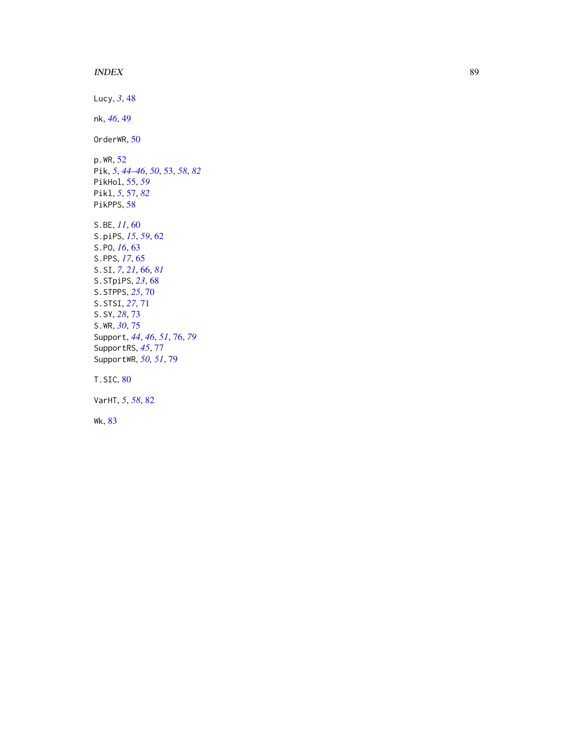Lucy, *3*, 48

nk, *46*, 49

OrderWR, 50

p.WR, 52
Pik, *5*, *44–46*, *50*, 53, *58*, *82*
PikHol, 55, *59*
Pikl, *5*, 57, *82*
PikPPS, 58

S.BE, *11*, 60
S.piPS, *15*, *59*, 62
S.PO, *16*, 63
S.PPS, *17*, 65
S.SI, *7*, *21*, 66, *81*
S.STpiPS, *23*, 68
S.STPPS, *25*, 70
S.STSI, *27*, 71
S.SY, *28*, 73
S.WR, *30*, 75
Support, *44*, *46*, *51*, 76, *79*
SupportRS, *45*, 77
SupportWR, *50, 51*, 79

T.SIC, 80

VarHT, *5*, *58*, 82

Wk, 83